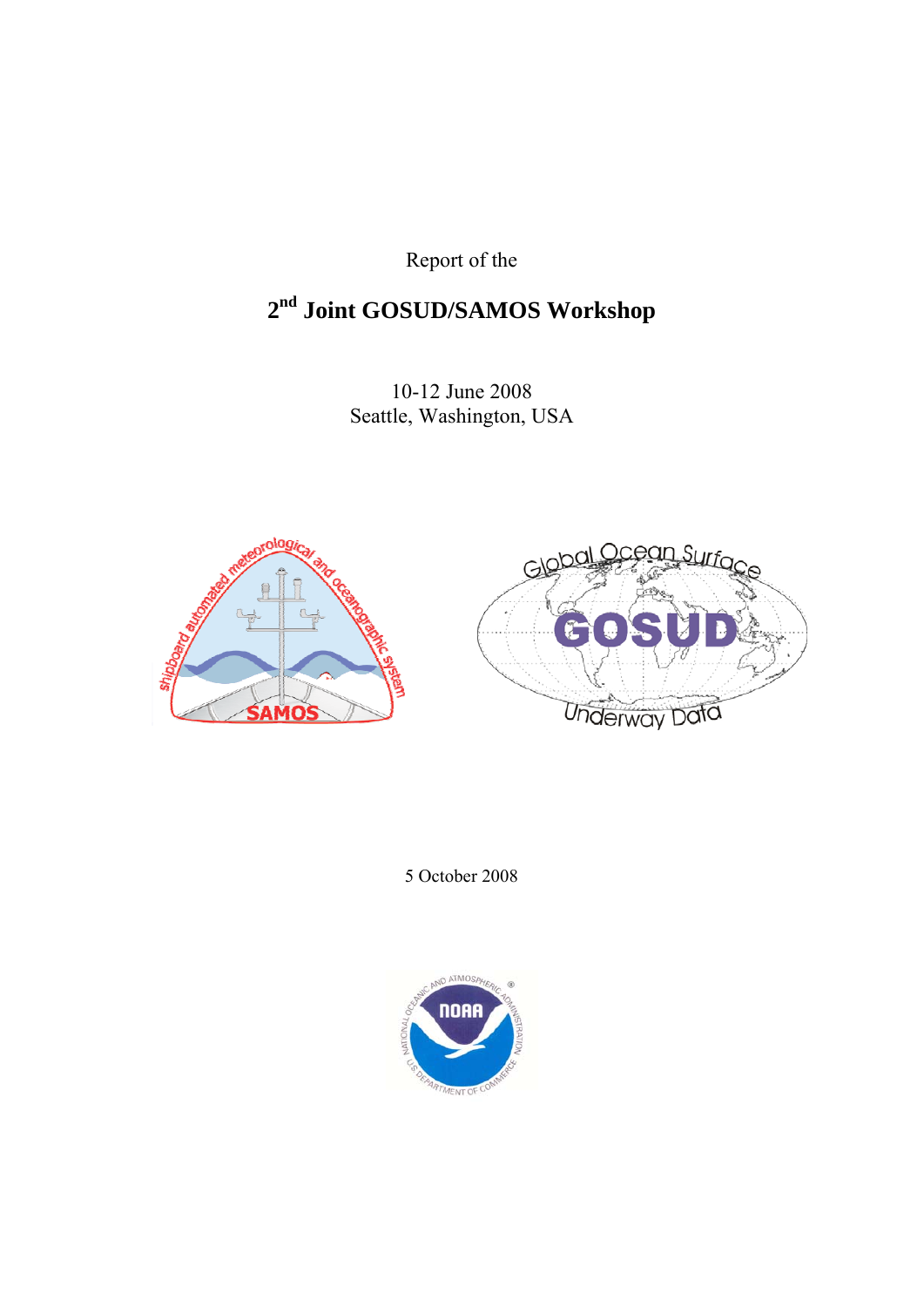Report of the

# 2nd Joint GOSUD/SAMOS Workshop

10-12 June 2008
Seattle, Washington, USA

5 October 2008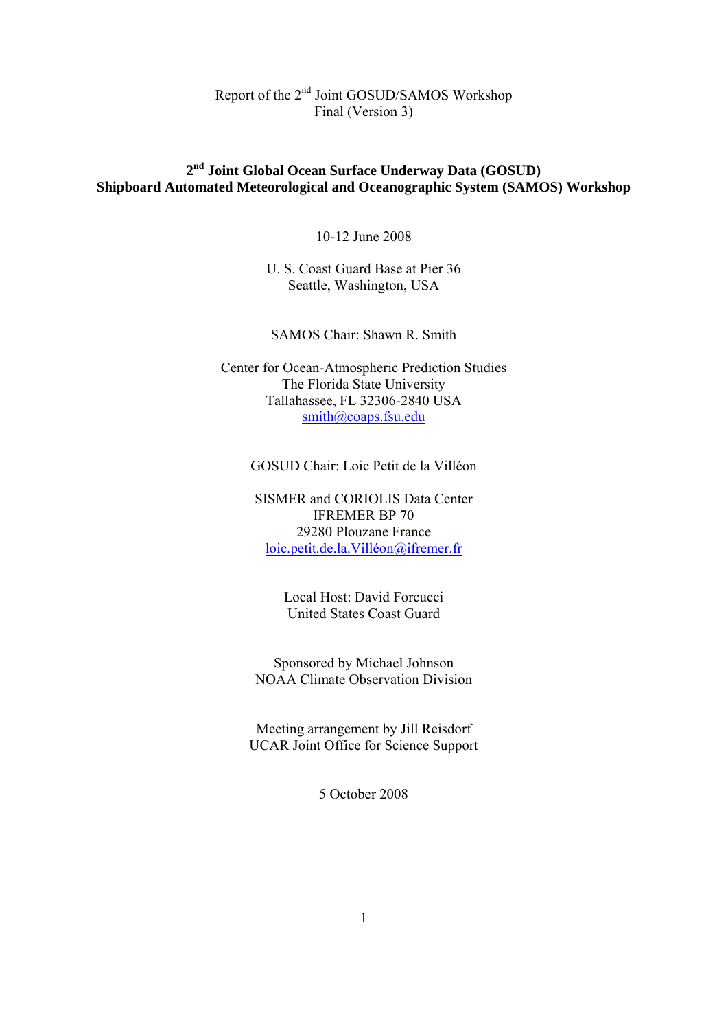Report of the 2nd Joint GOSUD/SAMOS Workshop
Final (Version 3)

**2nd Joint Global Ocean Surface Underway Data (GOSUD)**
**Shipboard Automated Meteorological and Oceanographic System (SAMOS) Workshop**

10-12 June 2008

U. S. Coast Guard Base at Pier 36
Seattle, Washington, USA

SAMOS Chair: Shawn R. Smith

Center for Ocean-Atmospheric Prediction Studies
The Florida State University
Tallahassee, FL 32306-2840 USA
smith@coaps.fsu.edu

GOSUD Chair: Loic Petit de la Villéon

SISMER and CORIOLIS Data Center
IFREMER BP 70
29280 Plouzane France
loic.petit.de.la.Villéon@ifremer.fr

Local Host: David Forcucci
United States Coast Guard

Sponsored by Michael Johnson
NOAA Climate Observation Division

Meeting arrangement by Jill Reisdorf
UCAR Joint Office for Science Support

5 October 2008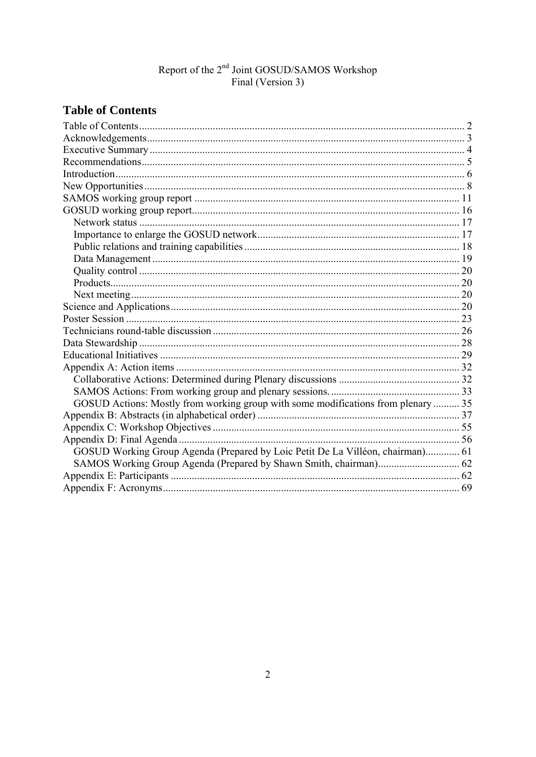Report of the 2nd Joint GOSUD/SAMOS Workshop
Final (Version 3)

## Table of Contents

- Table of Contents ... 2
- Acknowledgements ... 3
- Executive Summary ... 4
- Recommendations ... 5
- Introduction ... 6
- New Opportunities ... 8
- SAMOS working group report ... 11
- GOSUD working group report ... 16
  - Network status ... 17
  - Importance to enlarge the GOSUD network ... 17
  - Public relations and training capabilities ... 18
  - Data Management ... 19
  - Quality control ... 20
  - Products ... 20
  - Next meeting ... 20
- Science and Applications ... 20
- Poster Session ... 23
- Technicians round-table discussion ... 26
- Data Stewardship ... 28
- Educational Initiatives ... 29
- Appendix A: Action items ... 32
  - Collaborative Actions: Determined during Plenary discussions ... 32
  - SAMOS Actions: From working group and plenary sessions ... 33
  - GOSUD Actions: Mostly from working group with some modifications from plenary ... 35
- Appendix B: Abstracts (in alphabetical order) ... 37
- Appendix C: Workshop Objectives ... 55
- Appendix D: Final Agenda ... 56
  - GOSUD Working Group Agenda (Prepared by Loic Petit De La Villéon, chairman) ... 61
  - SAMOS Working Group Agenda (Prepared by Shawn Smith, chairman) ... 62
- Appendix E: Participants ... 62
- Appendix F: Acronyms ... 69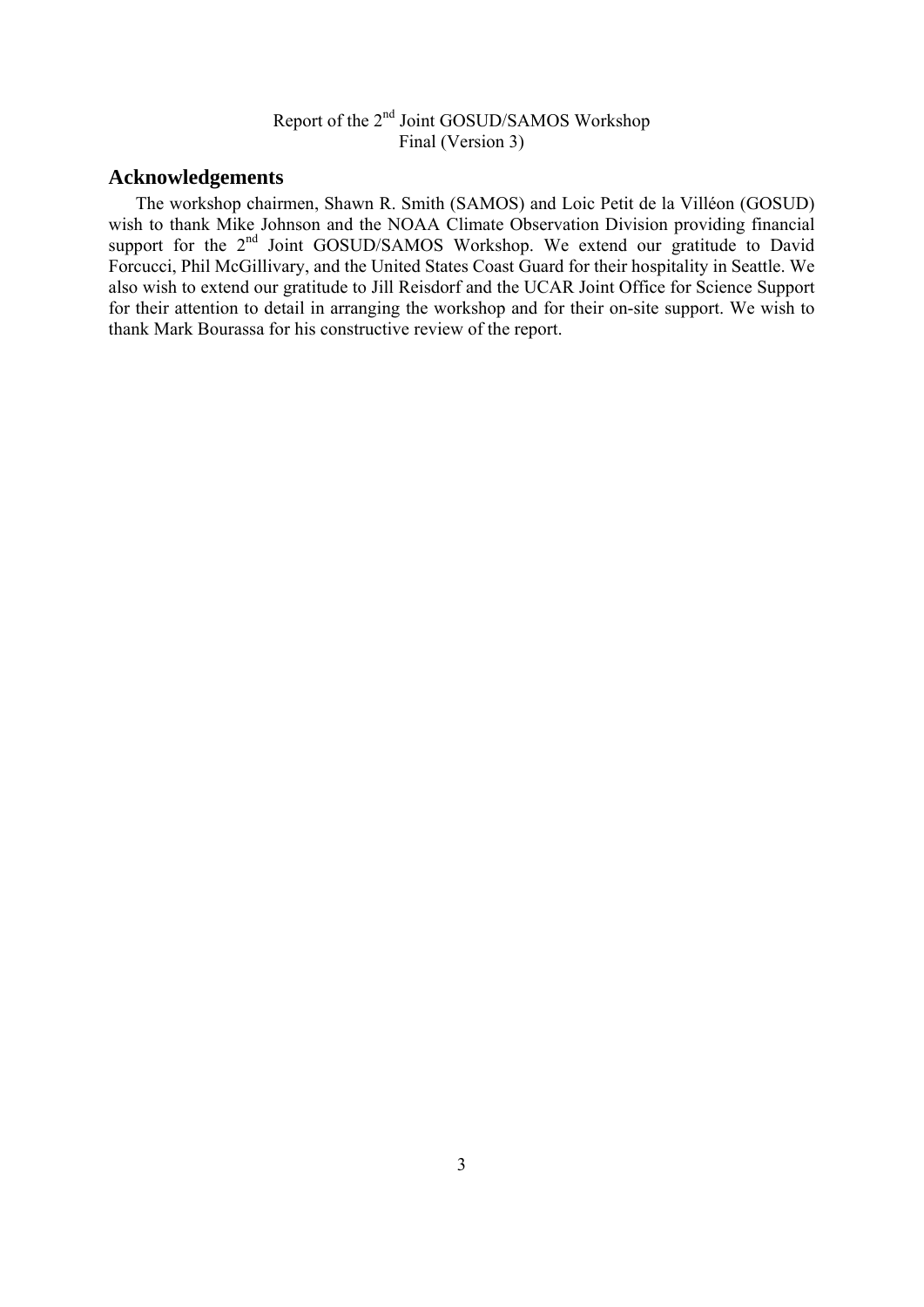## Acknowledgements

The workshop chairmen, Shawn R. Smith (SAMOS) and Loic Petit de la Villéon (GOSUD) wish to thank Mike Johnson and the NOAA Climate Observation Division providing financial support for the 2nd Joint GOSUD/SAMOS Workshop. We extend our gratitude to David Forcucci, Phil McGillivary, and the United States Coast Guard for their hospitality in Seattle. We also wish to extend our gratitude to Jill Reisdorf and the UCAR Joint Office for Science Support for their attention to detail in arranging the workshop and for their on-site support. We wish to thank Mark Bourassa for his constructive review of the report.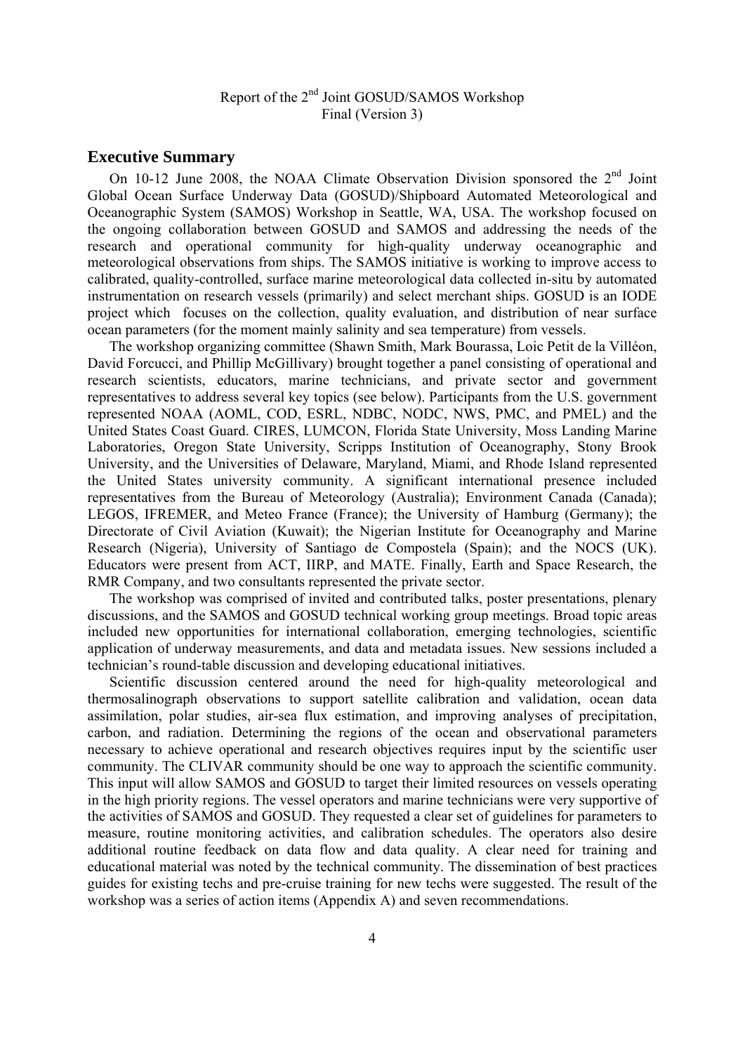Report of the 2nd Joint GOSUD/SAMOS Workshop
Final (Version 3)

## Executive Summary

On 10-12 June 2008, the NOAA Climate Observation Division sponsored the 2nd Joint Global Ocean Surface Underway Data (GOSUD)/Shipboard Automated Meteorological and Oceanographic System (SAMOS) Workshop in Seattle, WA, USA. The workshop focused on the ongoing collaboration between GOSUD and SAMOS and addressing the needs of the research and operational community for high-quality underway oceanographic and meteorological observations from ships. The SAMOS initiative is working to improve access to calibrated, quality-controlled, surface marine meteorological data collected in-situ by automated instrumentation on research vessels (primarily) and select merchant ships. GOSUD is an IODE project which focuses on the collection, quality evaluation, and distribution of near surface ocean parameters (for the moment mainly salinity and sea temperature) from vessels.

The workshop organizing committee (Shawn Smith, Mark Bourassa, Loic Petit de la Villéon, David Forcucci, and Phillip McGillivary) brought together a panel consisting of operational and research scientists, educators, marine technicians, and private sector and government representatives to address several key topics (see below). Participants from the U.S. government represented NOAA (AOML, COD, ESRL, NDBC, NODC, NWS, PMC, and PMEL) and the United States Coast Guard. CIRES, LUMCON, Florida State University, Moss Landing Marine Laboratories, Oregon State University, Scripps Institution of Oceanography, Stony Brook University, and the Universities of Delaware, Maryland, Miami, and Rhode Island represented the United States university community. A significant international presence included representatives from the Bureau of Meteorology (Australia); Environment Canada (Canada); LEGOS, IFREMER, and Meteo France (France); the University of Hamburg (Germany); the Directorate of Civil Aviation (Kuwait); the Nigerian Institute for Oceanography and Marine Research (Nigeria), University of Santiago de Compostela (Spain); and the NOCS (UK). Educators were present from ACT, IIRP, and MATE. Finally, Earth and Space Research, the RMR Company, and two consultants represented the private sector.

The workshop was comprised of invited and contributed talks, poster presentations, plenary discussions, and the SAMOS and GOSUD technical working group meetings. Broad topic areas included new opportunities for international collaboration, emerging technologies, scientific application of underway measurements, and data and metadata issues. New sessions included a technician's round-table discussion and developing educational initiatives.

Scientific discussion centered around the need for high-quality meteorological and thermosalinograph observations to support satellite calibration and validation, ocean data assimilation, polar studies, air-sea flux estimation, and improving analyses of precipitation, carbon, and radiation. Determining the regions of the ocean and observational parameters necessary to achieve operational and research objectives requires input by the scientific user community. The CLIVAR community should be one way to approach the scientific community. This input will allow SAMOS and GOSUD to target their limited resources on vessels operating in the high priority regions. The vessel operators and marine technicians were very supportive of the activities of SAMOS and GOSUD. They requested a clear set of guidelines for parameters to measure, routine monitoring activities, and calibration schedules. The operators also desire additional routine feedback on data flow and data quality. A clear need for training and educational material was noted by the technical community. The dissemination of best practices guides for existing techs and pre-cruise training for new techs were suggested. The result of the workshop was a series of action items (Appendix A) and seven recommendations.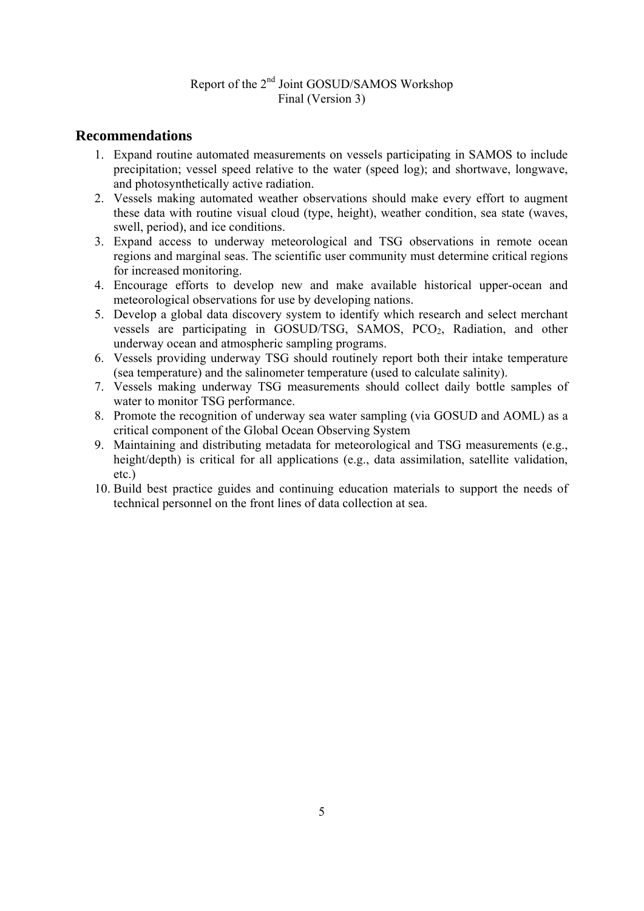## Recommendations

1. Expand routine automated measurements on vessels participating in SAMOS to include precipitation; vessel speed relative to the water (speed log); and shortwave, longwave, and photosynthetically active radiation.
2. Vessels making automated weather observations should make every effort to augment these data with routine visual cloud (type, height), weather condition, sea state (waves, swell, period), and ice conditions.
3. Expand access to underway meteorological and TSG observations in remote ocean regions and marginal seas. The scientific user community must determine critical regions for increased monitoring.
4. Encourage efforts to develop new and make available historical upper-ocean and meteorological observations for use by developing nations.
5. Develop a global data discovery system to identify which research and select merchant vessels are participating in GOSUD/TSG, SAMOS, $PCO_2$, Radiation, and other underway ocean and atmospheric sampling programs.
6. Vessels providing underway TSG should routinely report both their intake temperature (sea temperature) and the salinometer temperature (used to calculate salinity).
7. Vessels making underway TSG measurements should collect daily bottle samples of water to monitor TSG performance.
8. Promote the recognition of underway sea water sampling (via GOSUD and AOML) as a critical component of the Global Ocean Observing System
9. Maintaining and distributing metadata for meteorological and TSG measurements (e.g., height/depth) is critical for all applications (e.g., data assimilation, satellite validation, etc.)
10. Build best practice guides and continuing education materials to support the needs of technical personnel on the front lines of data collection at sea.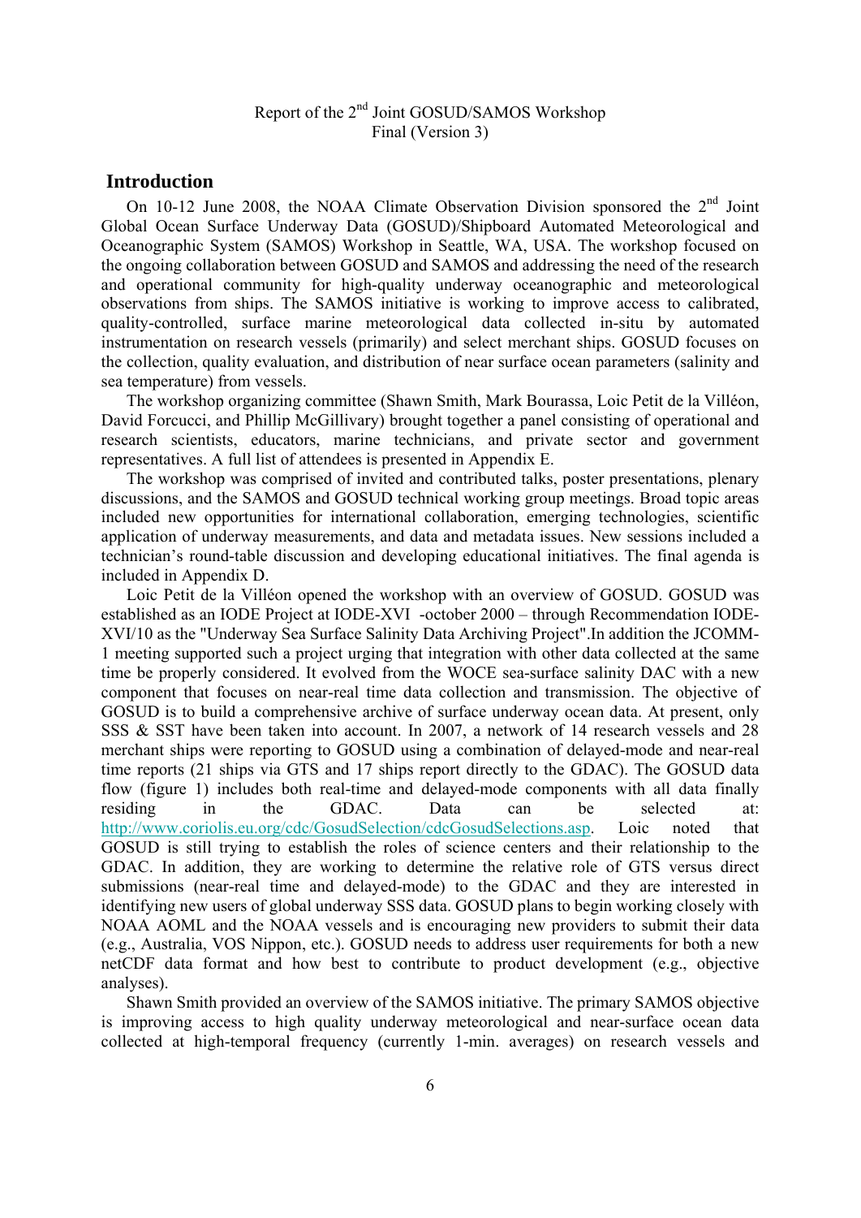Report of the 2nd Joint GOSUD/SAMOS Workshop
Final (Version 3)

## Introduction

On 10-12 June 2008, the NOAA Climate Observation Division sponsored the 2nd Joint Global Ocean Surface Underway Data (GOSUD)/Shipboard Automated Meteorological and Oceanographic System (SAMOS) Workshop in Seattle, WA, USA. The workshop focused on the ongoing collaboration between GOSUD and SAMOS and addressing the need of the research and operational community for high-quality underway oceanographic and meteorological observations from ships. The SAMOS initiative is working to improve access to calibrated, quality-controlled, surface marine meteorological data collected in-situ by automated instrumentation on research vessels (primarily) and select merchant ships. GOSUD focuses on the collection, quality evaluation, and distribution of near surface ocean parameters (salinity and sea temperature) from vessels.

The workshop organizing committee (Shawn Smith, Mark Bourassa, Loic Petit de la Villéon, David Forcucci, and Phillip McGillivary) brought together a panel consisting of operational and research scientists, educators, marine technicians, and private sector and government representatives. A full list of attendees is presented in Appendix E.

The workshop was comprised of invited and contributed talks, poster presentations, plenary discussions, and the SAMOS and GOSUD technical working group meetings. Broad topic areas included new opportunities for international collaboration, emerging technologies, scientific application of underway measurements, and data and metadata issues. New sessions included a technician's round-table discussion and developing educational initiatives. The final agenda is included in Appendix D.

Loic Petit de la Villéon opened the workshop with an overview of GOSUD. GOSUD was established as an IODE Project at IODE-XVI -october 2000 – through Recommendation IODE-XVI/10 as the "Underway Sea Surface Salinity Data Archiving Project".In addition the JCOMM-1 meeting supported such a project urging that integration with other data collected at the same time be properly considered. It evolved from the WOCE sea-surface salinity DAC with a new component that focuses on near-real time data collection and transmission. The objective of GOSUD is to build a comprehensive archive of surface underway ocean data. At present, only SSS & SST have been taken into account. In 2007, a network of 14 research vessels and 28 merchant ships were reporting to GOSUD using a combination of delayed-mode and near-real time reports (21 ships via GTS and 17 ships report directly to the GDAC). The GOSUD data flow (figure 1) includes both real-time and delayed-mode components with all data finally residing in the GDAC. Data can be selected at: http://www.coriolis.eu.org/cdc/GosudSelection/cdcGosudSelections.asp. Loic noted that GOSUD is still trying to establish the roles of science centers and their relationship to the GDAC. In addition, they are working to determine the relative role of GTS versus direct submissions (near-real time and delayed-mode) to the GDAC and they are interested in identifying new users of global underway SSS data. GOSUD plans to begin working closely with NOAA AOML and the NOAA vessels and is encouraging new providers to submit their data (e.g., Australia, VOS Nippon, etc.). GOSUD needs to address user requirements for both a new netCDF data format and how best to contribute to product development (e.g., objective analyses).

Shawn Smith provided an overview of the SAMOS initiative. The primary SAMOS objective is improving access to high quality underway meteorological and near-surface ocean data collected at high-temporal frequency (currently 1-min. averages) on research vessels and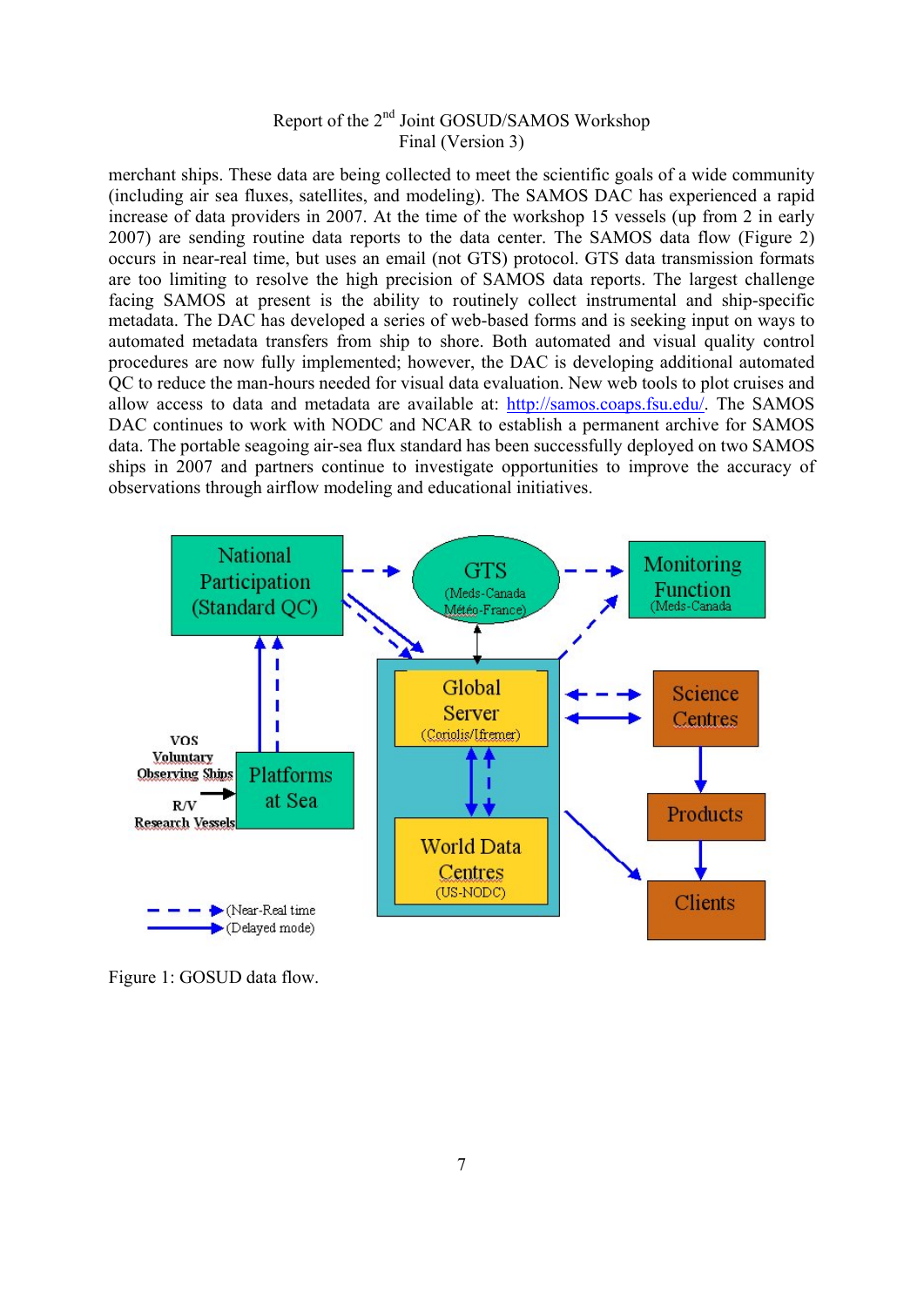merchant ships. These data are being collected to meet the scientific goals of a wide community (including air sea fluxes, satellites, and modeling). The SAMOS DAC has experienced a rapid increase of data providers in 2007. At the time of the workshop 15 vessels (up from 2 in early 2007) are sending routine data reports to the data center. The SAMOS data flow (Figure 2) occurs in near-real time, but uses an email (not GTS) protocol. GTS data transmission formats are too limiting to resolve the high precision of SAMOS data reports. The largest challenge facing SAMOS at present is the ability to routinely collect instrumental and ship-specific metadata. The DAC has developed a series of web-based forms and is seeking input on ways to automated metadata transfers from ship to shore. Both automated and visual quality control procedures are now fully implemented; however, the DAC is developing additional automated QC to reduce the man-hours needed for visual data evaluation. New web tools to plot cruises and allow access to data and metadata are available at: http://samos.coaps.fsu.edu/. The SAMOS DAC continues to work with NODC and NCAR to establish a permanent archive for SAMOS data. The portable seagoing air-sea flux standard has been successfully deployed on two SAMOS ships in 2007 and partners continue to investigate opportunities to improve the accuracy of observations through airflow modeling and educational initiatives.

Figure 1: GOSUD data flow.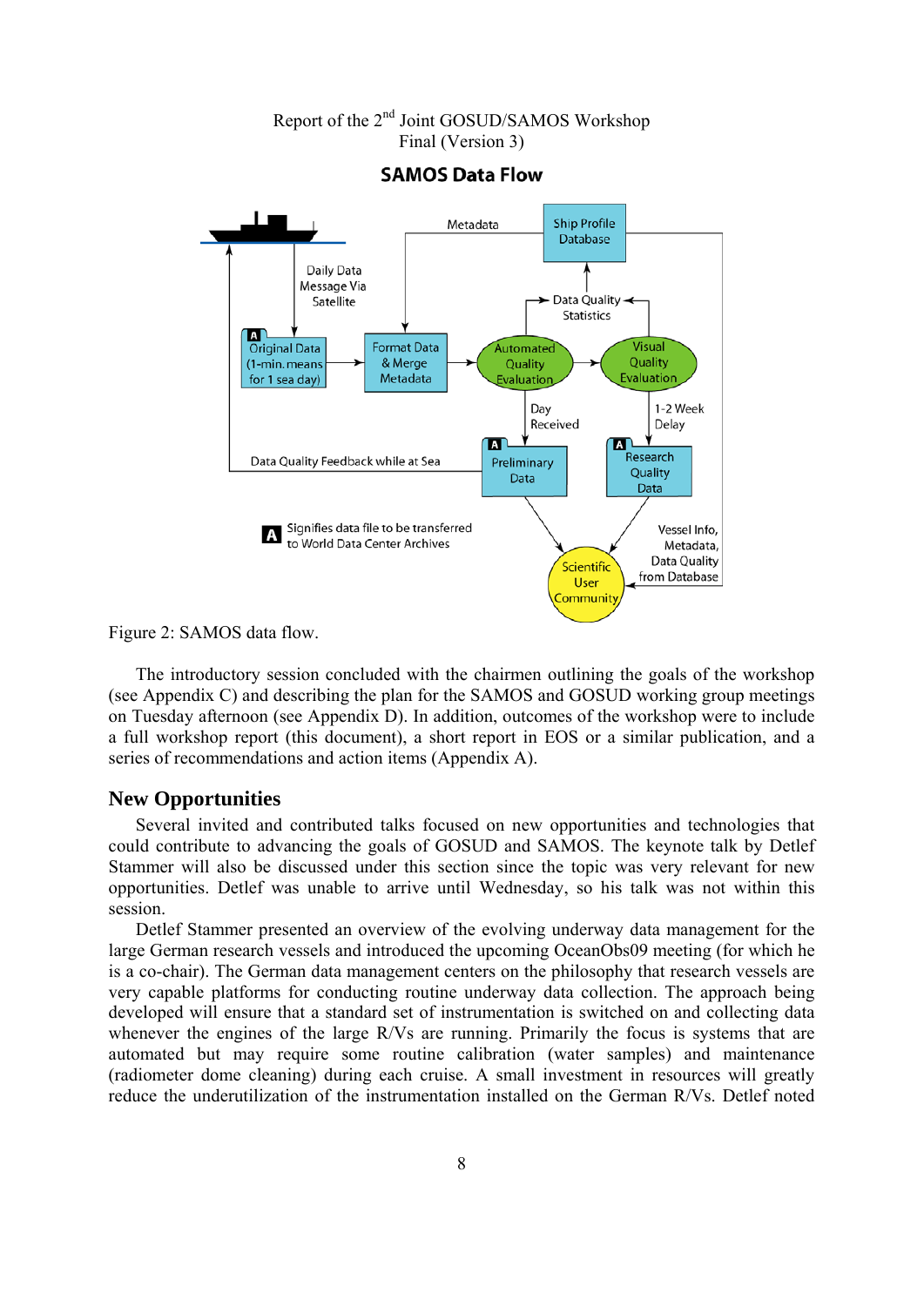**SAMOS Data Flow**

Figure 2: SAMOS data flow.

The introductory session concluded with the chairmen outlining the goals of the workshop (see Appendix C) and describing the plan for the SAMOS and GOSUD working group meetings on Tuesday afternoon (see Appendix D). In addition, outcomes of the workshop were to include a full workshop report (this document), a short report in EOS or a similar publication, and a series of recommendations and action items (Appendix A).

## New Opportunities

Several invited and contributed talks focused on new opportunities and technologies that could contribute to advancing the goals of GOSUD and SAMOS. The keynote talk by Detlef Stammer will also be discussed under this section since the topic was very relevant for new opportunities. Detlef was unable to arrive until Wednesday, so his talk was not within this session.

Detlef Stammer presented an overview of the evolving underway data management for the large German research vessels and introduced the upcoming OceanObs09 meeting (for which he is a co-chair). The German data management centers on the philosophy that research vessels are very capable platforms for conducting routine underway data collection. The approach being developed will ensure that a standard set of instrumentation is switched on and collecting data whenever the engines of the large R/Vs are running. Primarily the focus is systems that are automated but may require some routine calibration (water samples) and maintenance (radiometer dome cleaning) during each cruise. A small investment in resources will greatly reduce the underutilization of the instrumentation installed on the German R/Vs. Detlef noted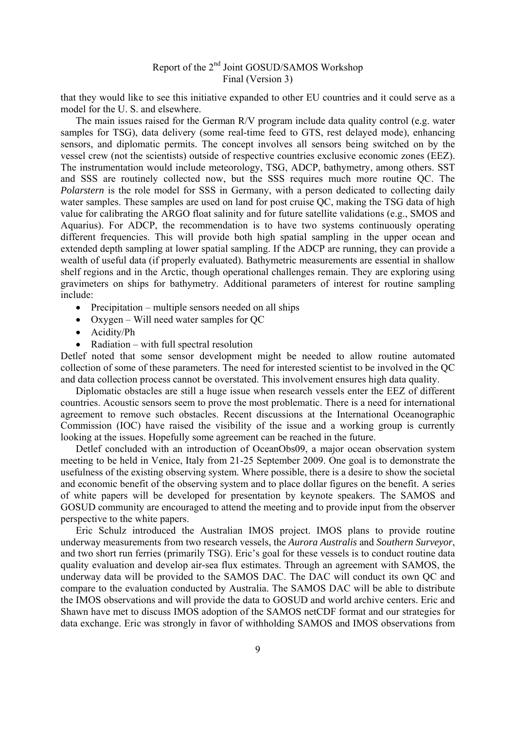that they would like to see this initiative expanded to other EU countries and it could serve as a model for the U. S. and elsewhere.

The main issues raised for the German R/V program include data quality control (e.g. water samples for TSG), data delivery (some real-time feed to GTS, rest delayed mode), enhancing sensors, and diplomatic permits. The concept involves all sensors being switched on by the vessel crew (not the scientists) outside of respective countries exclusive economic zones (EEZ). The instrumentation would include meteorology, TSG, ADCP, bathymetry, among others. SST and SSS are routinely collected now, but the SSS requires much more routine QC. The *Polarstern* is the role model for SSS in Germany, with a person dedicated to collecting daily water samples. These samples are used on land for post cruise QC, making the TSG data of high value for calibrating the ARGO float salinity and for future satellite validations (e.g., SMOS and Aquarius). For ADCP, the recommendation is to have two systems continuously operating different frequencies. This will provide both high spatial sampling in the upper ocean and extended depth sampling at lower spatial sampling. If the ADCP are running, they can provide a wealth of useful data (if properly evaluated). Bathymetric measurements are essential in shallow shelf regions and in the Arctic, though operational challenges remain. They are exploring using gravimeters on ships for bathymetry. Additional parameters of interest for routine sampling include:

- Precipitation – multiple sensors needed on all ships
- Oxygen – Will need water samples for QC
- Acidity/Ph
- Radiation – with full spectral resolution

Detlef noted that some sensor development might be needed to allow routine automated collection of some of these parameters. The need for interested scientist to be involved in the QC and data collection process cannot be overstated. This involvement ensures high data quality.

Diplomatic obstacles are still a huge issue when research vessels enter the EEZ of different countries. Acoustic sensors seem to prove the most problematic. There is a need for international agreement to remove such obstacles. Recent discussions at the International Oceanographic Commission (IOC) have raised the visibility of the issue and a working group is currently looking at the issues. Hopefully some agreement can be reached in the future.

Detlef concluded with an introduction of OceanObs09, a major ocean observation system meeting to be held in Venice, Italy from 21-25 September 2009. One goal is to demonstrate the usefulness of the existing observing system. Where possible, there is a desire to show the societal and economic benefit of the observing system and to place dollar figures on the benefit. A series of white papers will be developed for presentation by keynote speakers. The SAMOS and GOSUD community are encouraged to attend the meeting and to provide input from the observer perspective to the white papers.

Eric Schulz introduced the Australian IMOS project. IMOS plans to provide routine underway measurements from two research vessels, the *Aurora Australis* and *Southern Surveyor*, and two short run ferries (primarily TSG). Eric's goal for these vessels is to conduct routine data quality evaluation and develop air-sea flux estimates. Through an agreement with SAMOS, the underway data will be provided to the SAMOS DAC. The DAC will conduct its own QC and compare to the evaluation conducted by Australia. The SAMOS DAC will be able to distribute the IMOS observations and will provide the data to GOSUD and world archive centers. Eric and Shawn have met to discuss IMOS adoption of the SAMOS netCDF format and our strategies for data exchange. Eric was strongly in favor of withholding SAMOS and IMOS observations from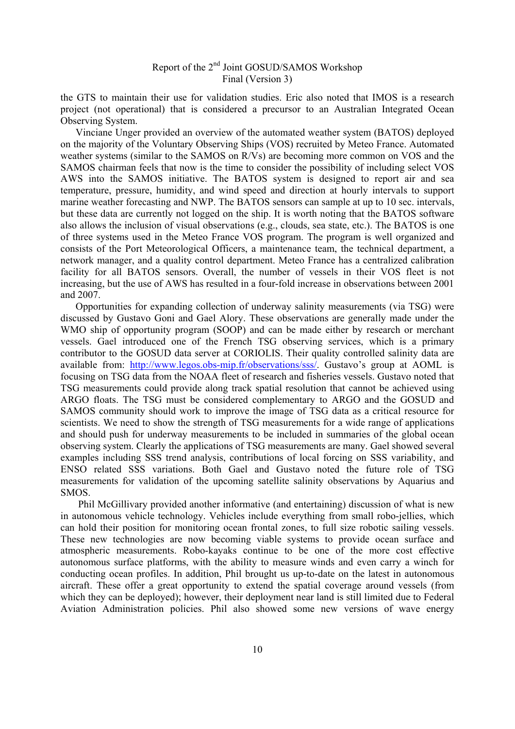the GTS to maintain their use for validation studies. Eric also noted that IMOS is a research project (not operational) that is considered a precursor to an Australian Integrated Ocean Observing System.

Vinciane Unger provided an overview of the automated weather system (BATOS) deployed on the majority of the Voluntary Observing Ships (VOS) recruited by Meteo France. Automated weather systems (similar to the SAMOS on R/Vs) are becoming more common on VOS and the SAMOS chairman feels that now is the time to consider the possibility of including select VOS AWS into the SAMOS initiative. The BATOS system is designed to report air and sea temperature, pressure, humidity, and wind speed and direction at hourly intervals to support marine weather forecasting and NWP. The BATOS sensors can sample at up to 10 sec. intervals, but these data are currently not logged on the ship. It is worth noting that the BATOS software also allows the inclusion of visual observations (e.g., clouds, sea state, etc.). The BATOS is one of three systems used in the Meteo France VOS program. The program is well organized and consists of the Port Meteorological Officers, a maintenance team, the technical department, a network manager, and a quality control department. Meteo France has a centralized calibration facility for all BATOS sensors. Overall, the number of vessels in their VOS fleet is not increasing, but the use of AWS has resulted in a four-fold increase in observations between 2001 and 2007.

Opportunities for expanding collection of underway salinity measurements (via TSG) were discussed by Gustavo Goni and Gael Alory. These observations are generally made under the WMO ship of opportunity program (SOOP) and can be made either by research or merchant vessels. Gael introduced one of the French TSG observing services, which is a primary contributor to the GOSUD data server at CORIOLIS. Their quality controlled salinity data are available from: http://www.legos.obs-mip.fr/observations/sss/. Gustavo's group at AOML is focusing on TSG data from the NOAA fleet of research and fisheries vessels. Gustavo noted that TSG measurements could provide along track spatial resolution that cannot be achieved using ARGO floats. The TSG must be considered complementary to ARGO and the GOSUD and SAMOS community should work to improve the image of TSG data as a critical resource for scientists. We need to show the strength of TSG measurements for a wide range of applications and should push for underway measurements to be included in summaries of the global ocean observing system. Clearly the applications of TSG measurements are many. Gael showed several examples including SSS trend analysis, contributions of local forcing on SSS variability, and ENSO related SSS variations. Both Gael and Gustavo noted the future role of TSG measurements for validation of the upcoming satellite salinity observations by Aquarius and SMOS.

Phil McGillivary provided another informative (and entertaining) discussion of what is new in autonomous vehicle technology. Vehicles include everything from small robo-jellies, which can hold their position for monitoring ocean frontal zones, to full size robotic sailing vessels. These new technologies are now becoming viable systems to provide ocean surface and atmospheric measurements. Robo-kayaks continue to be one of the more cost effective autonomous surface platforms, with the ability to measure winds and even carry a winch for conducting ocean profiles. In addition, Phil brought us up-to-date on the latest in autonomous aircraft. These offer a great opportunity to extend the spatial coverage around vessels (from which they can be deployed); however, their deployment near land is still limited due to Federal Aviation Administration policies. Phil also showed some new versions of wave energy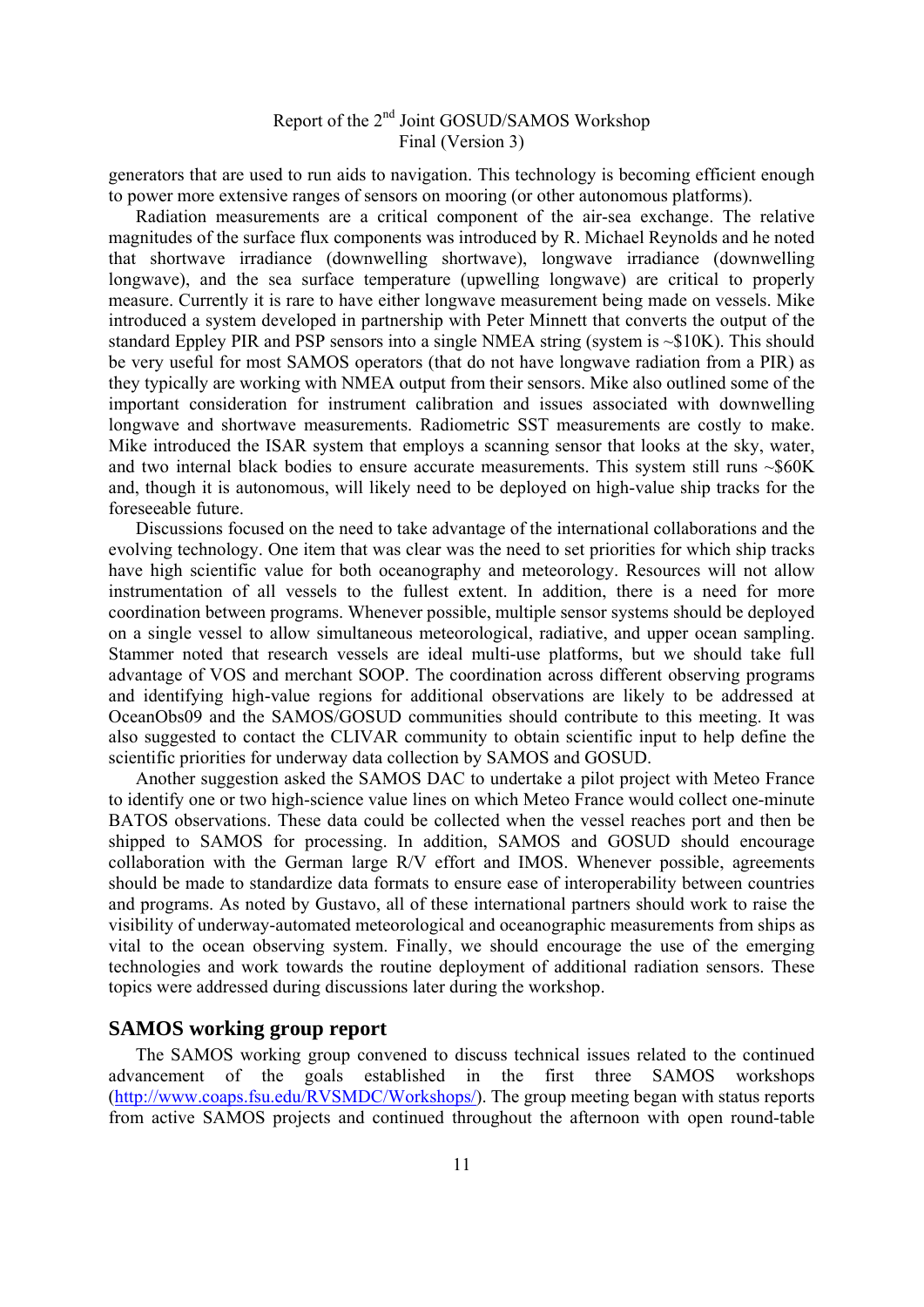generators that are used to run aids to navigation. This technology is becoming efficient enough to power more extensive ranges of sensors on mooring (or other autonomous platforms).

Radiation measurements are a critical component of the air-sea exchange. The relative magnitudes of the surface flux components was introduced by R. Michael Reynolds and he noted that shortwave irradiance (downwelling shortwave), longwave irradiance (downwelling longwave), and the sea surface temperature (upwelling longwave) are critical to properly measure. Currently it is rare to have either longwave measurement being made on vessels. Mike introduced a system developed in partnership with Peter Minnett that converts the output of the standard Eppley PIR and PSP sensors into a single NMEA string (system is ~$10K). This should be very useful for most SAMOS operators (that do not have longwave radiation from a PIR) as they typically are working with NMEA output from their sensors. Mike also outlined some of the important consideration for instrument calibration and issues associated with downwelling longwave and shortwave measurements. Radiometric SST measurements are costly to make. Mike introduced the ISAR system that employs a scanning sensor that looks at the sky, water, and two internal black bodies to ensure accurate measurements. This system still runs ~$60K and, though it is autonomous, will likely need to be deployed on high-value ship tracks for the foreseeable future.

Discussions focused on the need to take advantage of the international collaborations and the evolving technology. One item that was clear was the need to set priorities for which ship tracks have high scientific value for both oceanography and meteorology. Resources will not allow instrumentation of all vessels to the fullest extent. In addition, there is a need for more coordination between programs. Whenever possible, multiple sensor systems should be deployed on a single vessel to allow simultaneous meteorological, radiative, and upper ocean sampling. Stammer noted that research vessels are ideal multi-use platforms, but we should take full advantage of VOS and merchant SOOP. The coordination across different observing programs and identifying high-value regions for additional observations are likely to be addressed at OceanObs09 and the SAMOS/GOSUD communities should contribute to this meeting. It was also suggested to contact the CLIVAR community to obtain scientific input to help define the scientific priorities for underway data collection by SAMOS and GOSUD.

Another suggestion asked the SAMOS DAC to undertake a pilot project with Meteo France to identify one or two high-science value lines on which Meteo France would collect one-minute BATOS observations. These data could be collected when the vessel reaches port and then be shipped to SAMOS for processing. In addition, SAMOS and GOSUD should encourage collaboration with the German large R/V effort and IMOS. Whenever possible, agreements should be made to standardize data formats to ensure ease of interoperability between countries and programs. As noted by Gustavo, all of these international partners should work to raise the visibility of underway-automated meteorological and oceanographic measurements from ships as vital to the ocean observing system. Finally, we should encourage the use of the emerging technologies and work towards the routine deployment of additional radiation sensors. These topics were addressed during discussions later during the workshop.

## SAMOS working group report

The SAMOS working group convened to discuss technical issues related to the continued advancement of the goals established in the first three SAMOS workshops (http://www.coaps.fsu.edu/RVSMDC/Workshops/). The group meeting began with status reports from active SAMOS projects and continued throughout the afternoon with open round-table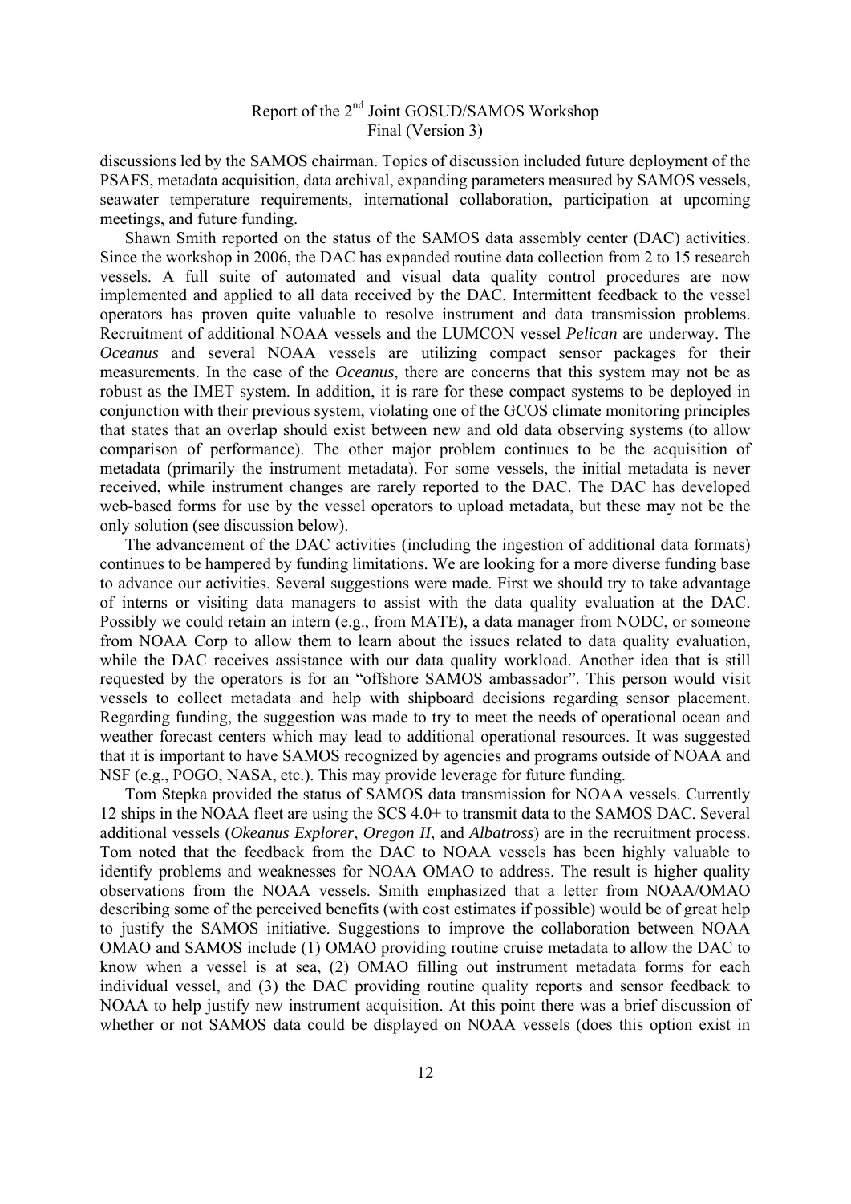discussions led by the SAMOS chairman. Topics of discussion included future deployment of the PSAFS, metadata acquisition, data archival, expanding parameters measured by SAMOS vessels, seawater temperature requirements, international collaboration, participation at upcoming meetings, and future funding.

Shawn Smith reported on the status of the SAMOS data assembly center (DAC) activities. Since the workshop in 2006, the DAC has expanded routine data collection from 2 to 15 research vessels. A full suite of automated and visual data quality control procedures are now implemented and applied to all data received by the DAC. Intermittent feedback to the vessel operators has proven quite valuable to resolve instrument and data transmission problems. Recruitment of additional NOAA vessels and the LUMCON vessel *Pelican* are underway. The *Oceanus* and several NOAA vessels are utilizing compact sensor packages for their measurements. In the case of the *Oceanus*, there are concerns that this system may not be as robust as the IMET system. In addition, it is rare for these compact systems to be deployed in conjunction with their previous system, violating one of the GCOS climate monitoring principles that states that an overlap should exist between new and old data observing systems (to allow comparison of performance). The other major problem continues to be the acquisition of metadata (primarily the instrument metadata). For some vessels, the initial metadata is never received, while instrument changes are rarely reported to the DAC. The DAC has developed web-based forms for use by the vessel operators to upload metadata, but these may not be the only solution (see discussion below).

The advancement of the DAC activities (including the ingestion of additional data formats) continues to be hampered by funding limitations. We are looking for a more diverse funding base to advance our activities. Several suggestions were made. First we should try to take advantage of interns or visiting data managers to assist with the data quality evaluation at the DAC. Possibly we could retain an intern (e.g., from MATE), a data manager from NODC, or someone from NOAA Corp to allow them to learn about the issues related to data quality evaluation, while the DAC receives assistance with our data quality workload. Another idea that is still requested by the operators is for an "offshore SAMOS ambassador". This person would visit vessels to collect metadata and help with shipboard decisions regarding sensor placement. Regarding funding, the suggestion was made to try to meet the needs of operational ocean and weather forecast centers which may lead to additional operational resources. It was suggested that it is important to have SAMOS recognized by agencies and programs outside of NOAA and NSF (e.g., POGO, NASA, etc.). This may provide leverage for future funding.

Tom Stepka provided the status of SAMOS data transmission for NOAA vessels. Currently 12 ships in the NOAA fleet are using the SCS 4.0+ to transmit data to the SAMOS DAC. Several additional vessels (*Okeanus Explorer*, *Oregon II*, and *Albatross*) are in the recruitment process. Tom noted that the feedback from the DAC to NOAA vessels has been highly valuable to identify problems and weaknesses for NOAA OMAO to address. The result is higher quality observations from the NOAA vessels. Smith emphasized that a letter from NOAA/OMAO describing some of the perceived benefits (with cost estimates if possible) would be of great help to justify the SAMOS initiative. Suggestions to improve the collaboration between NOAA OMAO and SAMOS include (1) OMAO providing routine cruise metadata to allow the DAC to know when a vessel is at sea, (2) OMAO filling out instrument metadata forms for each individual vessel, and (3) the DAC providing routine quality reports and sensor feedback to NOAA to help justify new instrument acquisition. At this point there was a brief discussion of whether or not SAMOS data could be displayed on NOAA vessels (does this option exist in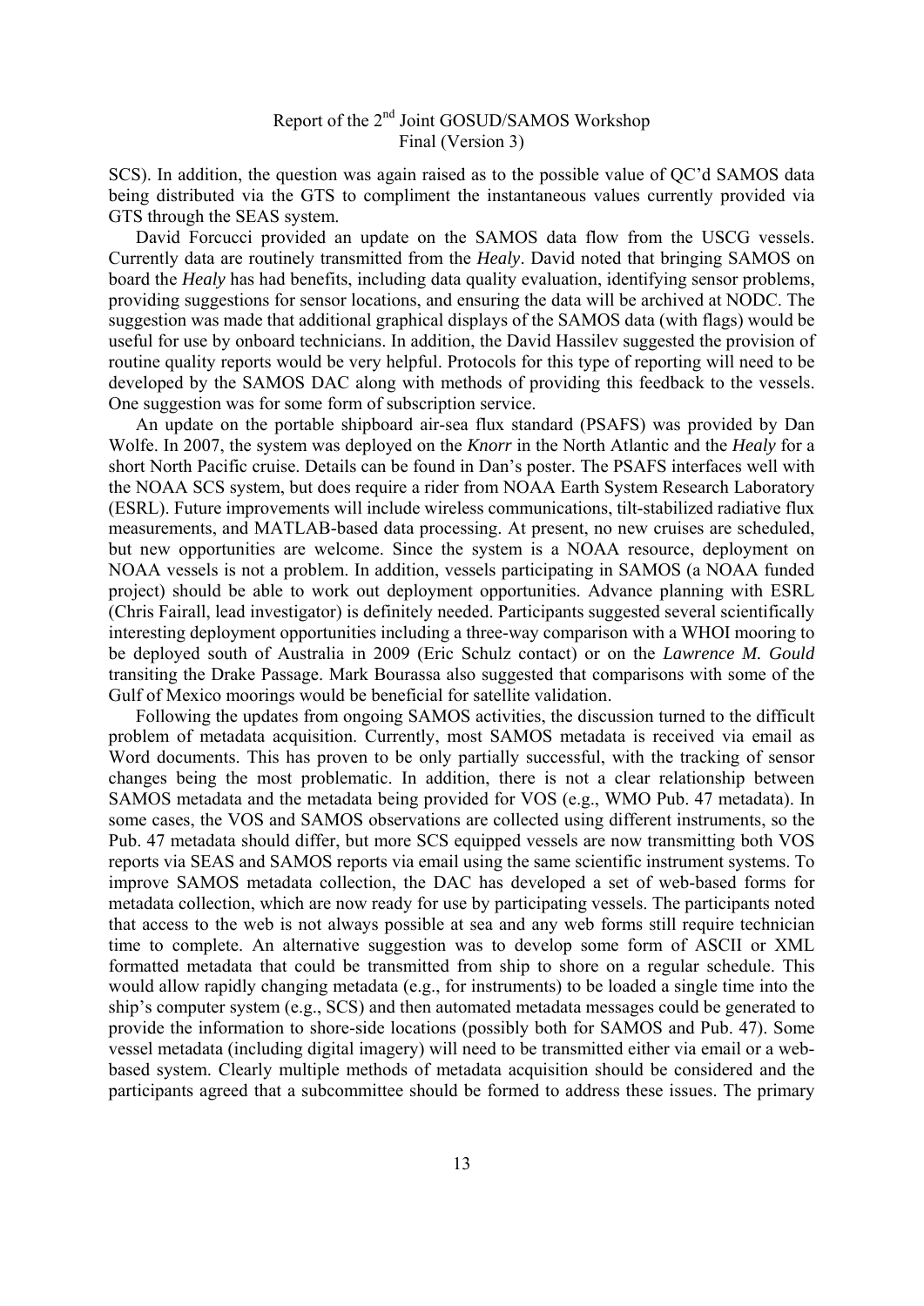SCS). In addition, the question was again raised as to the possible value of QC'd SAMOS data being distributed via the GTS to compliment the instantaneous values currently provided via GTS through the SEAS system.

David Forcucci provided an update on the SAMOS data flow from the USCG vessels. Currently data are routinely transmitted from the *Healy*. David noted that bringing SAMOS on board the *Healy* has had benefits, including data quality evaluation, identifying sensor problems, providing suggestions for sensor locations, and ensuring the data will be archived at NODC. The suggestion was made that additional graphical displays of the SAMOS data (with flags) would be useful for use by onboard technicians. In addition, the David Hassilev suggested the provision of routine quality reports would be very helpful. Protocols for this type of reporting will need to be developed by the SAMOS DAC along with methods of providing this feedback to the vessels. One suggestion was for some form of subscription service.

An update on the portable shipboard air-sea flux standard (PSAFS) was provided by Dan Wolfe. In 2007, the system was deployed on the *Knorr* in the North Atlantic and the *Healy* for a short North Pacific cruise. Details can be found in Dan's poster. The PSAFS interfaces well with the NOAA SCS system, but does require a rider from NOAA Earth System Research Laboratory (ESRL). Future improvements will include wireless communications, tilt-stabilized radiative flux measurements, and MATLAB-based data processing. At present, no new cruises are scheduled, but new opportunities are welcome. Since the system is a NOAA resource, deployment on NOAA vessels is not a problem. In addition, vessels participating in SAMOS (a NOAA funded project) should be able to work out deployment opportunities. Advance planning with ESRL (Chris Fairall, lead investigator) is definitely needed. Participants suggested several scientifically interesting deployment opportunities including a three-way comparison with a WHOI mooring to be deployed south of Australia in 2009 (Eric Schulz contact) or on the *Lawrence M. Gould* transiting the Drake Passage. Mark Bourassa also suggested that comparisons with some of the Gulf of Mexico moorings would be beneficial for satellite validation.

Following the updates from ongoing SAMOS activities, the discussion turned to the difficult problem of metadata acquisition. Currently, most SAMOS metadata is received via email as Word documents. This has proven to be only partially successful, with the tracking of sensor changes being the most problematic. In addition, there is not a clear relationship between SAMOS metadata and the metadata being provided for VOS (e.g., WMO Pub. 47 metadata). In some cases, the VOS and SAMOS observations are collected using different instruments, so the Pub. 47 metadata should differ, but more SCS equipped vessels are now transmitting both VOS reports via SEAS and SAMOS reports via email using the same scientific instrument systems. To improve SAMOS metadata collection, the DAC has developed a set of web-based forms for metadata collection, which are now ready for use by participating vessels. The participants noted that access to the web is not always possible at sea and any web forms still require technician time to complete. An alternative suggestion was to develop some form of ASCII or XML formatted metadata that could be transmitted from ship to shore on a regular schedule. This would allow rapidly changing metadata (e.g., for instruments) to be loaded a single time into the ship's computer system (e.g., SCS) and then automated metadata messages could be generated to provide the information to shore-side locations (possibly both for SAMOS and Pub. 47). Some vessel metadata (including digital imagery) will need to be transmitted either via email or a web-based system. Clearly multiple methods of metadata acquisition should be considered and the participants agreed that a subcommittee should be formed to address these issues. The primary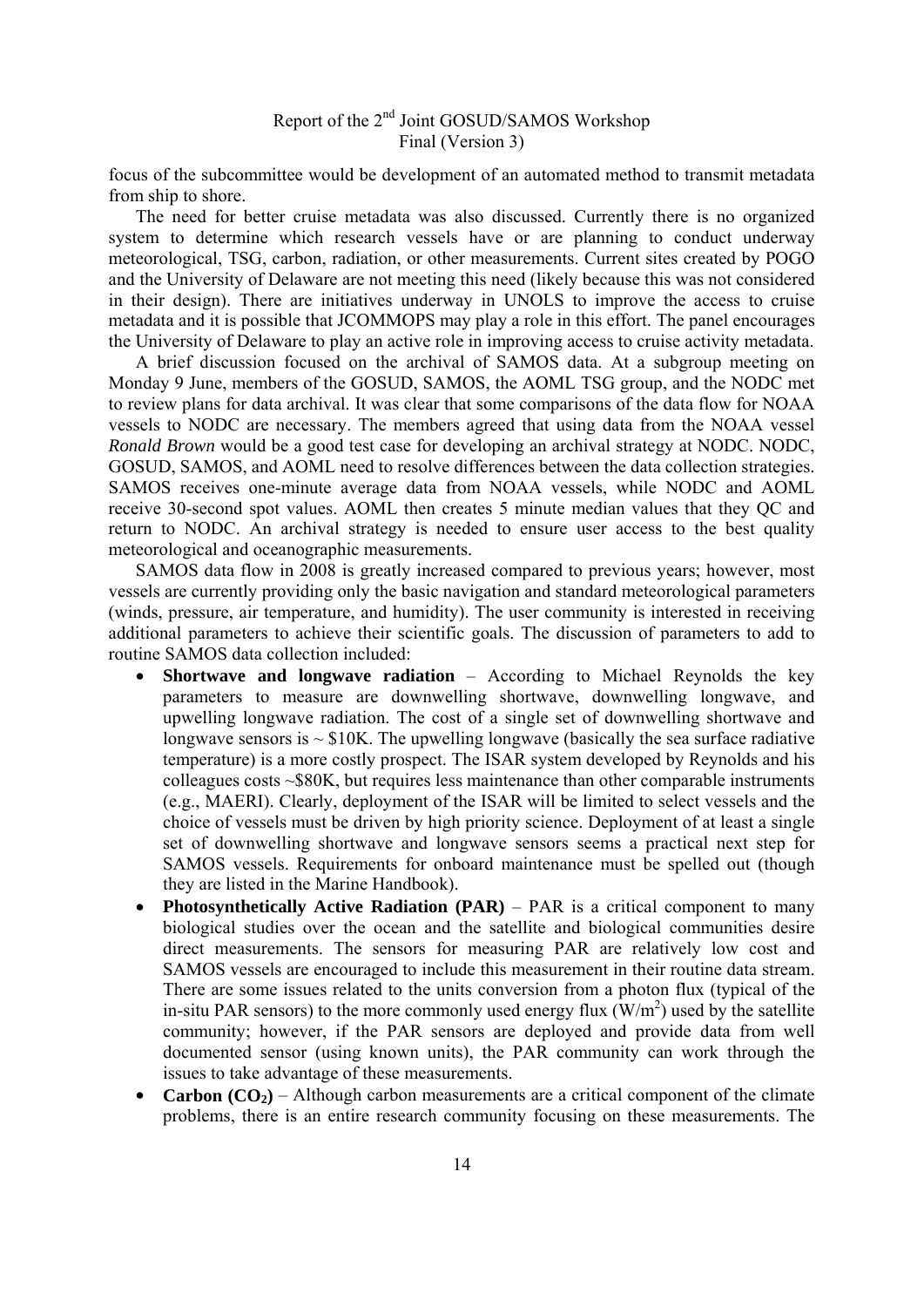focus of the subcommittee would be development of an automated method to transmit metadata from ship to shore.

The need for better cruise metadata was also discussed. Currently there is no organized system to determine which research vessels have or are planning to conduct underway meteorological, TSG, carbon, radiation, or other measurements. Current sites created by POGO and the University of Delaware are not meeting this need (likely because this was not considered in their design). There are initiatives underway in UNOLS to improve the access to cruise metadata and it is possible that JCOMMOPS may play a role in this effort. The panel encourages the University of Delaware to play an active role in improving access to cruise activity metadata.

A brief discussion focused on the archival of SAMOS data. At a subgroup meeting on Monday 9 June, members of the GOSUD, SAMOS, the AOML TSG group, and the NODC met to review plans for data archival. It was clear that some comparisons of the data flow for NOAA vessels to NODC are necessary. The members agreed that using data from the NOAA vessel *Ronald Brown* would be a good test case for developing an archival strategy at NODC. NODC, GOSUD, SAMOS, and AOML need to resolve differences between the data collection strategies. SAMOS receives one-minute average data from NOAA vessels, while NODC and AOML receive 30-second spot values. AOML then creates 5 minute median values that they QC and return to NODC. An archival strategy is needed to ensure user access to the best quality meteorological and oceanographic measurements.

SAMOS data flow in 2008 is greatly increased compared to previous years; however, most vessels are currently providing only the basic navigation and standard meteorological parameters (winds, pressure, air temperature, and humidity). The user community is interested in receiving additional parameters to achieve their scientific goals. The discussion of parameters to add to routine SAMOS data collection included:

- **Shortwave and longwave radiation** – According to Michael Reynolds the key parameters to measure are downwelling shortwave, downwelling longwave, and upwelling longwave radiation. The cost of a single set of downwelling shortwave and longwave sensors is ~ \$10K. The upwelling longwave (basically the sea surface radiative temperature) is a more costly prospect. The ISAR system developed by Reynolds and his colleagues costs ~\$80K, but requires less maintenance than other comparable instruments (e.g., MAERI). Clearly, deployment of the ISAR will be limited to select vessels and the choice of vessels must be driven by high priority science. Deployment of at least a single set of downwelling shortwave and longwave sensors seems a practical next step for SAMOS vessels. Requirements for onboard maintenance must be spelled out (though they are listed in the Marine Handbook).
- **Photosynthetically Active Radiation (PAR)** – PAR is a critical component to many biological studies over the ocean and the satellite and biological communities desire direct measurements. The sensors for measuring PAR are relatively low cost and SAMOS vessels are encouraged to include this measurement in their routine data stream. There are some issues related to the units conversion from a photon flux (typical of the in-situ PAR sensors) to the more commonly used energy flux ($W/m^2$) used by the satellite community; however, if the PAR sensors are deployed and provide data from well documented sensor (using known units), the PAR community can work through the issues to take advantage of these measurements.
- **Carbon ($CO_2$)** – Although carbon measurements are a critical component of the climate problems, there is an entire research community focusing on these measurements. The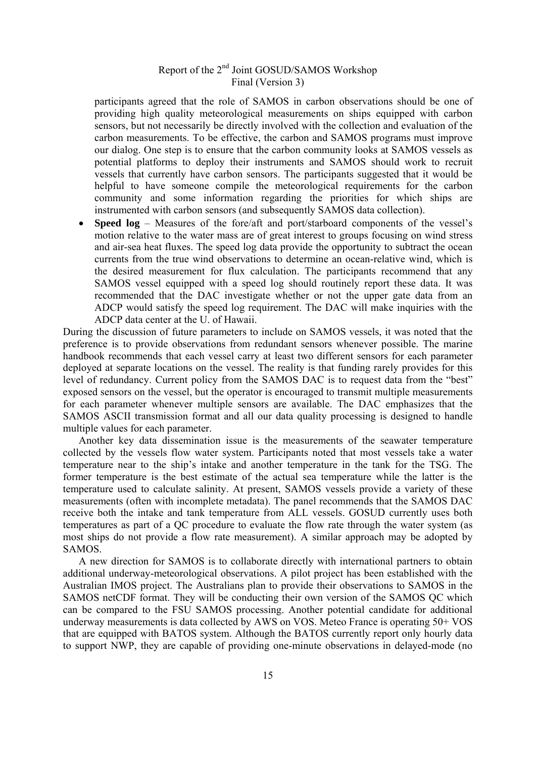participants agreed that the role of SAMOS in carbon observations should be one of providing high quality meteorological measurements on ships equipped with carbon sensors, but not necessarily be directly involved with the collection and evaluation of the carbon measurements. To be effective, the carbon and SAMOS programs must improve our dialog. One step is to ensure that the carbon community looks at SAMOS vessels as potential platforms to deploy their instruments and SAMOS should work to recruit vessels that currently have carbon sensors. The participants suggested that it would be helpful to have someone compile the meteorological requirements for the carbon community and some information regarding the priorities for which ships are instrumented with carbon sensors (and subsequently SAMOS data collection).

- **Speed log** – Measures of the fore/aft and port/starboard components of the vessel's motion relative to the water mass are of great interest to groups focusing on wind stress and air-sea heat fluxes. The speed log data provide the opportunity to subtract the ocean currents from the true wind observations to determine an ocean-relative wind, which is the desired measurement for flux calculation. The participants recommend that any SAMOS vessel equipped with a speed log should routinely report these data. It was recommended that the DAC investigate whether or not the upper gate data from an ADCP would satisfy the speed log requirement. The DAC will make inquiries with the ADCP data center at the U. of Hawaii.

During the discussion of future parameters to include on SAMOS vessels, it was noted that the preference is to provide observations from redundant sensors whenever possible. The marine handbook recommends that each vessel carry at least two different sensors for each parameter deployed at separate locations on the vessel. The reality is that funding rarely provides for this level of redundancy. Current policy from the SAMOS DAC is to request data from the "best" exposed sensors on the vessel, but the operator is encouraged to transmit multiple measurements for each parameter whenever multiple sensors are available. The DAC emphasizes that the SAMOS ASCII transmission format and all our data quality processing is designed to handle multiple values for each parameter.

Another key data dissemination issue is the measurements of the seawater temperature collected by the vessels flow water system. Participants noted that most vessels take a water temperature near to the ship's intake and another temperature in the tank for the TSG. The former temperature is the best estimate of the actual sea temperature while the latter is the temperature used to calculate salinity. At present, SAMOS vessels provide a variety of these measurements (often with incomplete metadata). The panel recommends that the SAMOS DAC receive both the intake and tank temperature from ALL vessels. GOSUD currently uses both temperatures as part of a QC procedure to evaluate the flow rate through the water system (as most ships do not provide a flow rate measurement). A similar approach may be adopted by SAMOS.

A new direction for SAMOS is to collaborate directly with international partners to obtain additional underway-meteorological observations. A pilot project has been established with the Australian IMOS project. The Australians plan to provide their observations to SAMOS in the SAMOS netCDF format. They will be conducting their own version of the SAMOS QC which can be compared to the FSU SAMOS processing. Another potential candidate for additional underway measurements is data collected by AWS on VOS. Meteo France is operating 50+ VOS that are equipped with BATOS system. Although the BATOS currently report only hourly data to support NWP, they are capable of providing one-minute observations in delayed-mode (no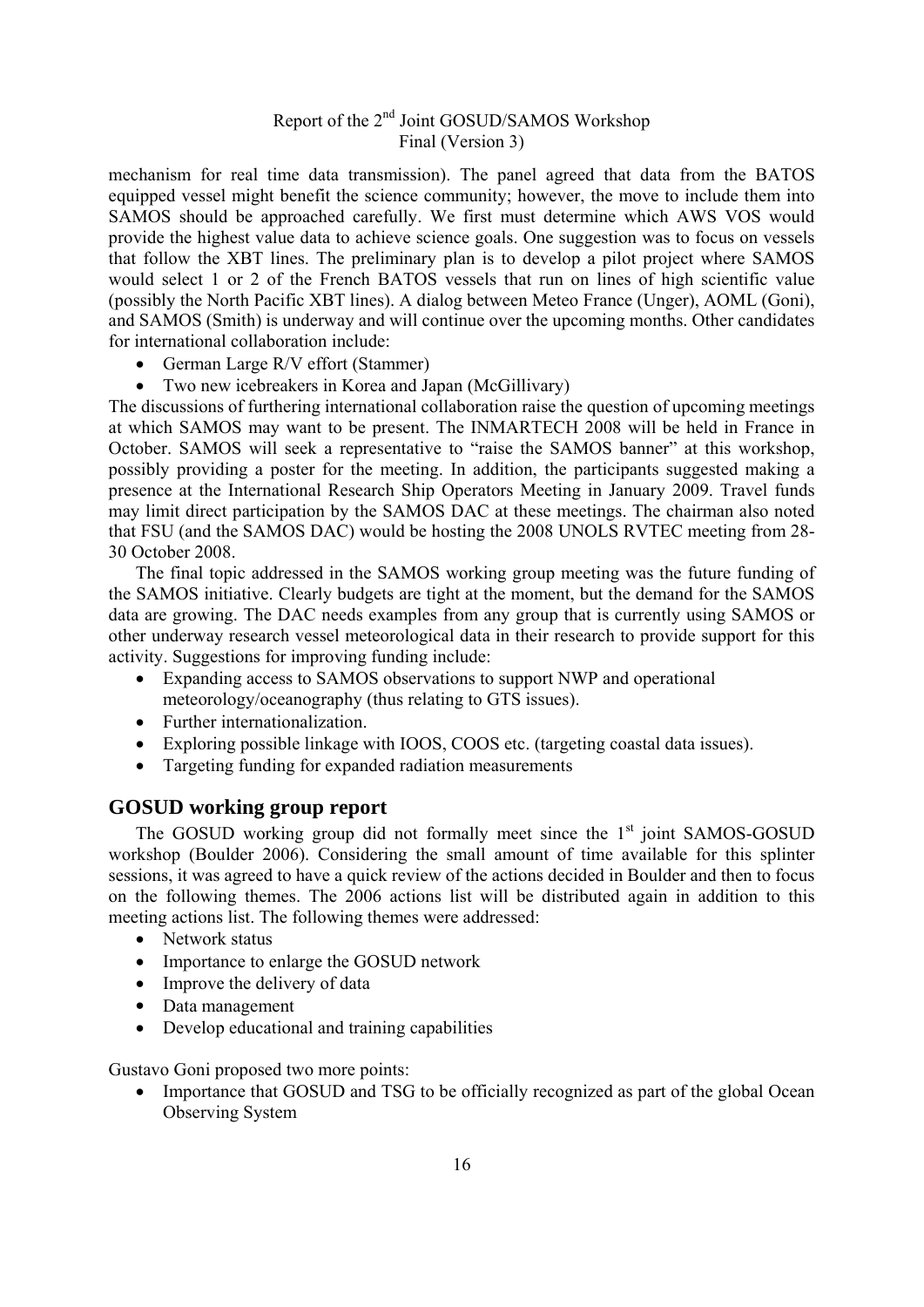mechanism for real time data transmission). The panel agreed that data from the BATOS equipped vessel might benefit the science community; however, the move to include them into SAMOS should be approached carefully. We first must determine which AWS VOS would provide the highest value data to achieve science goals. One suggestion was to focus on vessels that follow the XBT lines. The preliminary plan is to develop a pilot project where SAMOS would select 1 or 2 of the French BATOS vessels that run on lines of high scientific value (possibly the North Pacific XBT lines). A dialog between Meteo France (Unger), AOML (Goni), and SAMOS (Smith) is underway and will continue over the upcoming months. Other candidates for international collaboration include:

- German Large R/V effort (Stammer)
- Two new icebreakers in Korea and Japan (McGillivary)

The discussions of furthering international collaboration raise the question of upcoming meetings at which SAMOS may want to be present. The INMARTECH 2008 will be held in France in October. SAMOS will seek a representative to "raise the SAMOS banner" at this workshop, possibly providing a poster for the meeting. In addition, the participants suggested making a presence at the International Research Ship Operators Meeting in January 2009. Travel funds may limit direct participation by the SAMOS DAC at these meetings. The chairman also noted that FSU (and the SAMOS DAC) would be hosting the 2008 UNOLS RVTEC meeting from 28-30 October 2008.

The final topic addressed in the SAMOS working group meeting was the future funding of the SAMOS initiative. Clearly budgets are tight at the moment, but the demand for the SAMOS data are growing. The DAC needs examples from any group that is currently using SAMOS or other underway research vessel meteorological data in their research to provide support for this activity. Suggestions for improving funding include:

- Expanding access to SAMOS observations to support NWP and operational meteorology/oceanography (thus relating to GTS issues).
- Further internationalization.
- Exploring possible linkage with IOOS, COOS etc. (targeting coastal data issues).
- Targeting funding for expanded radiation measurements

## GOSUD working group report

The GOSUD working group did not formally meet since the 1st joint SAMOS-GOSUD workshop (Boulder 2006). Considering the small amount of time available for this splinter sessions, it was agreed to have a quick review of the actions decided in Boulder and then to focus on the following themes. The 2006 actions list will be distributed again in addition to this meeting actions list. The following themes were addressed:

- Network status
- Importance to enlarge the GOSUD network
- Improve the delivery of data
- Data management
- Develop educational and training capabilities

Gustavo Goni proposed two more points:

- Importance that GOSUD and TSG to be officially recognized as part of the global Ocean Observing System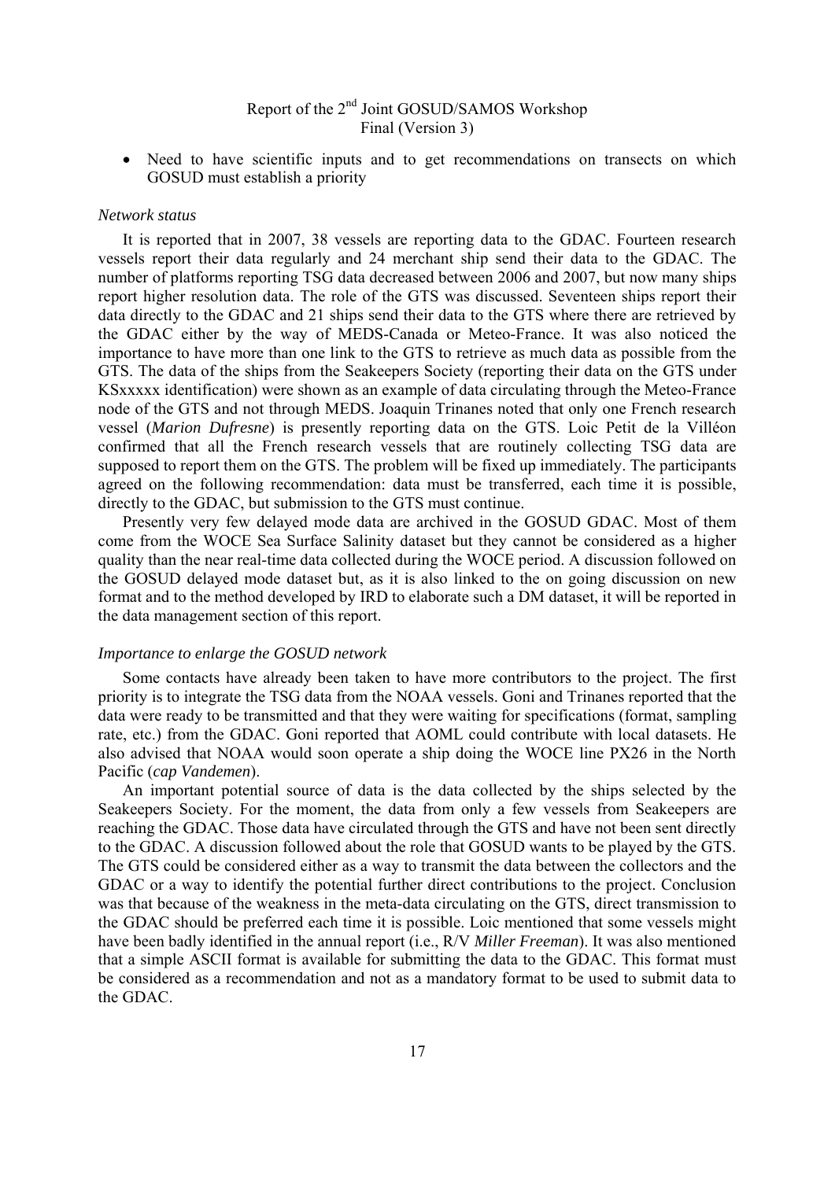- Need to have scientific inputs and to get recommendations on transects on which GOSUD must establish a priority

*Network status*

It is reported that in 2007, 38 vessels are reporting data to the GDAC. Fourteen research vessels report their data regularly and 24 merchant ship send their data to the GDAC. The number of platforms reporting TSG data decreased between 2006 and 2007, but now many ships report higher resolution data. The role of the GTS was discussed. Seventeen ships report their data directly to the GDAC and 21 ships send their data to the GTS where there are retrieved by the GDAC either by the way of MEDS-Canada or Meteo-France. It was also noticed the importance to have more than one link to the GTS to retrieve as much data as possible from the GTS. The data of the ships from the Seakeepers Society (reporting their data on the GTS under KSxxxxx identification) were shown as an example of data circulating through the Meteo-France node of the GTS and not through MEDS. Joaquin Trinanes noted that only one French research vessel (*Marion Dufresne*) is presently reporting data on the GTS. Loic Petit de la Villéon confirmed that all the French research vessels that are routinely collecting TSG data are supposed to report them on the GTS. The problem will be fixed up immediately. The participants agreed on the following recommendation: data must be transferred, each time it is possible, directly to the GDAC, but submission to the GTS must continue.

Presently very few delayed mode data are archived in the GOSUD GDAC. Most of them come from the WOCE Sea Surface Salinity dataset but they cannot be considered as a higher quality than the near real-time data collected during the WOCE period. A discussion followed on the GOSUD delayed mode dataset but, as it is also linked to the on going discussion on new format and to the method developed by IRD to elaborate such a DM dataset, it will be reported in the data management section of this report.

*Importance to enlarge the GOSUD network*

Some contacts have already been taken to have more contributors to the project. The first priority is to integrate the TSG data from the NOAA vessels. Goni and Trinanes reported that the data were ready to be transmitted and that they were waiting for specifications (format, sampling rate, etc.) from the GDAC. Goni reported that AOML could contribute with local datasets. He also advised that NOAA would soon operate a ship doing the WOCE line PX26 in the North Pacific (*cap Vandemen*).

An important potential source of data is the data collected by the ships selected by the Seakeepers Society. For the moment, the data from only a few vessels from Seakeepers are reaching the GDAC. Those data have circulated through the GTS and have not been sent directly to the GDAC. A discussion followed about the role that GOSUD wants to be played by the GTS. The GTS could be considered either as a way to transmit the data between the collectors and the GDAC or a way to identify the potential further direct contributions to the project. Conclusion was that because of the weakness in the meta-data circulating on the GTS, direct transmission to the GDAC should be preferred each time it is possible. Loic mentioned that some vessels might have been badly identified in the annual report (i.e., R/V *Miller Freeman*). It was also mentioned that a simple ASCII format is available for submitting the data to the GDAC. This format must be considered as a recommendation and not as a mandatory format to be used to submit data to the GDAC.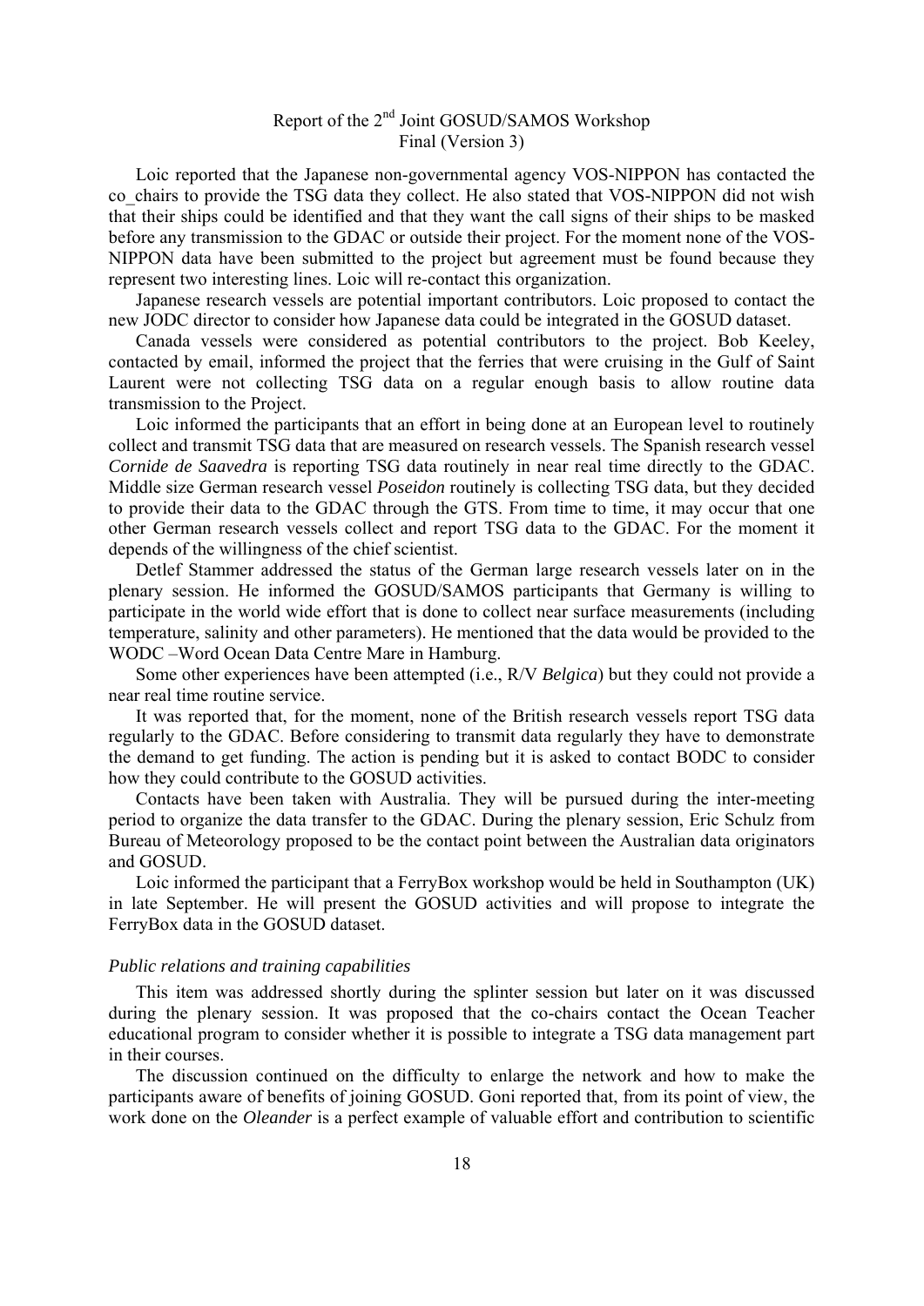Loic reported that the Japanese non-governmental agency VOS-NIPPON has contacted the co_chairs to provide the TSG data they collect. He also stated that VOS-NIPPON did not wish that their ships could be identified and that they want the call signs of their ships to be masked before any transmission to the GDAC or outside their project. For the moment none of the VOS-NIPPON data have been submitted to the project but agreement must be found because they represent two interesting lines. Loic will re-contact this organization.

Japanese research vessels are potential important contributors. Loic proposed to contact the new JODC director to consider how Japanese data could be integrated in the GOSUD dataset.

Canada vessels were considered as potential contributors to the project. Bob Keeley, contacted by email, informed the project that the ferries that were cruising in the Gulf of Saint Laurent were not collecting TSG data on a regular enough basis to allow routine data transmission to the Project.

Loic informed the participants that an effort in being done at an European level to routinely collect and transmit TSG data that are measured on research vessels. The Spanish research vessel *Cornide de Saavedra* is reporting TSG data routinely in near real time directly to the GDAC. Middle size German research vessel *Poseidon* routinely is collecting TSG data, but they decided to provide their data to the GDAC through the GTS. From time to time, it may occur that one other German research vessels collect and report TSG data to the GDAC. For the moment it depends of the willingness of the chief scientist.

Detlef Stammer addressed the status of the German large research vessels later on in the plenary session. He informed the GOSUD/SAMOS participants that Germany is willing to participate in the world wide effort that is done to collect near surface measurements (including temperature, salinity and other parameters). He mentioned that the data would be provided to the WODC –Word Ocean Data Centre Mare in Hamburg.

Some other experiences have been attempted (i.e., R/V *Belgica*) but they could not provide a near real time routine service.

It was reported that, for the moment, none of the British research vessels report TSG data regularly to the GDAC. Before considering to transmit data regularly they have to demonstrate the demand to get funding. The action is pending but it is asked to contact BODC to consider how they could contribute to the GOSUD activities.

Contacts have been taken with Australia. They will be pursued during the inter-meeting period to organize the data transfer to the GDAC. During the plenary session, Eric Schulz from Bureau of Meteorology proposed to be the contact point between the Australian data originators and GOSUD.

Loic informed the participant that a FerryBox workshop would be held in Southampton (UK) in late September. He will present the GOSUD activities and will propose to integrate the FerryBox data in the GOSUD dataset.

*Public relations and training capabilities*

This item was addressed shortly during the splinter session but later on it was discussed during the plenary session. It was proposed that the co-chairs contact the Ocean Teacher educational program to consider whether it is possible to integrate a TSG data management part in their courses.

The discussion continued on the difficulty to enlarge the network and how to make the participants aware of benefits of joining GOSUD. Goni reported that, from its point of view, the work done on the *Oleander* is a perfect example of valuable effort and contribution to scientific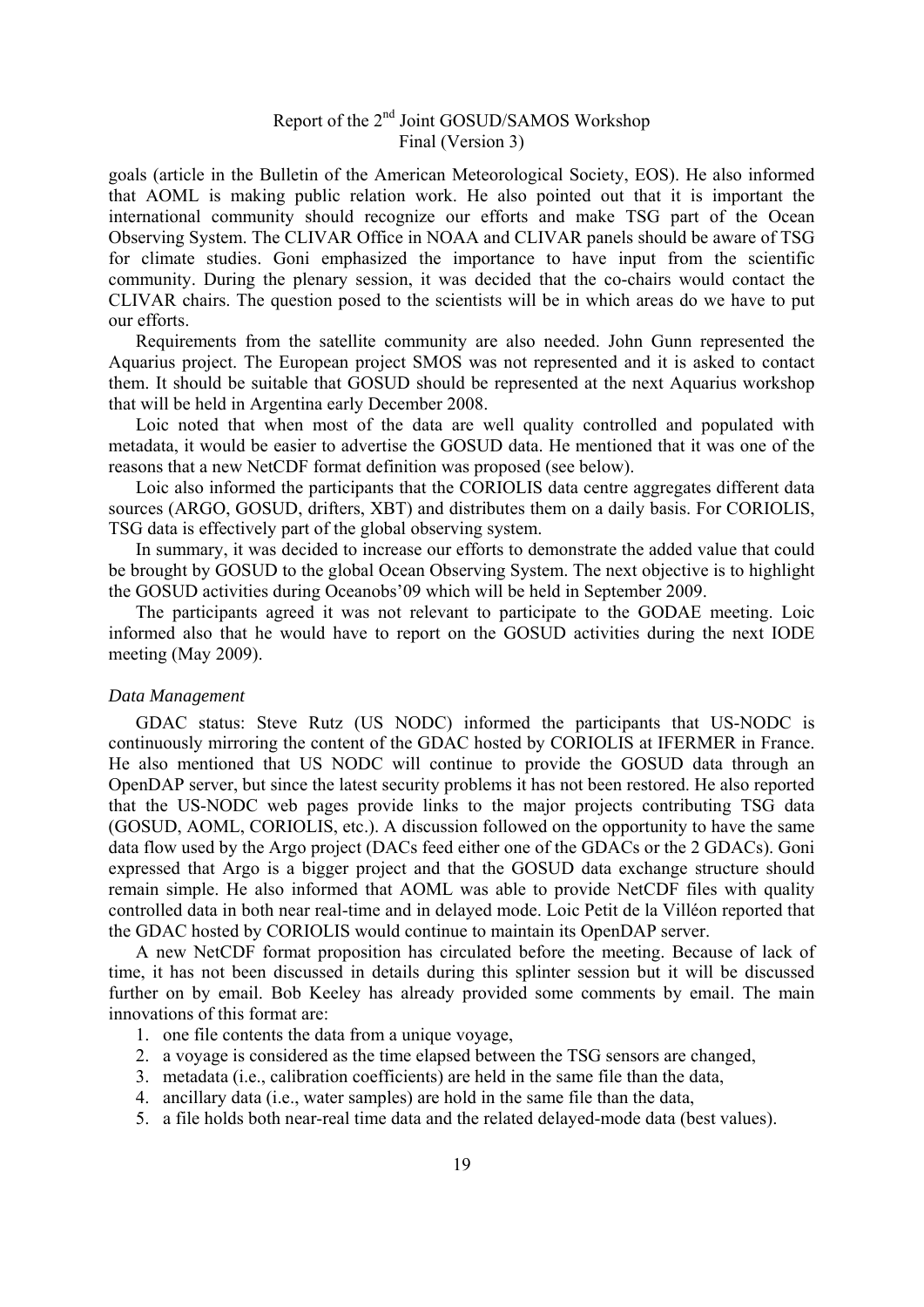goals (article in the Bulletin of the American Meteorological Society, EOS). He also informed that AOML is making public relation work. He also pointed out that it is important the international community should recognize our efforts and make TSG part of the Ocean Observing System. The CLIVAR Office in NOAA and CLIVAR panels should be aware of TSG for climate studies. Goni emphasized the importance to have input from the scientific community. During the plenary session, it was decided that the co-chairs would contact the CLIVAR chairs. The question posed to the scientists will be in which areas do we have to put our efforts.

Requirements from the satellite community are also needed. John Gunn represented the Aquarius project. The European project SMOS was not represented and it is asked to contact them. It should be suitable that GOSUD should be represented at the next Aquarius workshop that will be held in Argentina early December 2008.

Loic noted that when most of the data are well quality controlled and populated with metadata, it would be easier to advertise the GOSUD data. He mentioned that it was one of the reasons that a new NetCDF format definition was proposed (see below).

Loic also informed the participants that the CORIOLIS data centre aggregates different data sources (ARGO, GOSUD, drifters, XBT) and distributes them on a daily basis. For CORIOLIS, TSG data is effectively part of the global observing system.

In summary, it was decided to increase our efforts to demonstrate the added value that could be brought by GOSUD to the global Ocean Observing System. The next objective is to highlight the GOSUD activities during Oceanobs'09 which will be held in September 2009.

The participants agreed it was not relevant to participate to the GODAE meeting. Loic informed also that he would have to report on the GOSUD activities during the next IODE meeting (May 2009).

*Data Management*

GDAC status: Steve Rutz (US NODC) informed the participants that US-NODC is continuously mirroring the content of the GDAC hosted by CORIOLIS at IFERMER in France. He also mentioned that US NODC will continue to provide the GOSUD data through an OpenDAP server, but since the latest security problems it has not been restored. He also reported that the US-NODC web pages provide links to the major projects contributing TSG data (GOSUD, AOML, CORIOLIS, etc.). A discussion followed on the opportunity to have the same data flow used by the Argo project (DACs feed either one of the GDACs or the 2 GDACs). Goni expressed that Argo is a bigger project and that the GOSUD data exchange structure should remain simple. He also informed that AOML was able to provide NetCDF files with quality controlled data in both near real-time and in delayed mode. Loic Petit de la Villéon reported that the GDAC hosted by CORIOLIS would continue to maintain its OpenDAP server.

A new NetCDF format proposition has circulated before the meeting. Because of lack of time, it has not been discussed in details during this splinter session but it will be discussed further on by email. Bob Keeley has already provided some comments by email. The main innovations of this format are:

1. one file contents the data from a unique voyage,
2. a voyage is considered as the time elapsed between the TSG sensors are changed,
3. metadata (i.e., calibration coefficients) are held in the same file than the data,
4. ancillary data (i.e., water samples) are hold in the same file than the data,
5. a file holds both near-real time data and the related delayed-mode data (best values).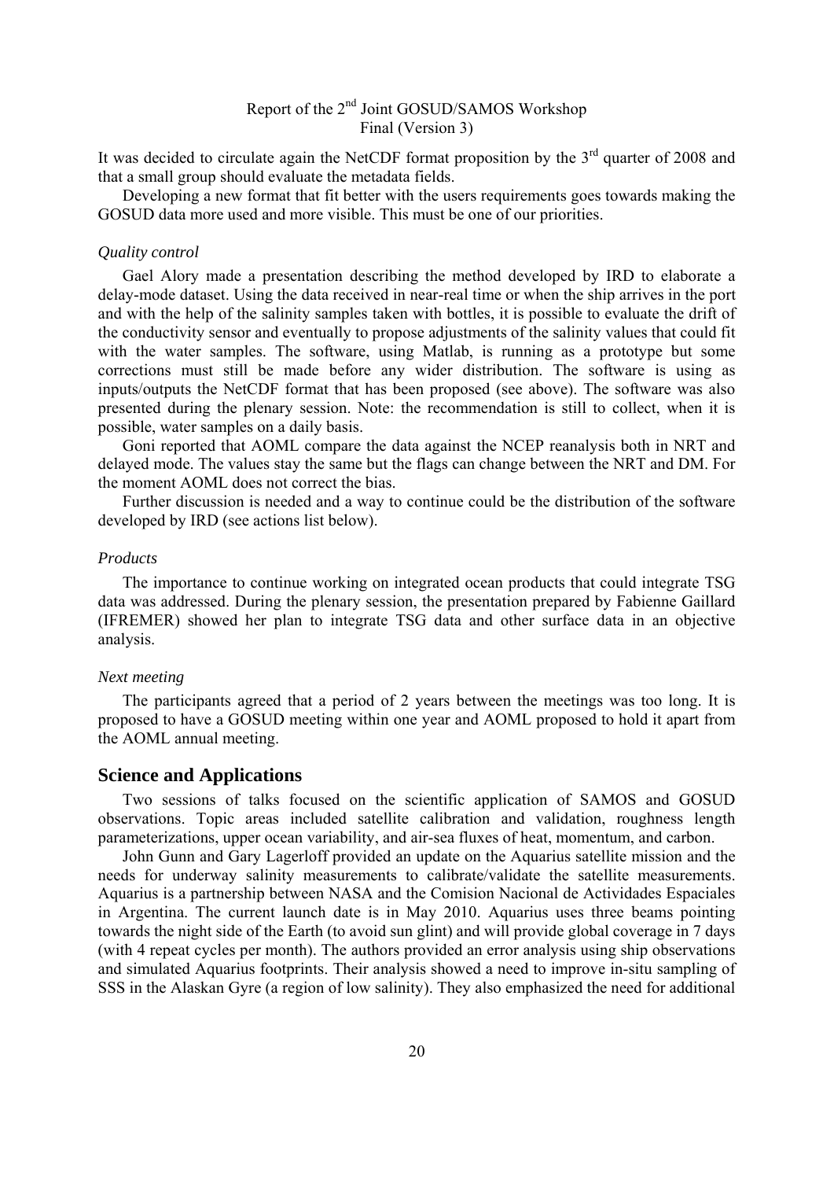It was decided to circulate again the NetCDF format proposition by the 3rd quarter of 2008 and that a small group should evaluate the metadata fields.

Developing a new format that fit better with the users requirements goes towards making the GOSUD data more used and more visible. This must be one of our priorities.

*Quality control*

Gael Alory made a presentation describing the method developed by IRD to elaborate a delay-mode dataset. Using the data received in near-real time or when the ship arrives in the port and with the help of the salinity samples taken with bottles, it is possible to evaluate the drift of the conductivity sensor and eventually to propose adjustments of the salinity values that could fit with the water samples. The software, using Matlab, is running as a prototype but some corrections must still be made before any wider distribution. The software is using as inputs/outputs the NetCDF format that has been proposed (see above). The software was also presented during the plenary session. Note: the recommendation is still to collect, when it is possible, water samples on a daily basis.

Goni reported that AOML compare the data against the NCEP reanalysis both in NRT and delayed mode. The values stay the same but the flags can change between the NRT and DM. For the moment AOML does not correct the bias.

Further discussion is needed and a way to continue could be the distribution of the software developed by IRD (see actions list below).

*Products*

The importance to continue working on integrated ocean products that could integrate TSG data was addressed. During the plenary session, the presentation prepared by Fabienne Gaillard (IFREMER) showed her plan to integrate TSG data and other surface data in an objective analysis.

*Next meeting*

The participants agreed that a period of 2 years between the meetings was too long. It is proposed to have a GOSUD meeting within one year and AOML proposed to hold it apart from the AOML annual meeting.

## Science and Applications

Two sessions of talks focused on the scientific application of SAMOS and GOSUD observations. Topic areas included satellite calibration and validation, roughness length parameterizations, upper ocean variability, and air-sea fluxes of heat, momentum, and carbon.

John Gunn and Gary Lagerloff provided an update on the Aquarius satellite mission and the needs for underway salinity measurements to calibrate/validate the satellite measurements. Aquarius is a partnership between NASA and the Comision Nacional de Actividades Espaciales in Argentina. The current launch date is in May 2010. Aquarius uses three beams pointing towards the night side of the Earth (to avoid sun glint) and will provide global coverage in 7 days (with 4 repeat cycles per month). The authors provided an error analysis using ship observations and simulated Aquarius footprints. Their analysis showed a need to improve in-situ sampling of SSS in the Alaskan Gyre (a region of low salinity). They also emphasized the need for additional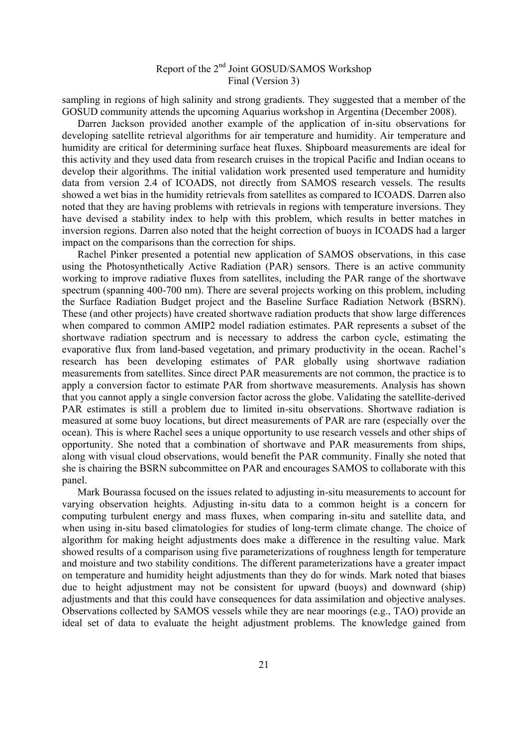sampling in regions of high salinity and strong gradients. They suggested that a member of the GOSUD community attends the upcoming Aquarius workshop in Argentina (December 2008).

Darren Jackson provided another example of the application of in-situ observations for developing satellite retrieval algorithms for air temperature and humidity. Air temperature and humidity are critical for determining surface heat fluxes. Shipboard measurements are ideal for this activity and they used data from research cruises in the tropical Pacific and Indian oceans to develop their algorithms. The initial validation work presented used temperature and humidity data from version 2.4 of ICOADS, not directly from SAMOS research vessels. The results showed a wet bias in the humidity retrievals from satellites as compared to ICOADS. Darren also noted that they are having problems with retrievals in regions with temperature inversions. They have devised a stability index to help with this problem, which results in better matches in inversion regions. Darren also noted that the height correction of buoys in ICOADS had a larger impact on the comparisons than the correction for ships.

Rachel Pinker presented a potential new application of SAMOS observations, in this case using the Photosynthetically Active Radiation (PAR) sensors. There is an active community working to improve radiative fluxes from satellites, including the PAR range of the shortwave spectrum (spanning 400-700 nm). There are several projects working on this problem, including the Surface Radiation Budget project and the Baseline Surface Radiation Network (BSRN). These (and other projects) have created shortwave radiation products that show large differences when compared to common AMIP2 model radiation estimates. PAR represents a subset of the shortwave radiation spectrum and is necessary to address the carbon cycle, estimating the evaporative flux from land-based vegetation, and primary productivity in the ocean. Rachel's research has been developing estimates of PAR globally using shortwave radiation measurements from satellites. Since direct PAR measurements are not common, the practice is to apply a conversion factor to estimate PAR from shortwave measurements. Analysis has shown that you cannot apply a single conversion factor across the globe. Validating the satellite-derived PAR estimates is still a problem due to limited in-situ observations. Shortwave radiation is measured at some buoy locations, but direct measurements of PAR are rare (especially over the ocean). This is where Rachel sees a unique opportunity to use research vessels and other ships of opportunity. She noted that a combination of shortwave and PAR measurements from ships, along with visual cloud observations, would benefit the PAR community. Finally she noted that she is chairing the BSRN subcommittee on PAR and encourages SAMOS to collaborate with this panel.

Mark Bourassa focused on the issues related to adjusting in-situ measurements to account for varying observation heights. Adjusting in-situ data to a common height is a concern for computing turbulent energy and mass fluxes, when comparing in-situ and satellite data, and when using in-situ based climatologies for studies of long-term climate change. The choice of algorithm for making height adjustments does make a difference in the resulting value. Mark showed results of a comparison using five parameterizations of roughness length for temperature and moisture and two stability conditions. The different parameterizations have a greater impact on temperature and humidity height adjustments than they do for winds. Mark noted that biases due to height adjustment may not be consistent for upward (buoys) and downward (ship) adjustments and that this could have consequences for data assimilation and objective analyses. Observations collected by SAMOS vessels while they are near moorings (e.g., TAO) provide an ideal set of data to evaluate the height adjustment problems. The knowledge gained from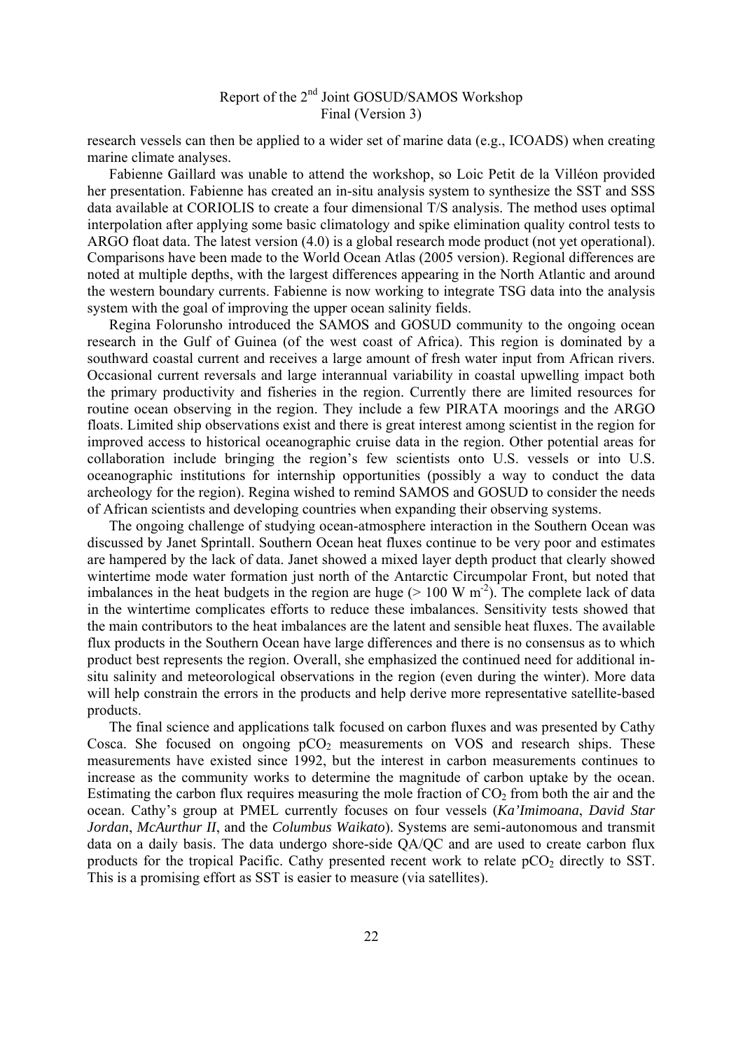research vessels can then be applied to a wider set of marine data (e.g., ICOADS) when creating marine climate analyses.

Fabienne Gaillard was unable to attend the workshop, so Loic Petit de la Villéon provided her presentation. Fabienne has created an in-situ analysis system to synthesize the SST and SSS data available at CORIOLIS to create a four dimensional T/S analysis. The method uses optimal interpolation after applying some basic climatology and spike elimination quality control tests to ARGO float data. The latest version (4.0) is a global research mode product (not yet operational). Comparisons have been made to the World Ocean Atlas (2005 version). Regional differences are noted at multiple depths, with the largest differences appearing in the North Atlantic and around the western boundary currents. Fabienne is now working to integrate TSG data into the analysis system with the goal of improving the upper ocean salinity fields.

Regina Folorunsho introduced the SAMOS and GOSUD community to the ongoing ocean research in the Gulf of Guinea (of the west coast of Africa). This region is dominated by a southward coastal current and receives a large amount of fresh water input from African rivers. Occasional current reversals and large interannual variability in coastal upwelling impact both the primary productivity and fisheries in the region. Currently there are limited resources for routine ocean observing in the region. They include a few PIRATA moorings and the ARGO floats. Limited ship observations exist and there is great interest among scientist in the region for improved access to historical oceanographic cruise data in the region. Other potential areas for collaboration include bringing the region's few scientists onto U.S. vessels or into U.S. oceanographic institutions for internship opportunities (possibly a way to conduct the data archeology for the region). Regina wished to remind SAMOS and GOSUD to consider the needs of African scientists and developing countries when expanding their observing systems.

The ongoing challenge of studying ocean-atmosphere interaction in the Southern Ocean was discussed by Janet Sprintall. Southern Ocean heat fluxes continue to be very poor and estimates are hampered by the lack of data. Janet showed a mixed layer depth product that clearly showed wintertime mode water formation just north of the Antarctic Circumpolar Front, but noted that imbalances in the heat budgets in the region are huge ($> 100$ W m$^{-2}$). The complete lack of data in the wintertime complicates efforts to reduce these imbalances. Sensitivity tests showed that the main contributors to the heat imbalances are the latent and sensible heat fluxes. The available flux products in the Southern Ocean have large differences and there is no consensus as to which product best represents the region. Overall, she emphasized the continued need for additional in-situ salinity and meteorological observations in the region (even during the winter). More data will help constrain the errors in the products and help derive more representative satellite-based products.

The final science and applications talk focused on carbon fluxes and was presented by Cathy Cosca. She focused on ongoing $pCO_2$ measurements on VOS and research ships. These measurements have existed since 1992, but the interest in carbon measurements continues to increase as the community works to determine the magnitude of carbon uptake by the ocean. Estimating the carbon flux requires measuring the mole fraction of $CO_2$ from both the air and the ocean. Cathy's group at PMEL currently focuses on four vessels (*Ka'Imimoana*, *David Star Jordan*, *McAurthur II*, and the *Columbus Waikato*). Systems are semi-autonomous and transmit data on a daily basis. The data undergo shore-side QA/QC and are used to create carbon flux products for the tropical Pacific. Cathy presented recent work to relate $pCO_2$ directly to SST. This is a promising effort as SST is easier to measure (via satellites).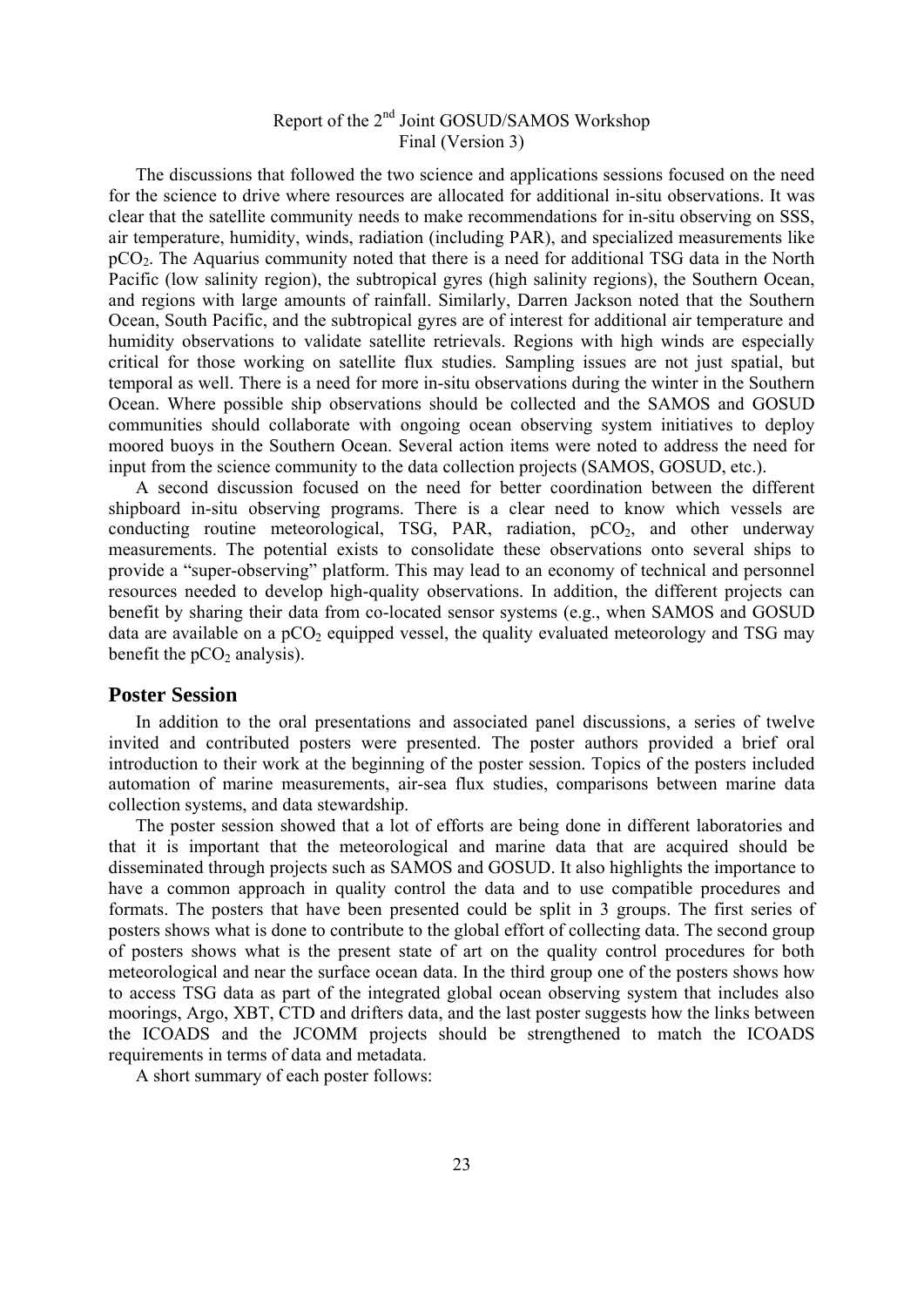The discussions that followed the two science and applications sessions focused on the need for the science to drive where resources are allocated for additional in-situ observations. It was clear that the satellite community needs to make recommendations for in-situ observing on SSS, air temperature, humidity, winds, radiation (including PAR), and specialized measurements like $pCO_2$. The Aquarius community noted that there is a need for additional TSG data in the North Pacific (low salinity region), the subtropical gyres (high salinity regions), the Southern Ocean, and regions with large amounts of rainfall. Similarly, Darren Jackson noted that the Southern Ocean, South Pacific, and the subtropical gyres are of interest for additional air temperature and humidity observations to validate satellite retrievals. Regions with high winds are especially critical for those working on satellite flux studies. Sampling issues are not just spatial, but temporal as well. There is a need for more in-situ observations during the winter in the Southern Ocean. Where possible ship observations should be collected and the SAMOS and GOSUD communities should collaborate with ongoing ocean observing system initiatives to deploy moored buoys in the Southern Ocean. Several action items were noted to address the need for input from the science community to the data collection projects (SAMOS, GOSUD, etc.).

A second discussion focused on the need for better coordination between the different shipboard in-situ observing programs. There is a clear need to know which vessels are conducting routine meteorological, TSG, PAR, radiation, $pCO_2$, and other underway measurements. The potential exists to consolidate these observations onto several ships to provide a "super-observing" platform. This may lead to an economy of technical and personnel resources needed to develop high-quality observations. In addition, the different projects can benefit by sharing their data from co-located sensor systems (e.g., when SAMOS and GOSUD data are available on a $pCO_2$ equipped vessel, the quality evaluated meteorology and TSG may benefit the $pCO_2$ analysis).

## Poster Session

In addition to the oral presentations and associated panel discussions, a series of twelve invited and contributed posters were presented. The poster authors provided a brief oral introduction to their work at the beginning of the poster session. Topics of the posters included automation of marine measurements, air-sea flux studies, comparisons between marine data collection systems, and data stewardship.

The poster session showed that a lot of efforts are being done in different laboratories and that it is important that the meteorological and marine data that are acquired should be disseminated through projects such as SAMOS and GOSUD. It also highlights the importance to have a common approach in quality control the data and to use compatible procedures and formats. The posters that have been presented could be split in 3 groups. The first series of posters shows what is done to contribute to the global effort of collecting data. The second group of posters shows what is the present state of art on the quality control procedures for both meteorological and near the surface ocean data. In the third group one of the posters shows how to access TSG data as part of the integrated global ocean observing system that includes also moorings, Argo, XBT, CTD and drifters data, and the last poster suggests how the links between the ICOADS and the JCOMM projects should be strengthened to match the ICOADS requirements in terms of data and metadata.

A short summary of each poster follows: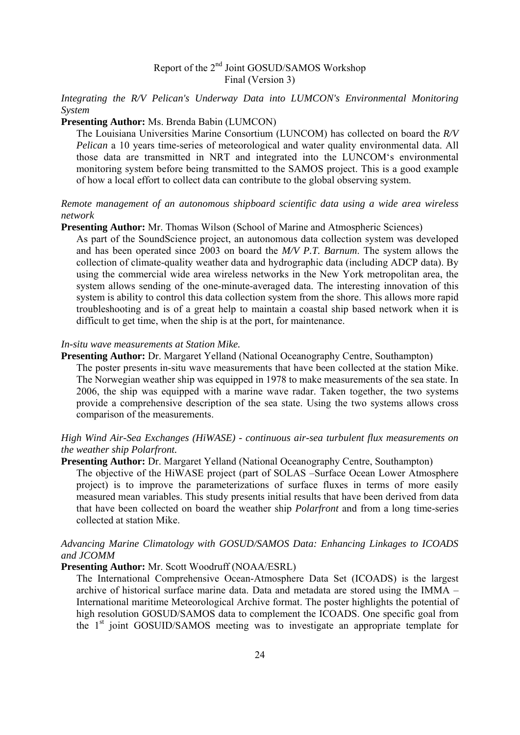*Integrating the R/V Pelican's Underway Data into LUMCON's Environmental Monitoring System*

**Presenting Author:** Ms. Brenda Babin (LUMCON)

The Louisiana Universities Marine Consortium (LUNCOM) has collected on board the *R/V Pelican* a 10 years time-series of meteorological and water quality environmental data. All those data are transmitted in NRT and integrated into the LUNCOM's environmental monitoring system before being transmitted to the SAMOS project. This is a good example of how a local effort to collect data can contribute to the global observing system.

*Remote management of an autonomous shipboard scientific data using a wide area wireless network*

**Presenting Author:** Mr. Thomas Wilson (School of Marine and Atmospheric Sciences)

As part of the SoundScience project, an autonomous data collection system was developed and has been operated since 2003 on board the *M/V P.T. Barnum*. The system allows the collection of climate-quality weather data and hydrographic data (including ADCP data). By using the commercial wide area wireless networks in the New York metropolitan area, the system allows sending of the one-minute-averaged data. The interesting innovation of this system is ability to control this data collection system from the shore. This allows more rapid troubleshooting and is of a great help to maintain a coastal ship based network when it is difficult to get time, when the ship is at the port, for maintenance.

*In-situ wave measurements at Station Mike.*

**Presenting Author:** Dr. Margaret Yelland (National Oceanography Centre, Southampton)

The poster presents in-situ wave measurements that have been collected at the station Mike. The Norwegian weather ship was equipped in 1978 to make measurements of the sea state. In 2006, the ship was equipped with a marine wave radar. Taken together, the two systems provide a comprehensive description of the sea state. Using the two systems allows cross comparison of the measurements.

*High Wind Air-Sea Exchanges (HiWASE) - continuous air-sea turbulent flux measurements on the weather ship Polarfront.*

**Presenting Author:** Dr. Margaret Yelland (National Oceanography Centre, Southampton)

The objective of the HiWASE project (part of SOLAS –Surface Ocean Lower Atmosphere project) is to improve the parameterizations of surface fluxes in terms of more easily measured mean variables. This study presents initial results that have been derived from data that have been collected on board the weather ship *Polarfront* and from a long time-series collected at station Mike.

*Advancing Marine Climatology with GOSUD/SAMOS Data: Enhancing Linkages to ICOADS and JCOMM*

**Presenting Author:** Mr. Scott Woodruff (NOAA/ESRL)

The International Comprehensive Ocean-Atmosphere Data Set (ICOADS) is the largest archive of historical surface marine data. Data and metadata are stored using the IMMA – International maritime Meteorological Archive format. The poster highlights the potential of high resolution GOSUD/SAMOS data to complement the ICOADS. One specific goal from the 1st joint GOSUID/SAMOS meeting was to investigate an appropriate template for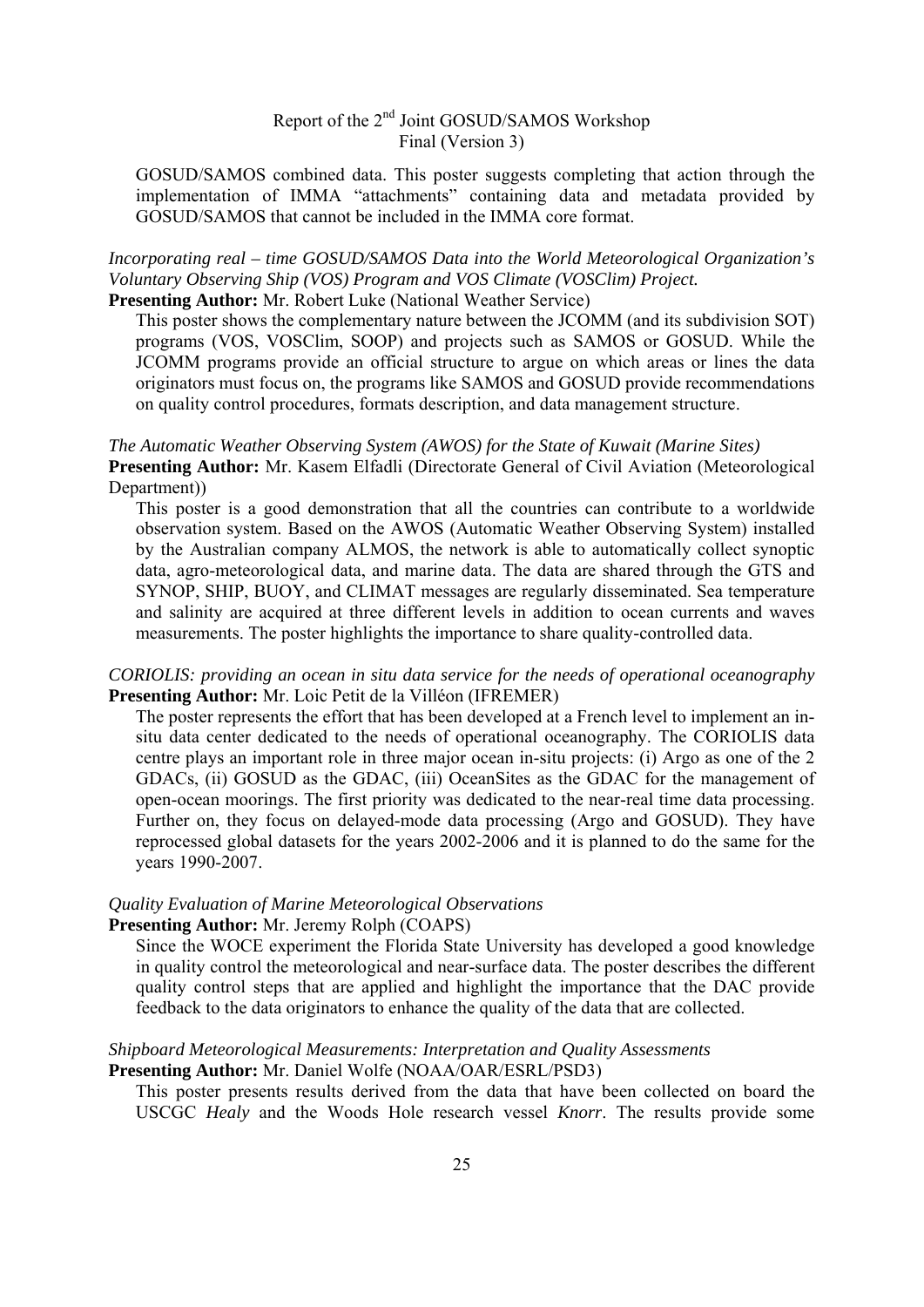GOSUD/SAMOS combined data. This poster suggests completing that action through the implementation of IMMA "attachments" containing data and metadata provided by GOSUD/SAMOS that cannot be included in the IMMA core format.

*Incorporating real – time GOSUD/SAMOS Data into the World Meteorological Organization's Voluntary Observing Ship (VOS) Program and VOS Climate (VOSClim) Project.*
**Presenting Author:** Mr. Robert Luke (National Weather Service)

This poster shows the complementary nature between the JCOMM (and its subdivision SOT) programs (VOS, VOSClim, SOOP) and projects such as SAMOS or GOSUD. While the JCOMM programs provide an official structure to argue on which areas or lines the data originators must focus on, the programs like SAMOS and GOSUD provide recommendations on quality control procedures, formats description, and data management structure.

*The Automatic Weather Observing System (AWOS) for the State of Kuwait (Marine Sites)*
**Presenting Author:** Mr. Kasem Elfadli (Directorate General of Civil Aviation (Meteorological Department))

This poster is a good demonstration that all the countries can contribute to a worldwide observation system. Based on the AWOS (Automatic Weather Observing System) installed by the Australian company ALMOS, the network is able to automatically collect synoptic data, agro-meteorological data, and marine data. The data are shared through the GTS and SYNOP, SHIP, BUOY, and CLIMAT messages are regularly disseminated. Sea temperature and salinity are acquired at three different levels in addition to ocean currents and waves measurements. The poster highlights the importance to share quality-controlled data.

*CORIOLIS: providing an ocean in situ data service for the needs of operational oceanography*
**Presenting Author:** Mr. Loic Petit de la Villéon (IFREMER)

The poster represents the effort that has been developed at a French level to implement an in-situ data center dedicated to the needs of operational oceanography. The CORIOLIS data centre plays an important role in three major ocean in-situ projects: (i) Argo as one of the 2 GDACs, (ii) GOSUD as the GDAC, (iii) OceanSites as the GDAC for the management of open-ocean moorings. The first priority was dedicated to the near-real time data processing. Further on, they focus on delayed-mode data processing (Argo and GOSUD). They have reprocessed global datasets for the years 2002-2006 and it is planned to do the same for the years 1990-2007.

*Quality Evaluation of Marine Meteorological Observations*
**Presenting Author:** Mr. Jeremy Rolph (COAPS)

Since the WOCE experiment the Florida State University has developed a good knowledge in quality control the meteorological and near-surface data. The poster describes the different quality control steps that are applied and highlight the importance that the DAC provide feedback to the data originators to enhance the quality of the data that are collected.

*Shipboard Meteorological Measurements: Interpretation and Quality Assessments*
**Presenting Author:** Mr. Daniel Wolfe (NOAA/OAR/ESRL/PSD3)

This poster presents results derived from the data that have been collected on board the USCGC *Healy* and the Woods Hole research vessel *Knorr*. The results provide some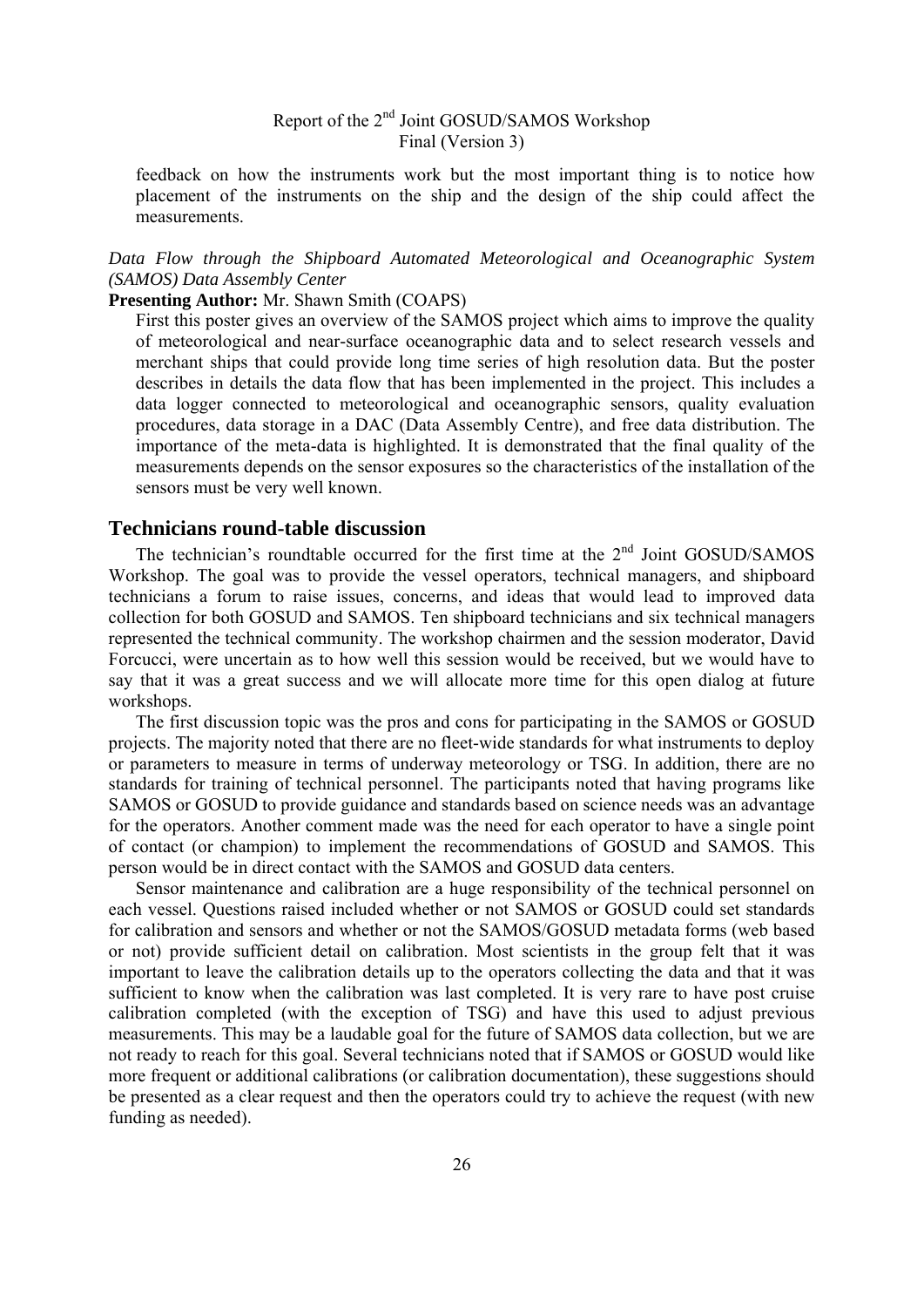feedback on how the instruments work but the most important thing is to notice how placement of the instruments on the ship and the design of the ship could affect the measurements.

*Data Flow through the Shipboard Automated Meteorological and Oceanographic System (SAMOS) Data Assembly Center*

**Presenting Author:** Mr. Shawn Smith (COAPS)

First this poster gives an overview of the SAMOS project which aims to improve the quality of meteorological and near-surface oceanographic data and to select research vessels and merchant ships that could provide long time series of high resolution data. But the poster describes in details the data flow that has been implemented in the project. This includes a data logger connected to meteorological and oceanographic sensors, quality evaluation procedures, data storage in a DAC (Data Assembly Centre), and free data distribution. The importance of the meta-data is highlighted. It is demonstrated that the final quality of the measurements depends on the sensor exposures so the characteristics of the installation of the sensors must be very well known.

## Technicians round-table discussion

The technician's roundtable occurred for the first time at the 2nd Joint GOSUD/SAMOS Workshop. The goal was to provide the vessel operators, technical managers, and shipboard technicians a forum to raise issues, concerns, and ideas that would lead to improved data collection for both GOSUD and SAMOS. Ten shipboard technicians and six technical managers represented the technical community. The workshop chairmen and the session moderator, David Forcucci, were uncertain as to how well this session would be received, but we would have to say that it was a great success and we will allocate more time for this open dialog at future workshops.

The first discussion topic was the pros and cons for participating in the SAMOS or GOSUD projects. The majority noted that there are no fleet-wide standards for what instruments to deploy or parameters to measure in terms of underway meteorology or TSG. In addition, there are no standards for training of technical personnel. The participants noted that having programs like SAMOS or GOSUD to provide guidance and standards based on science needs was an advantage for the operators. Another comment made was the need for each operator to have a single point of contact (or champion) to implement the recommendations of GOSUD and SAMOS. This person would be in direct contact with the SAMOS and GOSUD data centers.

Sensor maintenance and calibration are a huge responsibility of the technical personnel on each vessel. Questions raised included whether or not SAMOS or GOSUD could set standards for calibration and sensors and whether or not the SAMOS/GOSUD metadata forms (web based or not) provide sufficient detail on calibration. Most scientists in the group felt that it was important to leave the calibration details up to the operators collecting the data and that it was sufficient to know when the calibration was last completed. It is very rare to have post cruise calibration completed (with the exception of TSG) and have this used to adjust previous measurements. This may be a laudable goal for the future of SAMOS data collection, but we are not ready to reach for this goal. Several technicians noted that if SAMOS or GOSUD would like more frequent or additional calibrations (or calibration documentation), these suggestions should be presented as a clear request and then the operators could try to achieve the request (with new funding as needed).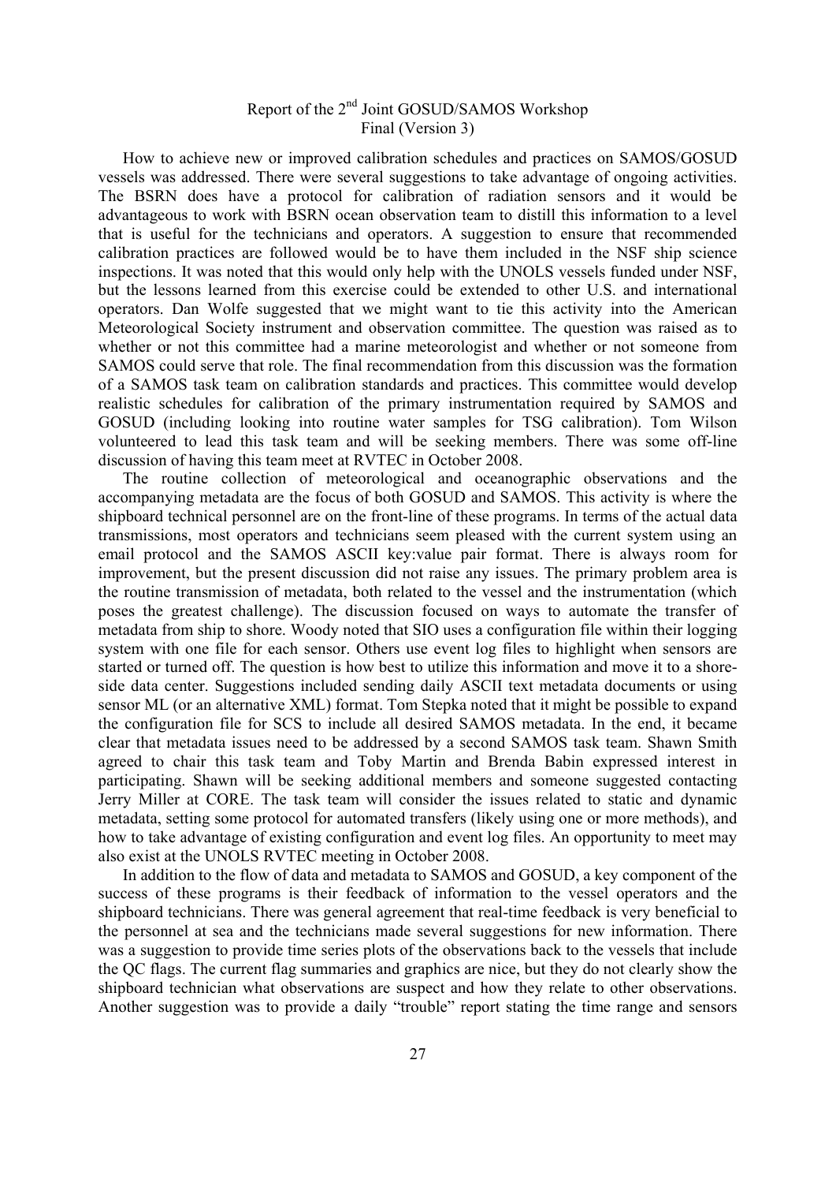How to achieve new or improved calibration schedules and practices on SAMOS/GOSUD vessels was addressed. There were several suggestions to take advantage of ongoing activities. The BSRN does have a protocol for calibration of radiation sensors and it would be advantageous to work with BSRN ocean observation team to distill this information to a level that is useful for the technicians and operators. A suggestion to ensure that recommended calibration practices are followed would be to have them included in the NSF ship science inspections. It was noted that this would only help with the UNOLS vessels funded under NSF, but the lessons learned from this exercise could be extended to other U.S. and international operators. Dan Wolfe suggested that we might want to tie this activity into the American Meteorological Society instrument and observation committee. The question was raised as to whether or not this committee had a marine meteorologist and whether or not someone from SAMOS could serve that role. The final recommendation from this discussion was the formation of a SAMOS task team on calibration standards and practices. This committee would develop realistic schedules for calibration of the primary instrumentation required by SAMOS and GOSUD (including looking into routine water samples for TSG calibration). Tom Wilson volunteered to lead this task team and will be seeking members. There was some off-line discussion of having this team meet at RVTEC in October 2008.

The routine collection of meteorological and oceanographic observations and the accompanying metadata are the focus of both GOSUD and SAMOS. This activity is where the shipboard technical personnel are on the front-line of these programs. In terms of the actual data transmissions, most operators and technicians seem pleased with the current system using an email protocol and the SAMOS ASCII key:value pair format. There is always room for improvement, but the present discussion did not raise any issues. The primary problem area is the routine transmission of metadata, both related to the vessel and the instrumentation (which poses the greatest challenge). The discussion focused on ways to automate the transfer of metadata from ship to shore. Woody noted that SIO uses a configuration file within their logging system with one file for each sensor. Others use event log files to highlight when sensors are started or turned off. The question is how best to utilize this information and move it to a shore-side data center. Suggestions included sending daily ASCII text metadata documents or using sensor ML (or an alternative XML) format. Tom Stepka noted that it might be possible to expand the configuration file for SCS to include all desired SAMOS metadata. In the end, it became clear that metadata issues need to be addressed by a second SAMOS task team. Shawn Smith agreed to chair this task team and Toby Martin and Brenda Babin expressed interest in participating. Shawn will be seeking additional members and someone suggested contacting Jerry Miller at CORE. The task team will consider the issues related to static and dynamic metadata, setting some protocol for automated transfers (likely using one or more methods), and how to take advantage of existing configuration and event log files. An opportunity to meet may also exist at the UNOLS RVTEC meeting in October 2008.

In addition to the flow of data and metadata to SAMOS and GOSUD, a key component of the success of these programs is their feedback of information to the vessel operators and the shipboard technicians. There was general agreement that real-time feedback is very beneficial to the personnel at sea and the technicians made several suggestions for new information. There was a suggestion to provide time series plots of the observations back to the vessels that include the QC flags. The current flag summaries and graphics are nice, but they do not clearly show the shipboard technician what observations are suspect and how they relate to other observations. Another suggestion was to provide a daily "trouble" report stating the time range and sensors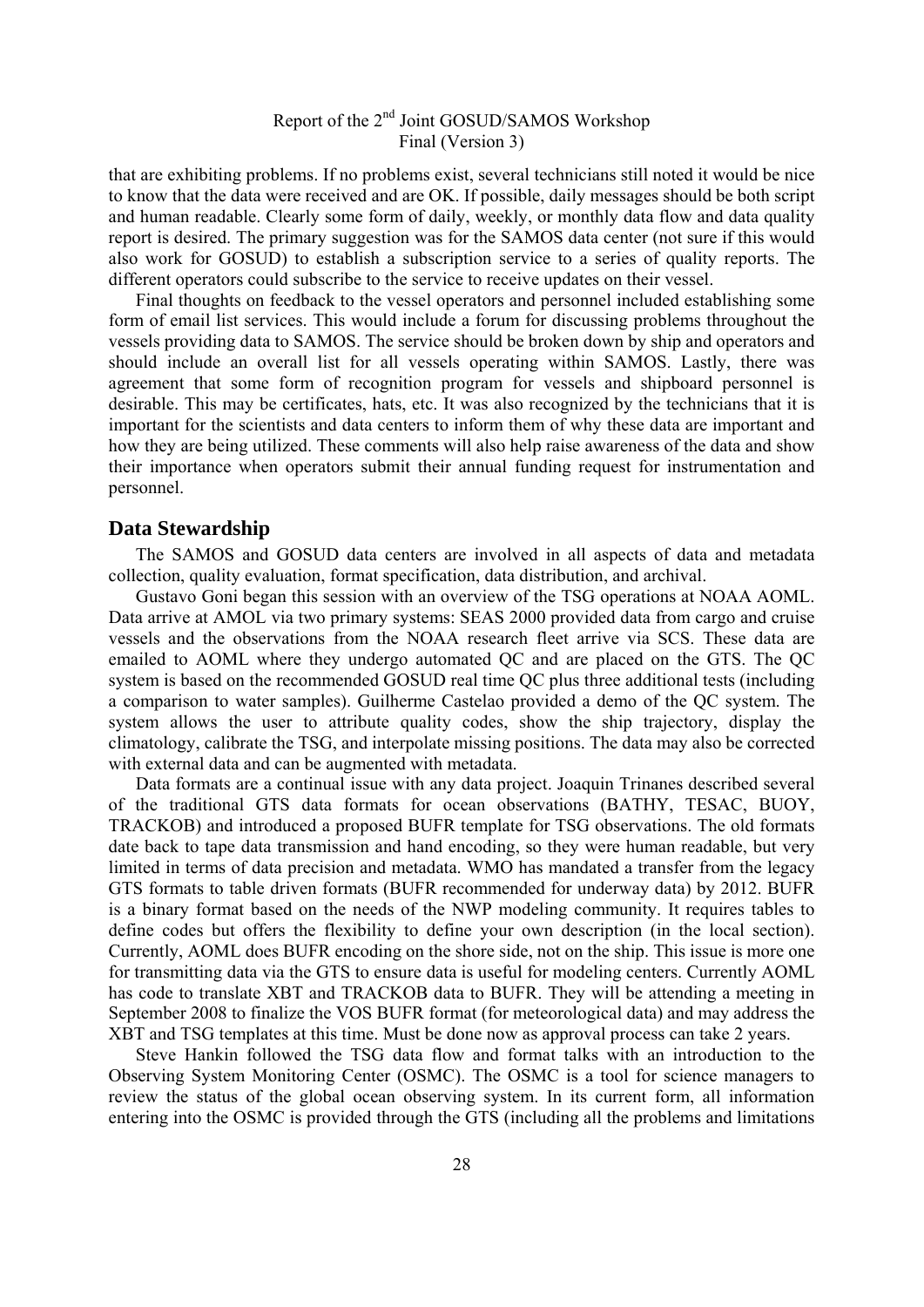that are exhibiting problems. If no problems exist, several technicians still noted it would be nice to know that the data were received and are OK. If possible, daily messages should be both script and human readable. Clearly some form of daily, weekly, or monthly data flow and data quality report is desired. The primary suggestion was for the SAMOS data center (not sure if this would also work for GOSUD) to establish a subscription service to a series of quality reports. The different operators could subscribe to the service to receive updates on their vessel.

Final thoughts on feedback to the vessel operators and personnel included establishing some form of email list services. This would include a forum for discussing problems throughout the vessels providing data to SAMOS. The service should be broken down by ship and operators and should include an overall list for all vessels operating within SAMOS. Lastly, there was agreement that some form of recognition program for vessels and shipboard personnel is desirable. This may be certificates, hats, etc. It was also recognized by the technicians that it is important for the scientists and data centers to inform them of why these data are important and how they are being utilized. These comments will also help raise awareness of the data and show their importance when operators submit their annual funding request for instrumentation and personnel.

## Data Stewardship

The SAMOS and GOSUD data centers are involved in all aspects of data and metadata collection, quality evaluation, format specification, data distribution, and archival.

Gustavo Goni began this session with an overview of the TSG operations at NOAA AOML. Data arrive at AMOL via two primary systems: SEAS 2000 provided data from cargo and cruise vessels and the observations from the NOAA research fleet arrive via SCS. These data are emailed to AOML where they undergo automated QC and are placed on the GTS. The QC system is based on the recommended GOSUD real time QC plus three additional tests (including a comparison to water samples). Guilherme Castelao provided a demo of the QC system. The system allows the user to attribute quality codes, show the ship trajectory, display the climatology, calibrate the TSG, and interpolate missing positions. The data may also be corrected with external data and can be augmented with metadata.

Data formats are a continual issue with any data project. Joaquin Trinanes described several of the traditional GTS data formats for ocean observations (BATHY, TESAC, BUOY, TRACKOB) and introduced a proposed BUFR template for TSG observations. The old formats date back to tape data transmission and hand encoding, so they were human readable, but very limited in terms of data precision and metadata. WMO has mandated a transfer from the legacy GTS formats to table driven formats (BUFR recommended for underway data) by 2012. BUFR is a binary format based on the needs of the NWP modeling community. It requires tables to define codes but offers the flexibility to define your own description (in the local section). Currently, AOML does BUFR encoding on the shore side, not on the ship. This issue is more one for transmitting data via the GTS to ensure data is useful for modeling centers. Currently AOML has code to translate XBT and TRACKOB data to BUFR. They will be attending a meeting in September 2008 to finalize the VOS BUFR format (for meteorological data) and may address the XBT and TSG templates at this time. Must be done now as approval process can take 2 years.

Steve Hankin followed the TSG data flow and format talks with an introduction to the Observing System Monitoring Center (OSMC). The OSMC is a tool for science managers to review the status of the global ocean observing system. In its current form, all information entering into the OSMC is provided through the GTS (including all the problems and limitations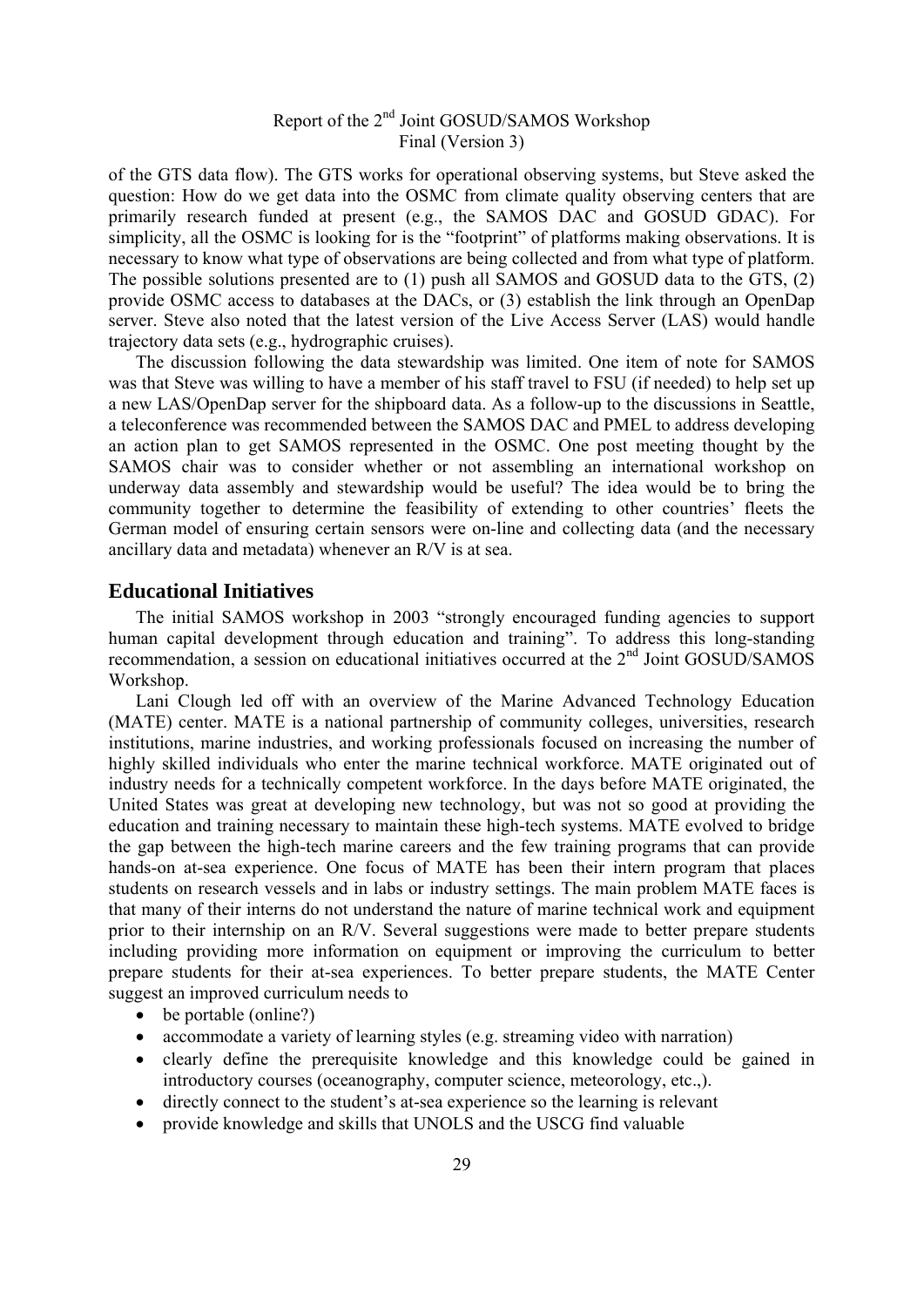of the GTS data flow). The GTS works for operational observing systems, but Steve asked the question: How do we get data into the OSMC from climate quality observing centers that are primarily research funded at present (e.g., the SAMOS DAC and GOSUD GDAC). For simplicity, all the OSMC is looking for is the "footprint" of platforms making observations. It is necessary to know what type of observations are being collected and from what type of platform. The possible solutions presented are to (1) push all SAMOS and GOSUD data to the GTS, (2) provide OSMC access to databases at the DACs, or (3) establish the link through an OpenDap server. Steve also noted that the latest version of the Live Access Server (LAS) would handle trajectory data sets (e.g., hydrographic cruises).

The discussion following the data stewardship was limited. One item of note for SAMOS was that Steve was willing to have a member of his staff travel to FSU (if needed) to help set up a new LAS/OpenDap server for the shipboard data. As a follow-up to the discussions in Seattle, a teleconference was recommended between the SAMOS DAC and PMEL to address developing an action plan to get SAMOS represented in the OSMC. One post meeting thought by the SAMOS chair was to consider whether or not assembling an international workshop on underway data assembly and stewardship would be useful? The idea would be to bring the community together to determine the feasibility of extending to other countries' fleets the German model of ensuring certain sensors were on-line and collecting data (and the necessary ancillary data and metadata) whenever an R/V is at sea.

## Educational Initiatives

The initial SAMOS workshop in 2003 "strongly encouraged funding agencies to support human capital development through education and training". To address this long-standing recommendation, a session on educational initiatives occurred at the 2nd Joint GOSUD/SAMOS Workshop.

Lani Clough led off with an overview of the Marine Advanced Technology Education (MATE) center. MATE is a national partnership of community colleges, universities, research institutions, marine industries, and working professionals focused on increasing the number of highly skilled individuals who enter the marine technical workforce. MATE originated out of industry needs for a technically competent workforce. In the days before MATE originated, the United States was great at developing new technology, but was not so good at providing the education and training necessary to maintain these high-tech systems. MATE evolved to bridge the gap between the high-tech marine careers and the few training programs that can provide hands-on at-sea experience. One focus of MATE has been their intern program that places students on research vessels and in labs or industry settings. The main problem MATE faces is that many of their interns do not understand the nature of marine technical work and equipment prior to their internship on an R/V. Several suggestions were made to better prepare students including providing more information on equipment or improving the curriculum to better prepare students for their at-sea experiences. To better prepare students, the MATE Center suggest an improved curriculum needs to

- be portable (online?)
- accommodate a variety of learning styles (e.g. streaming video with narration)
- clearly define the prerequisite knowledge and this knowledge could be gained in introductory courses (oceanography, computer science, meteorology, etc.,).
- directly connect to the student's at-sea experience so the learning is relevant
- provide knowledge and skills that UNOLS and the USCG find valuable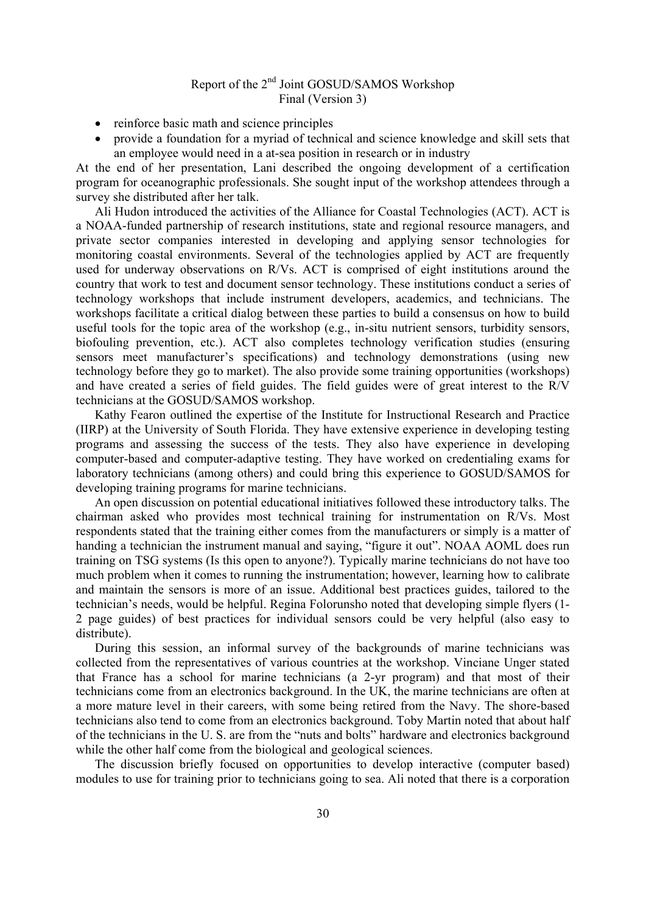- reinforce basic math and science principles
- provide a foundation for a myriad of technical and science knowledge and skill sets that an employee would need in a at-sea position in research or in industry

At the end of her presentation, Lani described the ongoing development of a certification program for oceanographic professionals. She sought input of the workshop attendees through a survey she distributed after her talk.

Ali Hudon introduced the activities of the Alliance for Coastal Technologies (ACT). ACT is a NOAA-funded partnership of research institutions, state and regional resource managers, and private sector companies interested in developing and applying sensor technologies for monitoring coastal environments. Several of the technologies applied by ACT are frequently used for underway observations on R/Vs. ACT is comprised of eight institutions around the country that work to test and document sensor technology. These institutions conduct a series of technology workshops that include instrument developers, academics, and technicians. The workshops facilitate a critical dialog between these parties to build a consensus on how to build useful tools for the topic area of the workshop (e.g., in-situ nutrient sensors, turbidity sensors, biofouling prevention, etc.). ACT also completes technology verification studies (ensuring sensors meet manufacturer's specifications) and technology demonstrations (using new technology before they go to market). The also provide some training opportunities (workshops) and have created a series of field guides. The field guides were of great interest to the R/V technicians at the GOSUD/SAMOS workshop.

Kathy Fearon outlined the expertise of the Institute for Instructional Research and Practice (IIRP) at the University of South Florida. They have extensive experience in developing testing programs and assessing the success of the tests. They also have experience in developing computer-based and computer-adaptive testing. They have worked on credentialing exams for laboratory technicians (among others) and could bring this experience to GOSUD/SAMOS for developing training programs for marine technicians.

An open discussion on potential educational initiatives followed these introductory talks. The chairman asked who provides most technical training for instrumentation on R/Vs. Most respondents stated that the training either comes from the manufacturers or simply is a matter of handing a technician the instrument manual and saying, "figure it out". NOAA AOML does run training on TSG systems (Is this open to anyone?). Typically marine technicians do not have too much problem when it comes to running the instrumentation; however, learning how to calibrate and maintain the sensors is more of an issue. Additional best practices guides, tailored to the technician's needs, would be helpful. Regina Folorunsho noted that developing simple flyers (1-2 page guides) of best practices for individual sensors could be very helpful (also easy to distribute).

During this session, an informal survey of the backgrounds of marine technicians was collected from the representatives of various countries at the workshop. Vinciane Unger stated that France has a school for marine technicians (a 2-yr program) and that most of their technicians come from an electronics background. In the UK, the marine technicians are often at a more mature level in their careers, with some being retired from the Navy. The shore-based technicians also tend to come from an electronics background. Toby Martin noted that about half of the technicians in the U. S. are from the "nuts and bolts" hardware and electronics background while the other half come from the biological and geological sciences.

The discussion briefly focused on opportunities to develop interactive (computer based) modules to use for training prior to technicians going to sea. Ali noted that there is a corporation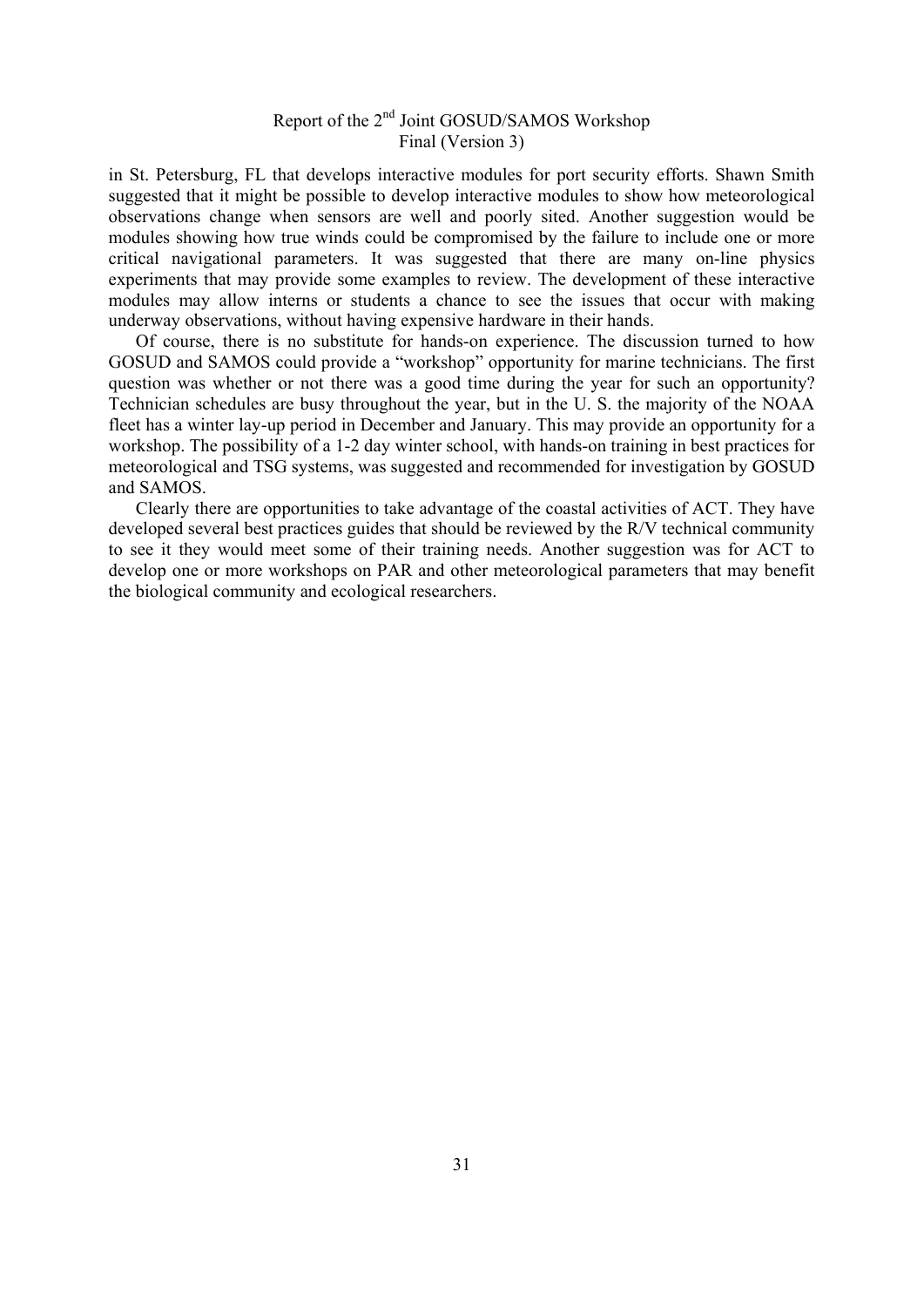in St. Petersburg, FL that develops interactive modules for port security efforts. Shawn Smith suggested that it might be possible to develop interactive modules to show how meteorological observations change when sensors are well and poorly sited. Another suggestion would be modules showing how true winds could be compromised by the failure to include one or more critical navigational parameters. It was suggested that there are many on-line physics experiments that may provide some examples to review. The development of these interactive modules may allow interns or students a chance to see the issues that occur with making underway observations, without having expensive hardware in their hands.

Of course, there is no substitute for hands-on experience. The discussion turned to how GOSUD and SAMOS could provide a "workshop" opportunity for marine technicians. The first question was whether or not there was a good time during the year for such an opportunity? Technician schedules are busy throughout the year, but in the U. S. the majority of the NOAA fleet has a winter lay-up period in December and January. This may provide an opportunity for a workshop. The possibility of a 1-2 day winter school, with hands-on training in best practices for meteorological and TSG systems, was suggested and recommended for investigation by GOSUD and SAMOS.

Clearly there are opportunities to take advantage of the coastal activities of ACT. They have developed several best practices guides that should be reviewed by the R/V technical community to see it they would meet some of their training needs. Another suggestion was for ACT to develop one or more workshops on PAR and other meteorological parameters that may benefit the biological community and ecological researchers.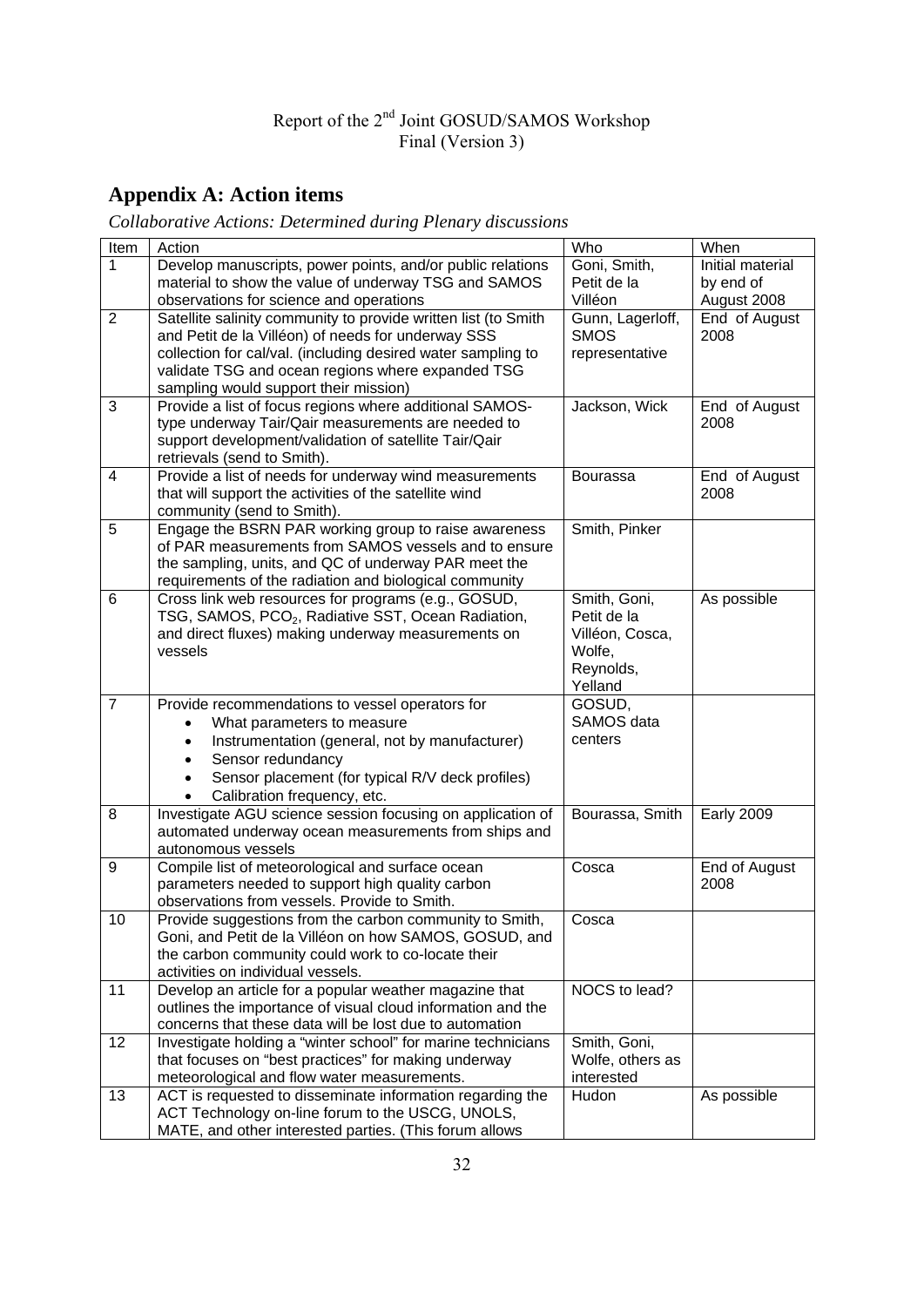## Appendix A: Action items

*Collaborative Actions: Determined during Plenary discussions*

| Item | Action | Who | When |
|---|---|---|---|
| 1 | Develop manuscripts, power points, and/or public relations material to show the value of underway TSG and SAMOS observations for science and operations | Goni, Smith, Petit de la Villéon | Initial material by end of August 2008 |
| 2 | Satellite salinity community to provide written list (to Smith and Petit de la Villéon) of needs for underway SSS collection for cal/val. (including desired water sampling to validate TSG and ocean regions where expanded TSG sampling would support their mission) | Gunn, Lagerloff, SMOS representative | End of August 2008 |
| 3 | Provide a list of focus regions where additional SAMOS-type underway Tair/Qair measurements are needed to support development/validation of satellite Tair/Qair retrievals (send to Smith). | Jackson, Wick | End of August 2008 |
| 4 | Provide a list of needs for underway wind measurements that will support the activities of the satellite wind community (send to Smith). | Bourassa | End of August 2008 |
| 5 | Engage the BSRN PAR working group to raise awareness of PAR measurements from SAMOS vessels and to ensure the sampling, units, and QC of underway PAR meet the requirements of the radiation and biological community | Smith, Pinker | |
| 6 | Cross link web resources for programs (e.g., GOSUD, TSG, SAMOS, $PCO_2$, Radiative SST, Ocean Radiation, and direct fluxes) making underway measurements on vessels | Smith, Goni, Petit de la Villéon, Cosca, Wolfe, Reynolds, Yelland | As possible |
| 7 | Provide recommendations to vessel operators for<br>• What parameters to measure<br>• Instrumentation (general, not by manufacturer)<br>• Sensor redundancy<br>• Sensor placement (for typical R/V deck profiles)<br>• Calibration frequency, etc. | GOSUD, SAMOS data centers | |
| 8 | Investigate AGU science session focusing on application of automated underway ocean measurements from ships and autonomous vessels | Bourassa, Smith | Early 2009 |
| 9 | Compile list of meteorological and surface ocean parameters needed to support high quality carbon observations from vessels. Provide to Smith. | Cosca | End of August 2008 |
| 10 | Provide suggestions from the carbon community to Smith, Goni, and Petit de la Villéon on how SAMOS, GOSUD, and the carbon community could work to co-locate their activities on individual vessels. | Cosca | |
| 11 | Develop an article for a popular weather magazine that outlines the importance of visual cloud information and the concerns that these data will be lost due to automation | NOCS to lead? | |
| 12 | Investigate holding a "winter school" for marine technicians that focuses on "best practices" for making underway meteorological and flow water measurements. | Smith, Goni, Wolfe, others as interested | |
| 13 | ACT is requested to disseminate information regarding the ACT Technology on-line forum to the USCG, UNOLS, MATE, and other interested parties. (This forum allows | Hudon | As possible |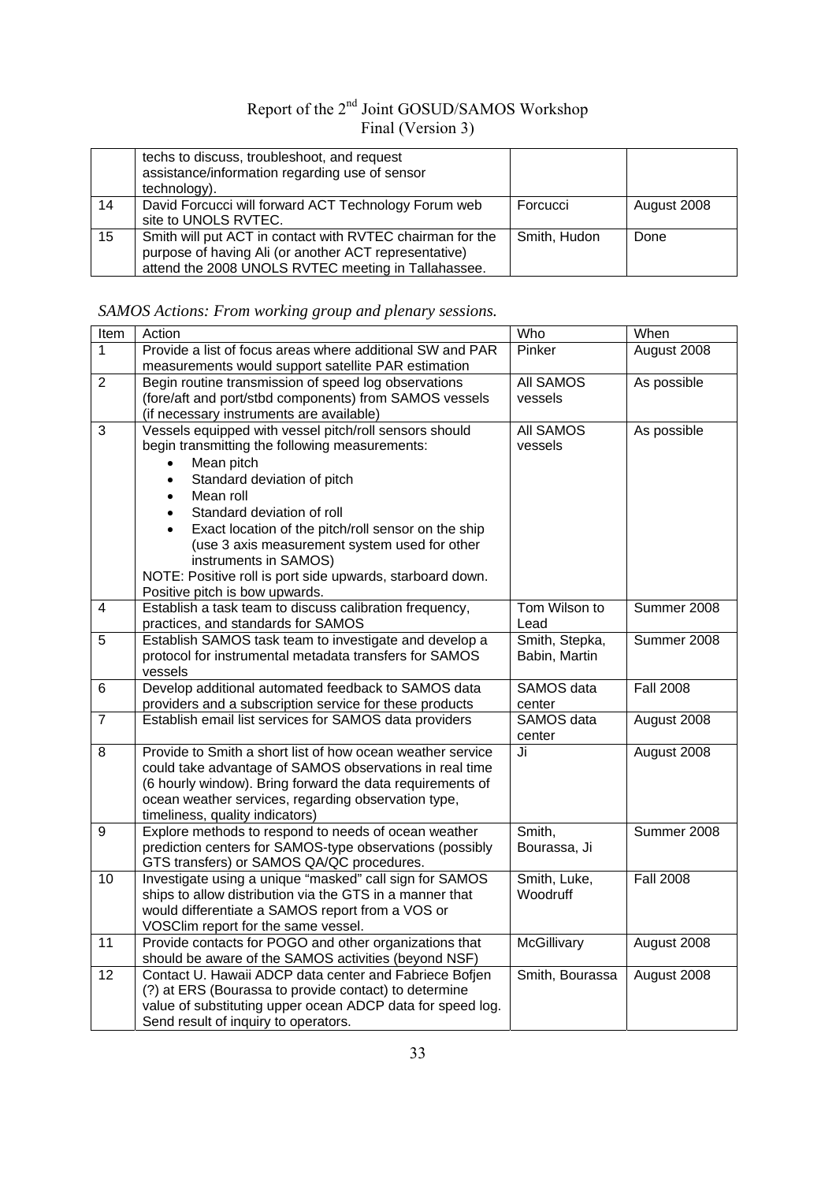|  | techs to discuss, troubleshoot, and request assistance/information regarding use of sensor technology). |  |  |
|---|---|---|---|
| 14 | David Forcucci will forward ACT Technology Forum web site to UNOLS RVTEC. | Forcucci | August 2008 |
| 15 | Smith will put ACT in contact with RVTEC chairman for the purpose of having Ali (or another ACT representative) attend the 2008 UNOLS RVTEC meeting in Tallahassee. | Smith, Hudon | Done |

*SAMOS Actions: From working group and plenary sessions.*

| Item | Action | Who | When |
|---|---|---|---|
| 1 | Provide a list of focus areas where additional SW and PAR measurements would support satellite PAR estimation | Pinker | August 2008 |
| 2 | Begin routine transmission of speed log observations (fore/aft and port/stbd components) from SAMOS vessels (if necessary instruments are available) | All SAMOS vessels | As possible |
| 3 | Vessels equipped with vessel pitch/roll sensors should begin transmitting the following measurements: <br>• Mean pitch <br>• Standard deviation of pitch <br>• Mean roll <br>• Standard deviation of roll <br>• Exact location of the pitch/roll sensor on the ship (use 3 axis measurement system used for other instruments in SAMOS) <br>NOTE: Positive roll is port side upwards, starboard down. Positive pitch is bow upwards. | All SAMOS vessels | As possible |
| 4 | Establish a task team to discuss calibration frequency, practices, and standards for SAMOS | Tom Wilson to Lead | Summer 2008 |
| 5 | Establish SAMOS task team to investigate and develop a protocol for instrumental metadata transfers for SAMOS vessels | Smith, Stepka, Babin, Martin | Summer 2008 |
| 6 | Develop additional automated feedback to SAMOS data providers and a subscription service for these products | SAMOS data center | Fall 2008 |
| 7 | Establish email list services for SAMOS data providers | SAMOS data center | August 2008 |
| 8 | Provide to Smith a short list of how ocean weather service could take advantage of SAMOS observations in real time (6 hourly window). Bring forward the data requirements of ocean weather services, regarding observation type, timeliness, quality indicators) | Ji | August 2008 |
| 9 | Explore methods to respond to needs of ocean weather prediction centers for SAMOS-type observations (possibly GTS transfers) or SAMOS QA/QC procedures. | Smith, Bourassa, Ji | Summer 2008 |
| 10 | Investigate using a unique "masked" call sign for SAMOS ships to allow distribution via the GTS in a manner that would differentiate a SAMOS report from a VOS or VOSClim report for the same vessel. | Smith, Luke, Woodruff | Fall 2008 |
| 11 | Provide contacts for POGO and other organizations that should be aware of the SAMOS activities (beyond NSF) | McGillivary | August 2008 |
| 12 | Contact U. Hawaii ADCP data center and Fabriece Bofjen (?) at ERS (Bourassa to provide contact) to determine value of substituting upper ocean ADCP data for speed log. Send result of inquiry to operators. | Smith, Bourassa | August 2008 |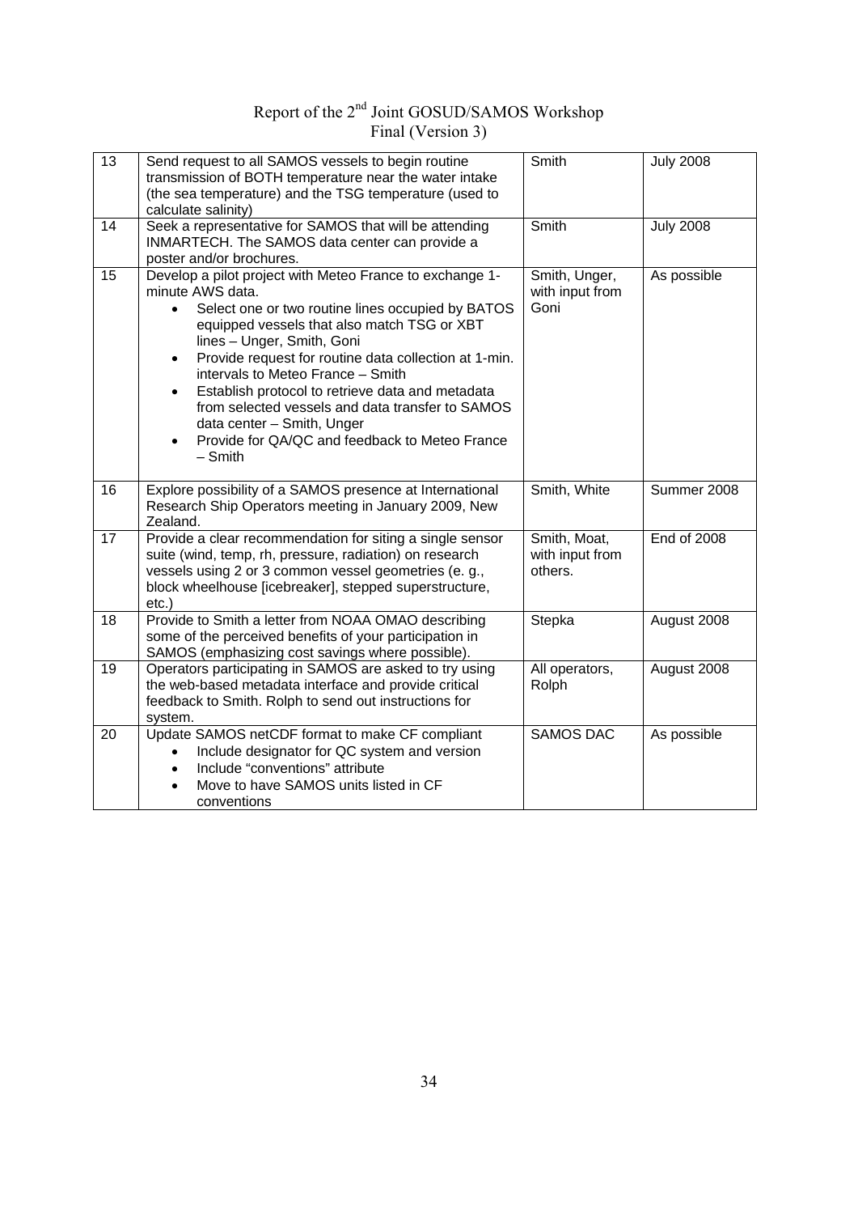| 13 | Send request to all SAMOS vessels to begin routine transmission of BOTH temperature near the water intake (the sea temperature) and the TSG temperature (used to calculate salinity) | Smith | July 2008 |
|---|---|---|---|
| 14 | Seek a representative for SAMOS that will be attending INMARTECH. The SAMOS data center can provide a poster and/or brochures. | Smith | July 2008 |
| 15 | Develop a pilot project with Meteo France to exchange 1-minute AWS data.<br>• Select one or two routine lines occupied by BATOS equipped vessels that also match TSG or XBT lines – Unger, Smith, Goni<br>• Provide request for routine data collection at 1-min. intervals to Meteo France – Smith<br>• Establish protocol to retrieve data and metadata from selected vessels and data transfer to SAMOS data center – Smith, Unger<br>• Provide for QA/QC and feedback to Meteo France – Smith | Smith, Unger, with input from Goni | As possible |
| 16 | Explore possibility of a SAMOS presence at International Research Ship Operators meeting in January 2009, New Zealand. | Smith, White | Summer 2008 |
| 17 | Provide a clear recommendation for siting a single sensor suite (wind, temp, rh, pressure, radiation) on research vessels using 2 or 3 common vessel geometries (e. g., block wheelhouse [icebreaker], stepped superstructure, etc.) | Smith, Moat, with input from others. | End of 2008 |
| 18 | Provide to Smith a letter from NOAA OMAO describing some of the perceived benefits of your participation in SAMOS (emphasizing cost savings where possible). | Stepka | August 2008 |
| 19 | Operators participating in SAMOS are asked to try using the web-based metadata interface and provide critical feedback to Smith. Rolph to send out instructions for system. | All operators, Rolph | August 2008 |
| 20 | Update SAMOS netCDF format to make CF compliant<br>• Include designator for QC system and version<br>• Include "conventions" attribute<br>• Move to have SAMOS units listed in CF conventions | SAMOS DAC | As possible |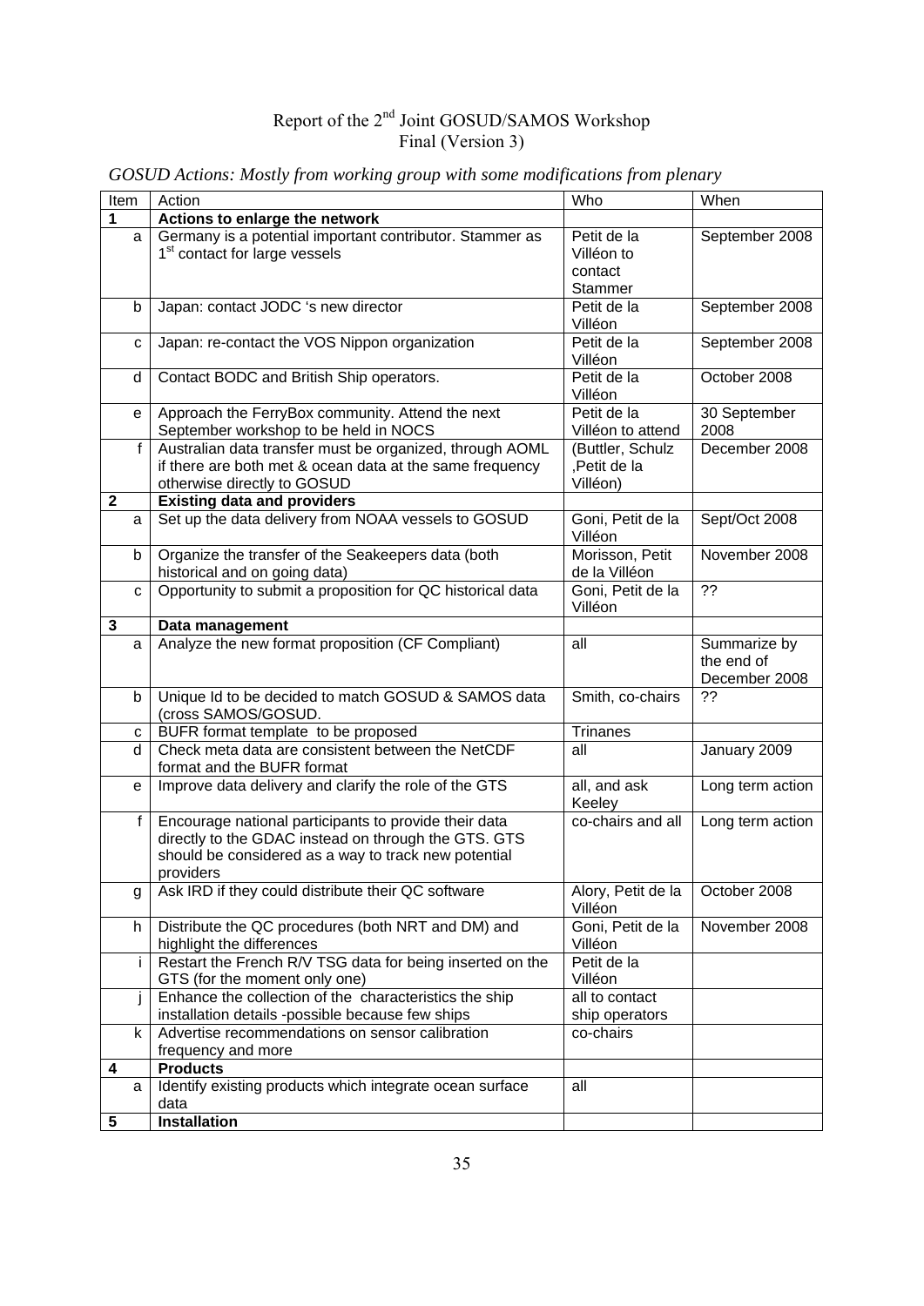Report of the 2nd Joint GOSUD/SAMOS Workshop
Final (Version 3)

*GOSUD Actions: Mostly from working group with some modifications from plenary*

| Item | Action | Who | When |
|---|---|---|---|
| **1** | **Actions to enlarge the network** | | |
| a | Germany is a potential important contributor. Stammer as 1st contact for large vessels | Petit de la Villéon to contact Stammer | September 2008 |
| b | Japan: contact JODC 's new director | Petit de la Villéon | September 2008 |
| c | Japan: re-contact the VOS Nippon organization | Petit de la Villéon | September 2008 |
| d | Contact BODC and British Ship operators. | Petit de la Villéon | October 2008 |
| e | Approach the FerryBox community. Attend the next September workshop to be held in NOCS | Petit de la Villéon to attend | 30 September 2008 |
| f | Australian data transfer must be organized, through AOML if there are both met & ocean data at the same frequency otherwise directly to GOSUD | (Buttler, Schulz ,Petit de la Villéon) | December 2008 |
| **2** | **Existing data and providers** | | |
| a | Set up the data delivery from NOAA vessels to GOSUD | Goni, Petit de la Villéon | Sept/Oct 2008 |
| b | Organize the transfer of the Seakeepers data (both historical and on going data) | Morisson, Petit de la Villéon | November 2008 |
| c | Opportunity to submit a proposition for QC historical data | Goni, Petit de la Villéon | ?? |
| **3** | **Data management** | | |
| a | Analyze the new format proposition (CF Compliant) | all | Summarize by the end of December 2008 |
| b | Unique Id to be decided to match GOSUD & SAMOS data (cross SAMOS/GOSUD. | Smith, co-chairs | ?? |
| c | BUFR format template to be proposed | Trinanes | |
| d | Check meta data are consistent between the NetCDF format and the BUFR format | all | January 2009 |
| e | Improve data delivery and clarify the role of the GTS | all, and ask Keeley | Long term action |
| f | Encourage national participants to provide their data directly to the GDAC instead on through the GTS. GTS should be considered as a way to track new potential providers | co-chairs and all | Long term action |
| g | Ask IRD if they could distribute their QC software | Alory, Petit de la Villéon | October 2008 |
| h | Distribute the QC procedures (both NRT and DM) and highlight the differences | Goni, Petit de la Villéon | November 2008 |
| i | Restart the French R/V TSG data for being inserted on the GTS (for the moment only one) | Petit de la Villéon | |
| j | Enhance the collection of the characteristics the ship installation details -possible because few ships | all to contact ship operators | |
| k | Advertise recommendations on sensor calibration frequency and more | co-chairs | |
| **4** | **Products** | | |
| a | Identify existing products which integrate ocean surface data | all | |
| **5** | **Installation** | | |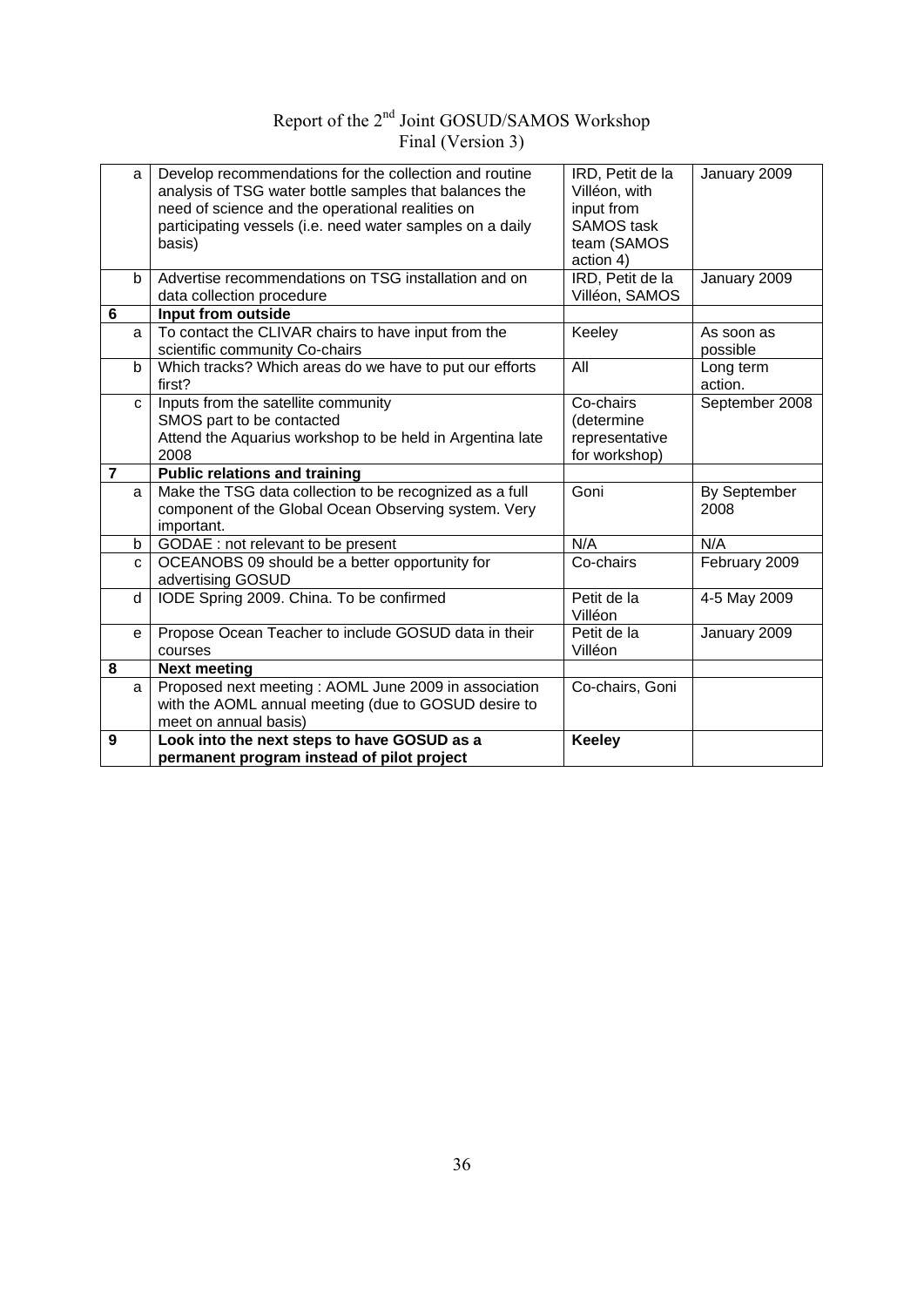| | | | |
|---|---|---|---|
| a | Develop recommendations for the collection and routine analysis of TSG water bottle samples that balances the need of science and the operational realities on participating vessels (i.e. need water samples on a daily basis) | IRD, Petit de la Villéon, with input from SAMOS task team (SAMOS action 4) | January 2009 |
| b | Advertise recommendations on TSG installation and on data collection procedure | IRD, Petit de la Villéon, SAMOS | January 2009 |
| **6** | **Input from outside** | | |
| a | To contact the CLIVAR chairs to have input from the scientific community Co-chairs | Keeley | As soon as possible |
| b | Which tracks? Which areas do we have to put our efforts first? | All | Long term action. |
| c | Inputs from the satellite community<br>SMOS part to be contacted<br>Attend the Aquarius workshop to be held in Argentina late 2008 | Co-chairs (determine representative for workshop) | September 2008 |
| **7** | **Public relations and training** | | |
| a | Make the TSG data collection to be recognized as a full component of the Global Ocean Observing system. Very important. | Goni | By September 2008 |
| b | GODAE : not relevant to be present | N/A | N/A |
| c | OCEANOBS 09 should be a better opportunity for advertising GOSUD | Co-chairs | February 2009 |
| d | IODE Spring 2009. China. To be confirmed | Petit de la Villéon | 4-5 May 2009 |
| e | Propose Ocean Teacher to include GOSUD data in their courses | Petit de la Villéon | January 2009 |
| **8** | **Next meeting** | | |
| a | Proposed next meeting : AOML June 2009 in association with the AOML annual meeting (due to GOSUD desire to meet on annual basis) | Co-chairs, Goni | |
| **9** | **Look into the next steps to have GOSUD as a permanent program instead of pilot project** | **Keeley** | |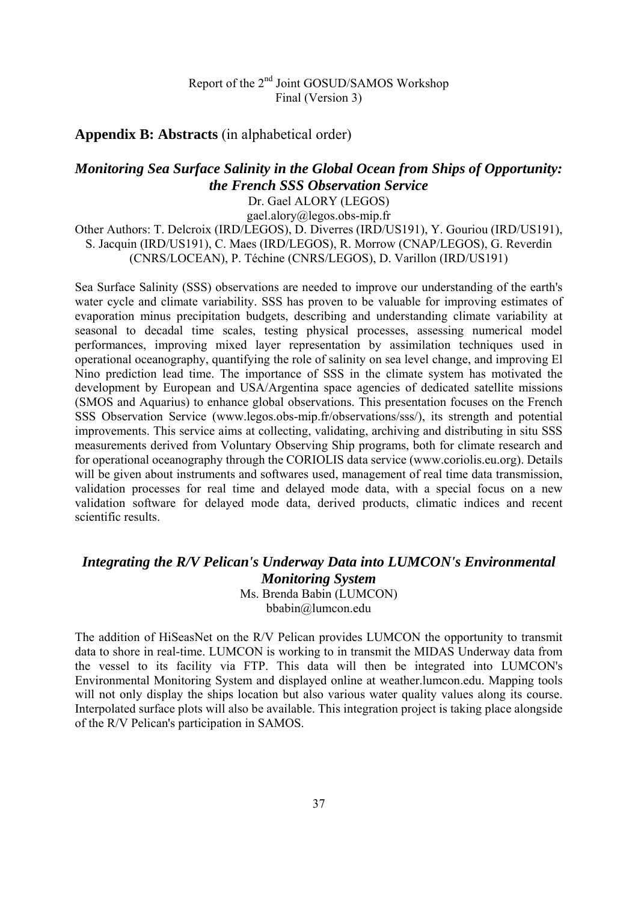## Appendix B: Abstracts (in alphabetical order)

### *Monitoring Sea Surface Salinity in the Global Ocean from Ships of Opportunity: the French SSS Observation Service*

Dr. Gael ALORY (LEGOS)
gael.alory@legos.obs-mip.fr

Other Authors: T. Delcroix (IRD/LEGOS), D. Diverres (IRD/US191), Y. Gouriou (IRD/US191), S. Jacquin (IRD/US191), C. Maes (IRD/LEGOS), R. Morrow (CNAP/LEGOS), G. Reverdin (CNRS/LOCEAN), P. Téchine (CNRS/LEGOS), D. Varillon (IRD/US191)

Sea Surface Salinity (SSS) observations are needed to improve our understanding of the earth's water cycle and climate variability. SSS has proven to be valuable for improving estimates of evaporation minus precipitation budgets, describing and understanding climate variability at seasonal to decadal time scales, testing physical processes, assessing numerical model performances, improving mixed layer representation by assimilation techniques used in operational oceanography, quantifying the role of salinity on sea level change, and improving El Nino prediction lead time. The importance of SSS in the climate system has motivated the development by European and USA/Argentina space agencies of dedicated satellite missions (SMOS and Aquarius) to enhance global observations. This presentation focuses on the French SSS Observation Service (www.legos.obs-mip.fr/observations/sss/), its strength and potential improvements. This service aims at collecting, validating, archiving and distributing in situ SSS measurements derived from Voluntary Observing Ship programs, both for climate research and for operational oceanography through the CORIOLIS data service (www.coriolis.eu.org). Details will be given about instruments and softwares used, management of real time data transmission, validation processes for real time and delayed mode data, with a special focus on a new validation software for delayed mode data, derived products, climatic indices and recent scientific results.

### *Integrating the R/V Pelican's Underway Data into LUMCON's Environmental Monitoring System*

Ms. Brenda Babin (LUMCON)
bbabin@lumcon.edu

The addition of HiSeasNet on the R/V Pelican provides LUMCON the opportunity to transmit data to shore in real-time. LUMCON is working to in transmit the MIDAS Underway data from the vessel to its facility via FTP. This data will then be integrated into LUMCON's Environmental Monitoring System and displayed online at weather.lumcon.edu. Mapping tools will not only display the ships location but also various water quality values along its course. Interpolated surface plots will also be available. This integration project is taking place alongside of the R/V Pelican's participation in SAMOS.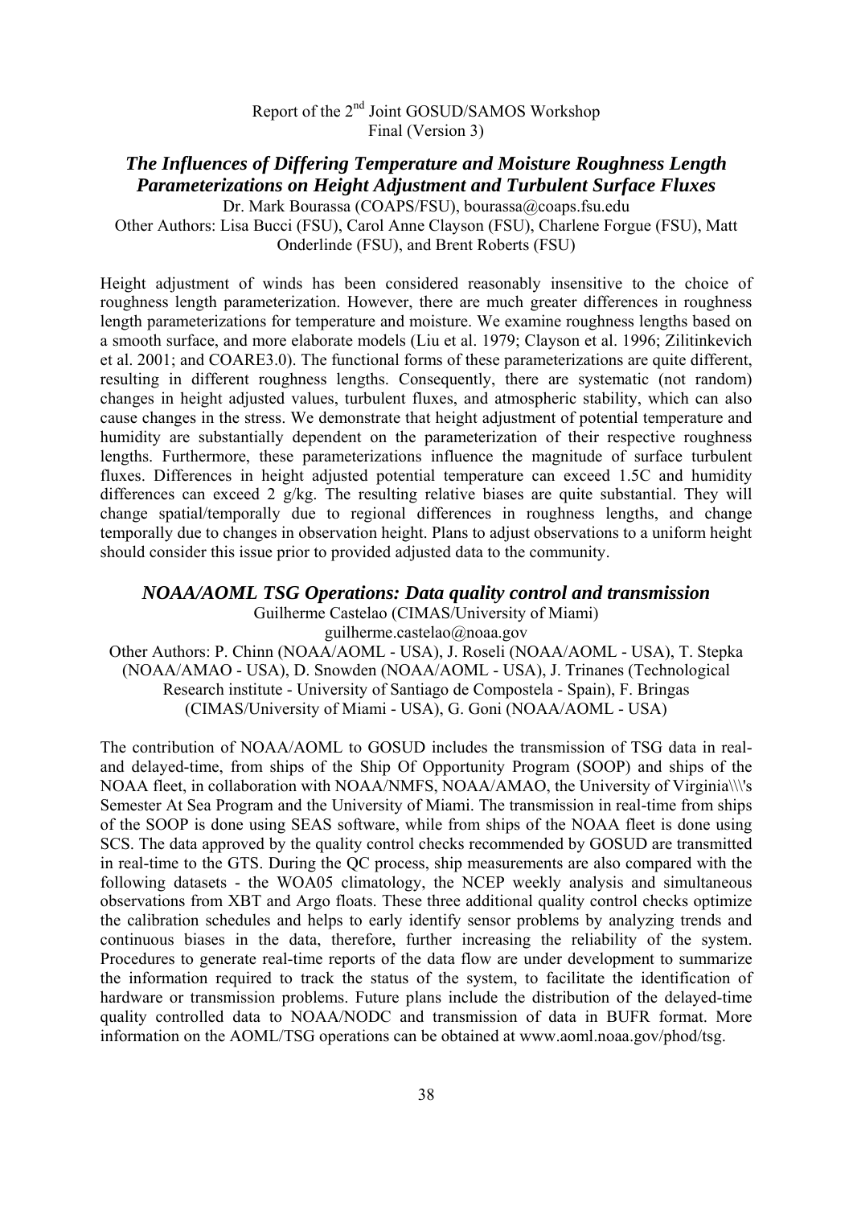## *The Influences of Differing Temperature and Moisture Roughness Length Parameterizations on Height Adjustment and Turbulent Surface Fluxes*

Dr. Mark Bourassa (COAPS/FSU), bourassa@coaps.fsu.edu
Other Authors: Lisa Bucci (FSU), Carol Anne Clayson (FSU), Charlene Forgue (FSU), Matt Onderlinde (FSU), and Brent Roberts (FSU)

Height adjustment of winds has been considered reasonably insensitive to the choice of roughness length parameterization. However, there are much greater differences in roughness length parameterizations for temperature and moisture. We examine roughness lengths based on a smooth surface, and more elaborate models (Liu et al. 1979; Clayson et al. 1996; Zilitinkevich et al. 2001; and COARE3.0). The functional forms of these parameterizations are quite different, resulting in different roughness lengths. Consequently, there are systematic (not random) changes in height adjusted values, turbulent fluxes, and atmospheric stability, which can also cause changes in the stress. We demonstrate that height adjustment of potential temperature and humidity are substantially dependent on the parameterization of their respective roughness lengths. Furthermore, these parameterizations influence the magnitude of surface turbulent fluxes. Differences in height adjusted potential temperature can exceed 1.5C and humidity differences can exceed 2 g/kg. The resulting relative biases are quite substantial. They will change spatial/temporally due to regional differences in roughness lengths, and change temporally due to changes in observation height. Plans to adjust observations to a uniform height should consider this issue prior to provided adjusted data to the community.

## *NOAA/AOML TSG Operations: Data quality control and transmission*

Guilherme Castelao (CIMAS/University of Miami)
guilherme.castelao@noaa.gov
Other Authors: P. Chinn (NOAA/AOML - USA), J. Roseli (NOAA/AOML - USA), T. Stepka (NOAA/AMAO - USA), D. Snowden (NOAA/AOML - USA), J. Trinanes (Technological Research institute - University of Santiago de Compostela - Spain), F. Bringas (CIMAS/University of Miami - USA), G. Goni (NOAA/AOML - USA)

The contribution of NOAA/AOML to GOSUD includes the transmission of TSG data in real- and delayed-time, from ships of the Ship Of Opportunity Program (SOOP) and ships of the NOAA fleet, in collaboration with NOAA/NMFS, NOAA/AMAO, the University of Virginia\\\\'s Semester At Sea Program and the University of Miami. The transmission in real-time from ships of the SOOP is done using SEAS software, while from ships of the NOAA fleet is done using SCS. The data approved by the quality control checks recommended by GOSUD are transmitted in real-time to the GTS. During the QC process, ship measurements are also compared with the following datasets - the WOA05 climatology, the NCEP weekly analysis and simultaneous observations from XBT and Argo floats. These three additional quality control checks optimize the calibration schedules and helps to early identify sensor problems by analyzing trends and continuous biases in the data, therefore, further increasing the reliability of the system. Procedures to generate real-time reports of the data flow are under development to summarize the information required to track the status of the system, to facilitate the identification of hardware or transmission problems. Future plans include the distribution of the delayed-time quality controlled data to NOAA/NODC and transmission of data in BUFR format. More information on the AOML/TSG operations can be obtained at www.aoml.noaa.gov/phod/tsg.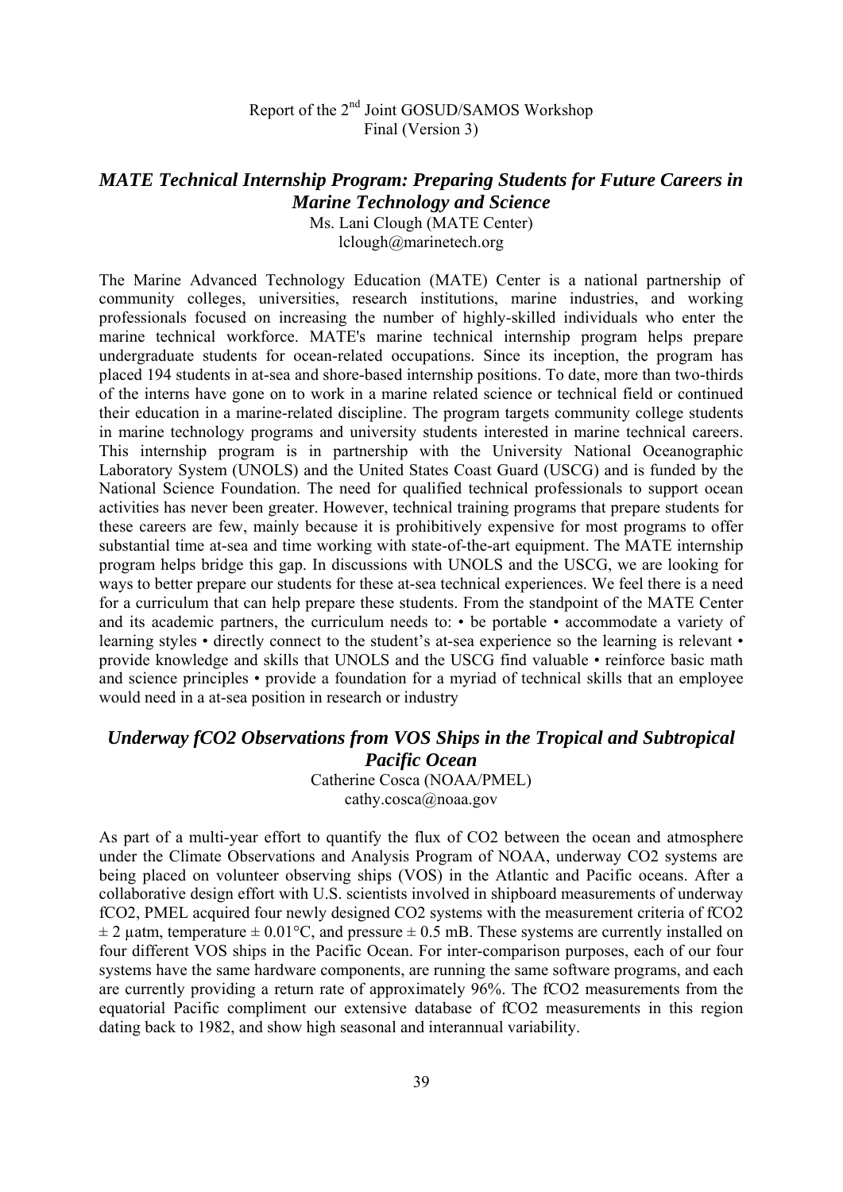## *MATE Technical Internship Program: Preparing Students for Future Careers in Marine Technology and Science*

Ms. Lani Clough (MATE Center)
lclough@marinetech.org

The Marine Advanced Technology Education (MATE) Center is a national partnership of community colleges, universities, research institutions, marine industries, and working professionals focused on increasing the number of highly-skilled individuals who enter the marine technical workforce. MATE's marine technical internship program helps prepare undergraduate students for ocean-related occupations. Since its inception, the program has placed 194 students in at-sea and shore-based internship positions. To date, more than two-thirds of the interns have gone on to work in a marine related science or technical field or continued their education in a marine-related discipline. The program targets community college students in marine technology programs and university students interested in marine technical careers. This internship program is in partnership with the University National Oceanographic Laboratory System (UNOLS) and the United States Coast Guard (USCG) and is funded by the National Science Foundation. The need for qualified technical professionals to support ocean activities has never been greater. However, technical training programs that prepare students for these careers are few, mainly because it is prohibitively expensive for most programs to offer substantial time at-sea and time working with state-of-the-art equipment. The MATE internship program helps bridge this gap. In discussions with UNOLS and the USCG, we are looking for ways to better prepare our students for these at-sea technical experiences. We feel there is a need for a curriculum that can help prepare these students. From the standpoint of the MATE Center and its academic partners, the curriculum needs to: • be portable • accommodate a variety of learning styles • directly connect to the student's at-sea experience so the learning is relevant • provide knowledge and skills that UNOLS and the USCG find valuable • reinforce basic math and science principles • provide a foundation for a myriad of technical skills that an employee would need in a at-sea position in research or industry

## *Underway fCO2 Observations from VOS Ships in the Tropical and Subtropical Pacific Ocean*

Catherine Cosca (NOAA/PMEL)
cathy.cosca@noaa.gov

As part of a multi-year effort to quantify the flux of $CO_2$ between the ocean and atmosphere under the Climate Observations and Analysis Program of NOAA, underway $CO_2$ systems are being placed on volunteer observing ships (VOS) in the Atlantic and Pacific oceans. After a collaborative design effort with U.S. scientists involved in shipboard measurements of underway $fCO_2$, PMEL acquired four newly designed $CO_2$ systems with the measurement criteria of $fCO_2$ $\pm$ 2 µatm, temperature $\pm$ 0.01°C, and pressure $\pm$ 0.5 mB. These systems are currently installed on four different VOS ships in the Pacific Ocean. For inter-comparison purposes, each of our four systems have the same hardware components, are running the same software programs, and each are currently providing a return rate of approximately 96%. The $fCO_2$ measurements from the equatorial Pacific compliment our extensive database of $fCO_2$ measurements in this region dating back to 1982, and show high seasonal and interannual variability.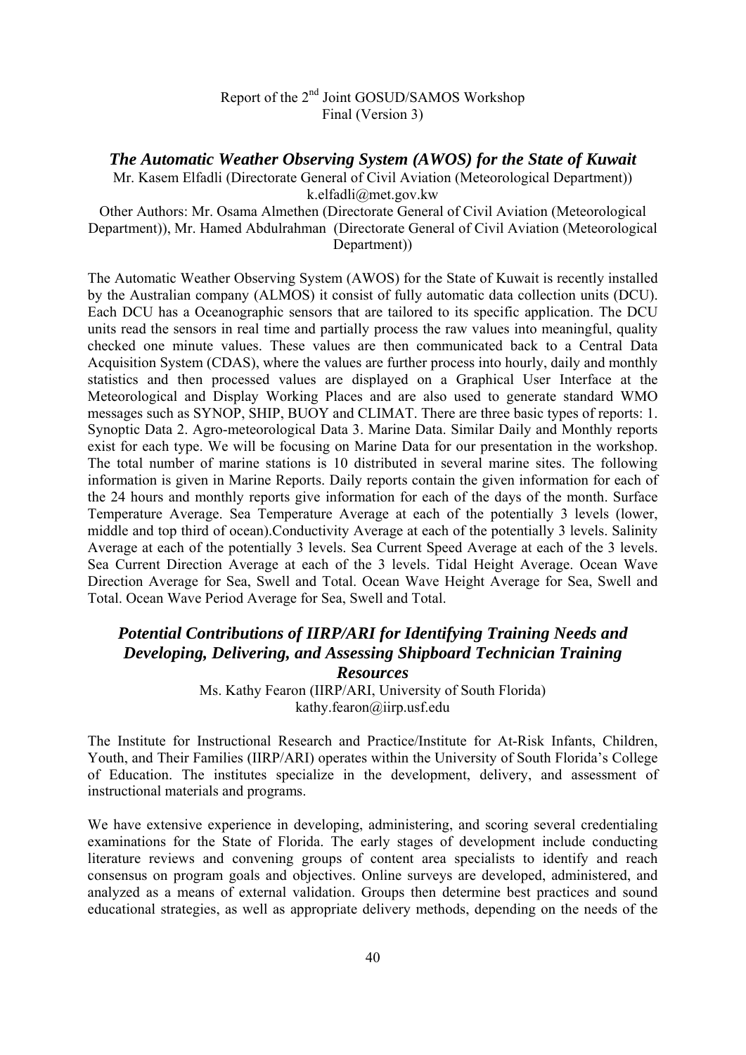### *The Automatic Weather Observing System (AWOS) for the State of Kuwait*

Mr. Kasem Elfadli (Directorate General of Civil Aviation (Meteorological Department))
k.elfadli@met.gov.kw

Other Authors: Mr. Osama Almethen (Directorate General of Civil Aviation (Meteorological Department)), Mr. Hamed Abdulrahman (Directorate General of Civil Aviation (Meteorological Department))

The Automatic Weather Observing System (AWOS) for the State of Kuwait is recently installed by the Australian company (ALMOS) it consist of fully automatic data collection units (DCU). Each DCU has a Oceanographic sensors that are tailored to its specific application. The DCU units read the sensors in real time and partially process the raw values into meaningful, quality checked one minute values. These values are then communicated back to a Central Data Acquisition System (CDAS), where the values are further process into hourly, daily and monthly statistics and then processed values are displayed on a Graphical User Interface at the Meteorological and Display Working Places and are also used to generate standard WMO messages such as SYNOP, SHIP, BUOY and CLIMAT. There are three basic types of reports: 1. Synoptic Data 2. Agro-meteorological Data 3. Marine Data. Similar Daily and Monthly reports exist for each type. We will be focusing on Marine Data for our presentation in the workshop. The total number of marine stations is 10 distributed in several marine sites. The following information is given in Marine Reports. Daily reports contain the given information for each of the 24 hours and monthly reports give information for each of the days of the month. Surface Temperature Average. Sea Temperature Average at each of the potentially 3 levels (lower, middle and top third of ocean).Conductivity Average at each of the potentially 3 levels. Salinity Average at each of the potentially 3 levels. Sea Current Speed Average at each of the 3 levels. Sea Current Direction Average at each of the 3 levels. Tidal Height Average. Ocean Wave Direction Average for Sea, Swell and Total. Ocean Wave Height Average for Sea, Swell and Total. Ocean Wave Period Average for Sea, Swell and Total.

### *Potential Contributions of IIRP/ARI for Identifying Training Needs and Developing, Delivering, and Assessing Shipboard Technician Training Resources*

Ms. Kathy Fearon (IIRP/ARI, University of South Florida)
kathy.fearon@iirp.usf.edu

The Institute for Instructional Research and Practice/Institute for At-Risk Infants, Children, Youth, and Their Families (IIRP/ARI) operates within the University of South Florida's College of Education. The institutes specialize in the development, delivery, and assessment of instructional materials and programs.

We have extensive experience in developing, administering, and scoring several credentialing examinations for the State of Florida. The early stages of development include conducting literature reviews and convening groups of content area specialists to identify and reach consensus on program goals and objectives. Online surveys are developed, administered, and analyzed as a means of external validation. Groups then determine best practices and sound educational strategies, as well as appropriate delivery methods, depending on the needs of the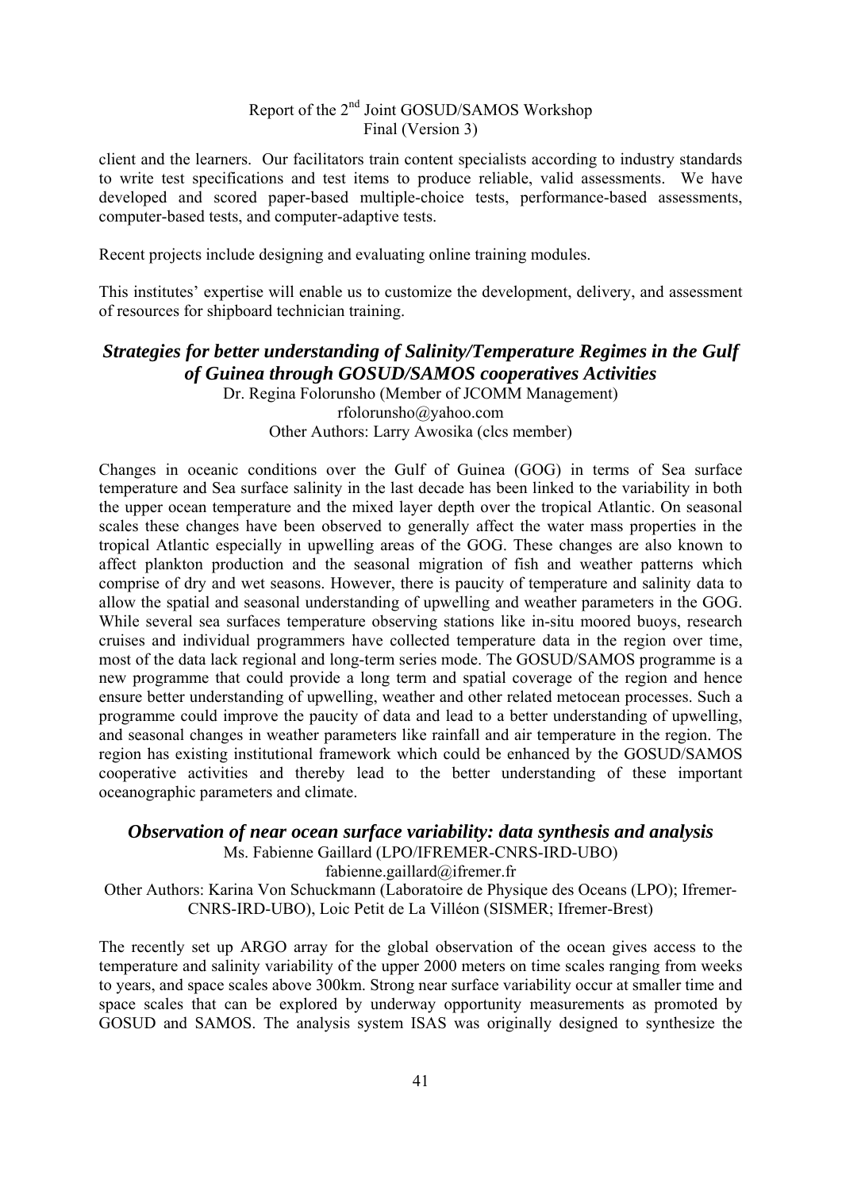client and the learners. Our facilitators train content specialists according to industry standards to write test specifications and test items to produce reliable, valid assessments. We have developed and scored paper-based multiple-choice tests, performance-based assessments, computer-based tests, and computer-adaptive tests.

Recent projects include designing and evaluating online training modules.

This institutes' expertise will enable us to customize the development, delivery, and assessment of resources for shipboard technician training.

### *Strategies for better understanding of Salinity/Temperature Regimes in the Gulf of Guinea through GOSUD/SAMOS cooperatives Activities*

Dr. Regina Folorunsho (Member of JCOMM Management)
rfolorunsho@yahoo.com
Other Authors: Larry Awosika (clcs member)

Changes in oceanic conditions over the Gulf of Guinea (GOG) in terms of Sea surface temperature and Sea surface salinity in the last decade has been linked to the variability in both the upper ocean temperature and the mixed layer depth over the tropical Atlantic. On seasonal scales these changes have been observed to generally affect the water mass properties in the tropical Atlantic especially in upwelling areas of the GOG. These changes are also known to affect plankton production and the seasonal migration of fish and weather patterns which comprise of dry and wet seasons. However, there is paucity of temperature and salinity data to allow the spatial and seasonal understanding of upwelling and weather parameters in the GOG. While several sea surfaces temperature observing stations like in-situ moored buoys, research cruises and individual programmers have collected temperature data in the region over time, most of the data lack regional and long-term series mode. The GOSUD/SAMOS programme is a new programme that could provide a long term and spatial coverage of the region and hence ensure better understanding of upwelling, weather and other related metocean processes. Such a programme could improve the paucity of data and lead to a better understanding of upwelling, and seasonal changes in weather parameters like rainfall and air temperature in the region. The region has existing institutional framework which could be enhanced by the GOSUD/SAMOS cooperative activities and thereby lead to the better understanding of these important oceanographic parameters and climate.

### *Observation of near ocean surface variability: data synthesis and analysis*

Ms. Fabienne Gaillard (LPO/IFREMER-CNRS-IRD-UBO)
fabienne.gaillard@ifremer.fr
Other Authors: Karina Von Schuckmann (Laboratoire de Physique des Oceans (LPO); Ifremer-CNRS-IRD-UBO), Loic Petit de La Villéon (SISMER; Ifremer-Brest)

The recently set up ARGO array for the global observation of the ocean gives access to the temperature and salinity variability of the upper 2000 meters on time scales ranging from weeks to years, and space scales above 300km. Strong near surface variability occur at smaller time and space scales that can be explored by underway opportunity measurements as promoted by GOSUD and SAMOS. The analysis system ISAS was originally designed to synthesize the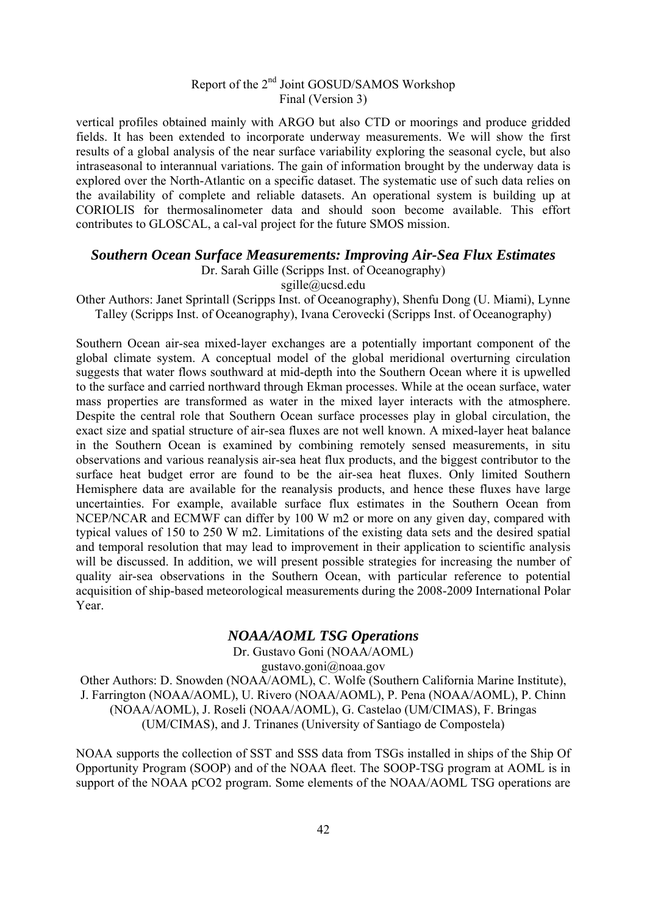vertical profiles obtained mainly with ARGO but also CTD or moorings and produce gridded fields. It has been extended to incorporate underway measurements. We will show the first results of a global analysis of the near surface variability exploring the seasonal cycle, but also intraseasonal to interannual variations. The gain of information brought by the underway data is explored over the North-Atlantic on a specific dataset. The systematic use of such data relies on the availability of complete and reliable datasets. An operational system is building up at CORIOLIS for thermosalinometer data and should soon become available. This effort contributes to GLOSCAL, a cal-val project for the future SMOS mission.

### *Southern Ocean Surface Measurements: Improving Air-Sea Flux Estimates*

Dr. Sarah Gille (Scripps Inst. of Oceanography)
sgille@ucsd.edu
Other Authors: Janet Sprintall (Scripps Inst. of Oceanography), Shenfu Dong (U. Miami), Lynne Talley (Scripps Inst. of Oceanography), Ivana Cerovecki (Scripps Inst. of Oceanography)

Southern Ocean air-sea mixed-layer exchanges are a potentially important component of the global climate system. A conceptual model of the global meridional overturning circulation suggests that water flows southward at mid-depth into the Southern Ocean where it is upwelled to the surface and carried northward through Ekman processes. While at the ocean surface, water mass properties are transformed as water in the mixed layer interacts with the atmosphere. Despite the central role that Southern Ocean surface processes play in global circulation, the exact size and spatial structure of air-sea fluxes are not well known. A mixed-layer heat balance in the Southern Ocean is examined by combining remotely sensed measurements, in situ observations and various reanalysis air-sea heat flux products, and the biggest contributor to the surface heat budget error are found to be the air-sea heat fluxes. Only limited Southern Hemisphere data are available for the reanalysis products, and hence these fluxes have large uncertainties. For example, available surface flux estimates in the Southern Ocean from NCEP/NCAR and ECMWF can differ by 100 W m2 or more on any given day, compared with typical values of 150 to 250 W m2. Limitations of the existing data sets and the desired spatial and temporal resolution that may lead to improvement in their application to scientific analysis will be discussed. In addition, we will present possible strategies for increasing the number of quality air-sea observations in the Southern Ocean, with particular reference to potential acquisition of ship-based meteorological measurements during the 2008-2009 International Polar Year.

### *NOAA/AOML TSG Operations*

Dr. Gustavo Goni (NOAA/AOML)
gustavo.goni@noaa.gov
Other Authors: D. Snowden (NOAA/AOML), C. Wolfe (Southern California Marine Institute), J. Farrington (NOAA/AOML), U. Rivero (NOAA/AOML), P. Pena (NOAA/AOML), P. Chinn (NOAA/AOML), J. Roseli (NOAA/AOML), G. Castelao (UM/CIMAS), F. Bringas (UM/CIMAS), and J. Trinanes (University of Santiago de Compostela)

NOAA supports the collection of SST and SSS data from TSGs installed in ships of the Ship Of Opportunity Program (SOOP) and of the NOAA fleet. The SOOP-TSG program at AOML is in support of the NOAA pCO2 program. Some elements of the NOAA/AOML TSG operations are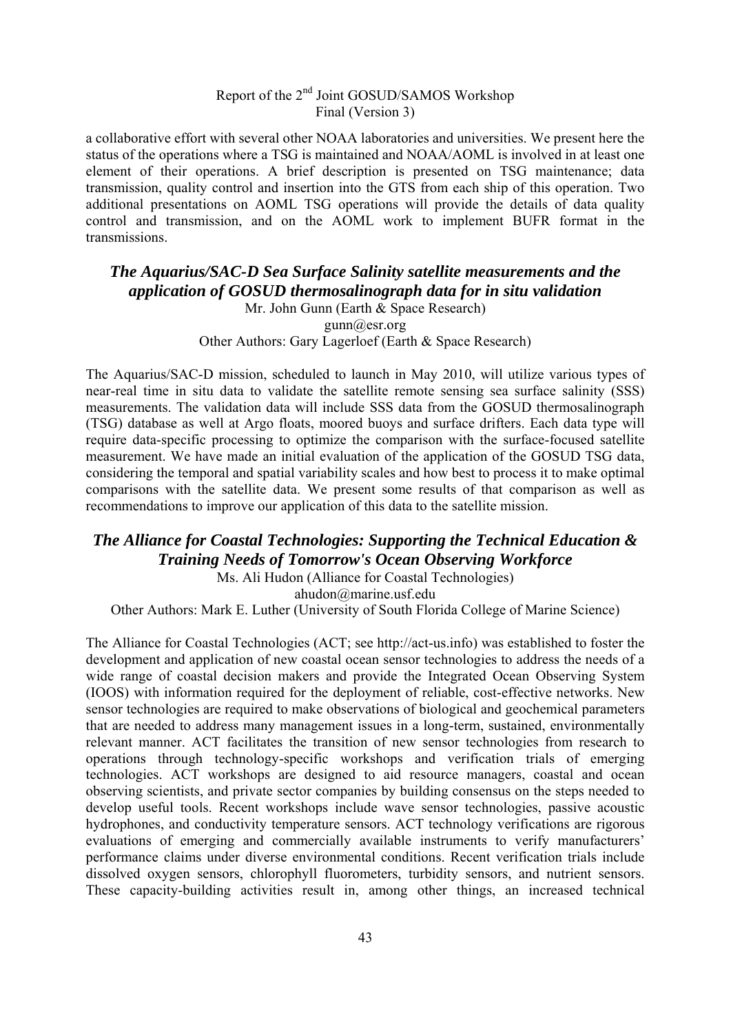a collaborative effort with several other NOAA laboratories and universities. We present here the status of the operations where a TSG is maintained and NOAA/AOML is involved in at least one element of their operations. A brief description is presented on TSG maintenance; data transmission, quality control and insertion into the GTS from each ship of this operation. Two additional presentations on AOML TSG operations will provide the details of data quality control and transmission, and on the AOML work to implement BUFR format in the transmissions.

## *The Aquarius/SAC-D Sea Surface Salinity satellite measurements and the application of GOSUD thermosalinograph data for in situ validation*

Mr. John Gunn (Earth & Space Research)
gunn@esr.org
Other Authors: Gary Lagerloef (Earth & Space Research)

The Aquarius/SAC-D mission, scheduled to launch in May 2010, will utilize various types of near-real time in situ data to validate the satellite remote sensing sea surface salinity (SSS) measurements. The validation data will include SSS data from the GOSUD thermosalinograph (TSG) database as well at Argo floats, moored buoys and surface drifters. Each data type will require data-specific processing to optimize the comparison with the surface-focused satellite measurement. We have made an initial evaluation of the application of the GOSUD TSG data, considering the temporal and spatial variability scales and how best to process it to make optimal comparisons with the satellite data. We present some results of that comparison as well as recommendations to improve our application of this data to the satellite mission.

## *The Alliance for Coastal Technologies: Supporting the Technical Education & Training Needs of Tomorrow's Ocean Observing Workforce*

Ms. Ali Hudon (Alliance for Coastal Technologies)
ahudon@marine.usf.edu
Other Authors: Mark E. Luther (University of South Florida College of Marine Science)

The Alliance for Coastal Technologies (ACT; see http://act-us.info) was established to foster the development and application of new coastal ocean sensor technologies to address the needs of a wide range of coastal decision makers and provide the Integrated Ocean Observing System (IOOS) with information required for the deployment of reliable, cost-effective networks. New sensor technologies are required to make observations of biological and geochemical parameters that are needed to address many management issues in a long-term, sustained, environmentally relevant manner. ACT facilitates the transition of new sensor technologies from research to operations through technology-specific workshops and verification trials of emerging technologies. ACT workshops are designed to aid resource managers, coastal and ocean observing scientists, and private sector companies by building consensus on the steps needed to develop useful tools. Recent workshops include wave sensor technologies, passive acoustic hydrophones, and conductivity temperature sensors. ACT technology verifications are rigorous evaluations of emerging and commercially available instruments to verify manufacturers' performance claims under diverse environmental conditions. Recent verification trials include dissolved oxygen sensors, chlorophyll fluorometers, turbidity sensors, and nutrient sensors. These capacity-building activities result in, among other things, an increased technical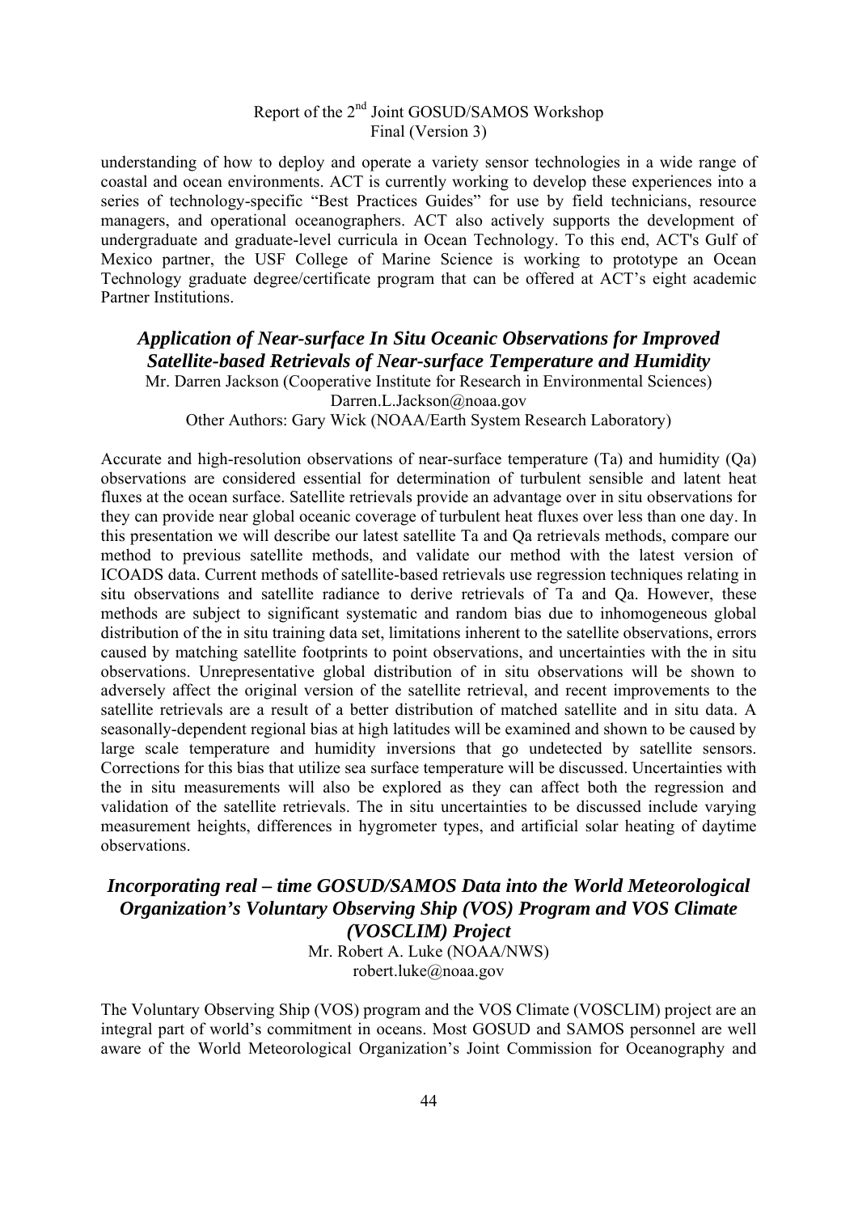understanding of how to deploy and operate a variety sensor technologies in a wide range of coastal and ocean environments. ACT is currently working to develop these experiences into a series of technology-specific "Best Practices Guides" for use by field technicians, resource managers, and operational oceanographers. ACT also actively supports the development of undergraduate and graduate-level curricula in Ocean Technology. To this end, ACT's Gulf of Mexico partner, the USF College of Marine Science is working to prototype an Ocean Technology graduate degree/certificate program that can be offered at ACT's eight academic Partner Institutions.

### *Application of Near-surface In Situ Oceanic Observations for Improved Satellite-based Retrievals of Near-surface Temperature and Humidity*

Mr. Darren Jackson (Cooperative Institute for Research in Environmental Sciences)
Darren.L.Jackson@noaa.gov
Other Authors: Gary Wick (NOAA/Earth System Research Laboratory)

Accurate and high-resolution observations of near-surface temperature (Ta) and humidity (Qa) observations are considered essential for determination of turbulent sensible and latent heat fluxes at the ocean surface. Satellite retrievals provide an advantage over in situ observations for they can provide near global oceanic coverage of turbulent heat fluxes over less than one day. In this presentation we will describe our latest satellite Ta and Qa retrievals methods, compare our method to previous satellite methods, and validate our method with the latest version of ICOADS data. Current methods of satellite-based retrievals use regression techniques relating in situ observations and satellite radiance to derive retrievals of Ta and Qa. However, these methods are subject to significant systematic and random bias due to inhomogeneous global distribution of the in situ training data set, limitations inherent to the satellite observations, errors caused by matching satellite footprints to point observations, and uncertainties with the in situ observations. Unrepresentative global distribution of in situ observations will be shown to adversely affect the original version of the satellite retrieval, and recent improvements to the satellite retrievals are a result of a better distribution of matched satellite and in situ data. A seasonally-dependent regional bias at high latitudes will be examined and shown to be caused by large scale temperature and humidity inversions that go undetected by satellite sensors. Corrections for this bias that utilize sea surface temperature will be discussed. Uncertainties with the in situ measurements will also be explored as they can affect both the regression and validation of the satellite retrievals. The in situ uncertainties to be discussed include varying measurement heights, differences in hygrometer types, and artificial solar heating of daytime observations.

### *Incorporating real – time GOSUD/SAMOS Data into the World Meteorological Organization's Voluntary Observing Ship (VOS) Program and VOS Climate (VOSCLIM) Project*

Mr. Robert A. Luke (NOAA/NWS)
robert.luke@noaa.gov

The Voluntary Observing Ship (VOS) program and the VOS Climate (VOSCLIM) project are an integral part of world's commitment in oceans. Most GOSUD and SAMOS personnel are well aware of the World Meteorological Organization's Joint Commission for Oceanography and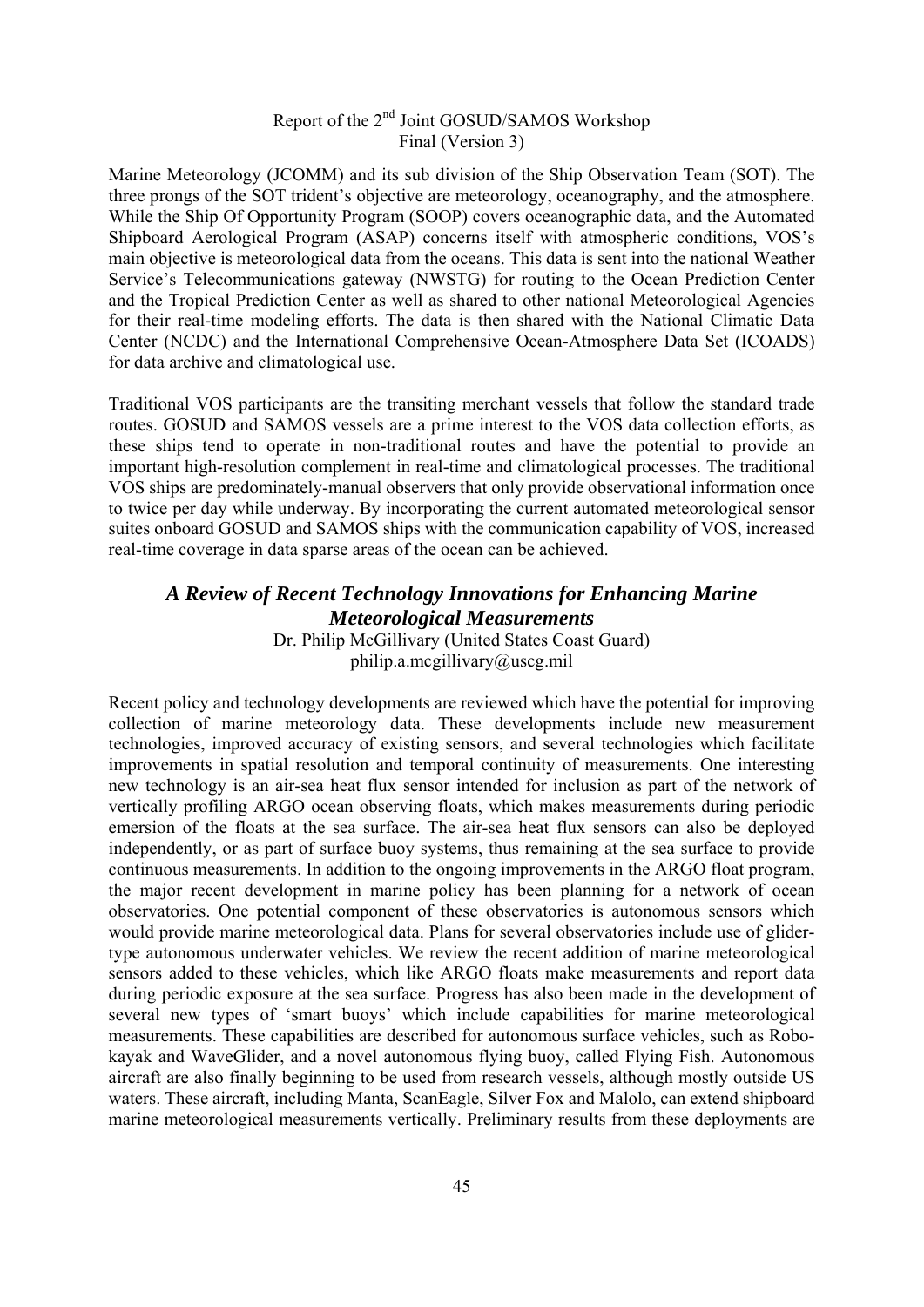Marine Meteorology (JCOMM) and its sub division of the Ship Observation Team (SOT). The three prongs of the SOT trident's objective are meteorology, oceanography, and the atmosphere. While the Ship Of Opportunity Program (SOOP) covers oceanographic data, and the Automated Shipboard Aerological Program (ASAP) concerns itself with atmospheric conditions, VOS's main objective is meteorological data from the oceans. This data is sent into the national Weather Service's Telecommunications gateway (NWSTG) for routing to the Ocean Prediction Center and the Tropical Prediction Center as well as shared to other national Meteorological Agencies for their real-time modeling efforts. The data is then shared with the National Climatic Data Center (NCDC) and the International Comprehensive Ocean-Atmosphere Data Set (ICOADS) for data archive and climatological use.

Traditional VOS participants are the transiting merchant vessels that follow the standard trade routes. GOSUD and SAMOS vessels are a prime interest to the VOS data collection efforts, as these ships tend to operate in non-traditional routes and have the potential to provide an important high-resolution complement in real-time and climatological processes. The traditional VOS ships are predominately-manual observers that only provide observational information once to twice per day while underway. By incorporating the current automated meteorological sensor suites onboard GOSUD and SAMOS ships with the communication capability of VOS, increased real-time coverage in data sparse areas of the ocean can be achieved.

## *A Review of Recent Technology Innovations for Enhancing Marine Meteorological Measurements*

Dr. Philip McGillivary (United States Coast Guard)
philip.a.mcgillivary@uscg.mil

Recent policy and technology developments are reviewed which have the potential for improving collection of marine meteorology data. These developments include new measurement technologies, improved accuracy of existing sensors, and several technologies which facilitate improvements in spatial resolution and temporal continuity of measurements. One interesting new technology is an air-sea heat flux sensor intended for inclusion as part of the network of vertically profiling ARGO ocean observing floats, which makes measurements during periodic emersion of the floats at the sea surface. The air-sea heat flux sensors can also be deployed independently, or as part of surface buoy systems, thus remaining at the sea surface to provide continuous measurements. In addition to the ongoing improvements in the ARGO float program, the major recent development in marine policy has been planning for a network of ocean observatories. One potential component of these observatories is autonomous sensors which would provide marine meteorological data. Plans for several observatories include use of glider-type autonomous underwater vehicles. We review the recent addition of marine meteorological sensors added to these vehicles, which like ARGO floats make measurements and report data during periodic exposure at the sea surface. Progress has also been made in the development of several new types of 'smart buoys' which include capabilities for marine meteorological measurements. These capabilities are described for autonomous surface vehicles, such as Robo-kayak and WaveGlider, and a novel autonomous flying buoy, called Flying Fish. Autonomous aircraft are also finally beginning to be used from research vessels, although mostly outside US waters. These aircraft, including Manta, ScanEagle, Silver Fox and Malolo, can extend shipboard marine meteorological measurements vertically. Preliminary results from these deployments are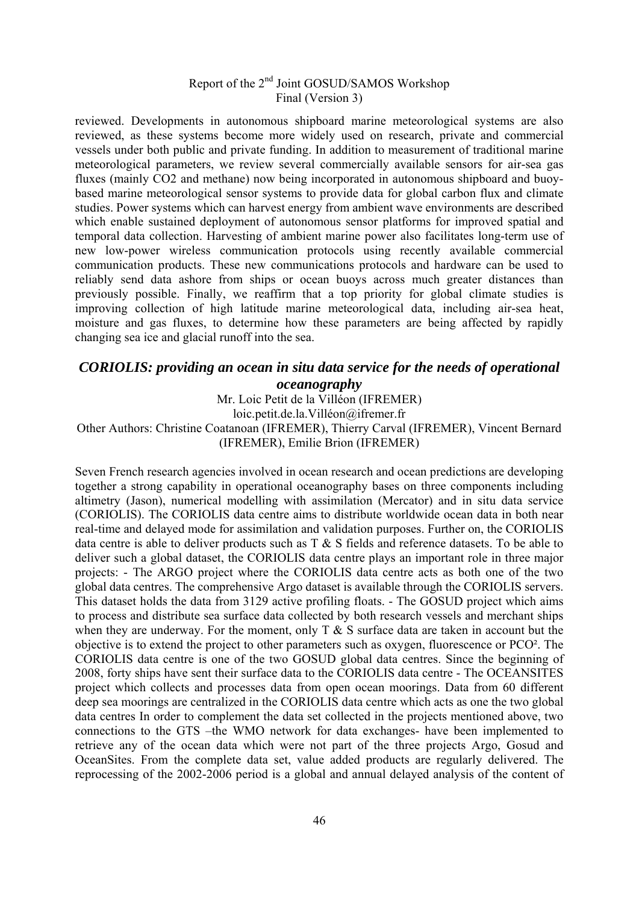reviewed. Developments in autonomous shipboard marine meteorological systems are also reviewed, as these systems become more widely used on research, private and commercial vessels under both public and private funding. In addition to measurement of traditional marine meteorological parameters, we review several commercially available sensors for air-sea gas fluxes (mainly $CO_2$ and methane) now being incorporated in autonomous shipboard and buoy-based marine meteorological sensor systems to provide data for global carbon flux and climate studies. Power systems which can harvest energy from ambient wave environments are described which enable sustained deployment of autonomous sensor platforms for improved spatial and temporal data collection. Harvesting of ambient marine power also facilitates long-term use of new low-power wireless communication protocols using recently available commercial communication products. These new communications protocols and hardware can be used to reliably send data ashore from ships or ocean buoys across much greater distances than previously possible. Finally, we reaffirm that a top priority for global climate studies is improving collection of high latitude marine meteorological data, including air-sea heat, moisture and gas fluxes, to determine how these parameters are being affected by rapidly changing sea ice and glacial runoff into the sea.

## *CORIOLIS: providing an ocean in situ data service for the needs of operational oceanography*

Mr. Loic Petit de la Villéon (IFREMER)
loic.petit.de.la.Villéon@ifremer.fr
Other Authors: Christine Coatanoan (IFREMER), Thierry Carval (IFREMER), Vincent Bernard (IFREMER), Emilie Brion (IFREMER)

Seven French research agencies involved in ocean research and ocean predictions are developing together a strong capability in operational oceanography bases on three components including altimetry (Jason), numerical modelling with assimilation (Mercator) and in situ data service (CORIOLIS). The CORIOLIS data centre aims to distribute worldwide ocean data in both near real-time and delayed mode for assimilation and validation purposes. Further on, the CORIOLIS data centre is able to deliver products such as T & S fields and reference datasets. To be able to deliver such a global dataset, the CORIOLIS data centre plays an important role in three major projects: - The ARGO project where the CORIOLIS data centre acts as both one of the two global data centres. The comprehensive Argo dataset is available through the CORIOLIS servers. This dataset holds the data from 3129 active profiling floats. - The GOSUD project which aims to process and distribute sea surface data collected by both research vessels and merchant ships when they are underway. For the moment, only T & S surface data are taken in account but the objective is to extend the project to other parameters such as oxygen, fluorescence or $PCO^2$. The CORIOLIS data centre is one of the two GOSUD global data centres. Since the beginning of 2008, forty ships have sent their surface data to the CORIOLIS data centre - The OCEANSITES project which collects and processes data from open ocean moorings. Data from 60 different deep sea moorings are centralized in the CORIOLIS data centre which acts as one the two global data centres In order to complement the data set collected in the projects mentioned above, two connections to the GTS –the WMO network for data exchanges- have been implemented to retrieve any of the ocean data which were not part of the three projects Argo, Gosud and OceanSites. From the complete data set, value added products are regularly delivered. The reprocessing of the 2002-2006 period is a global and annual delayed analysis of the content of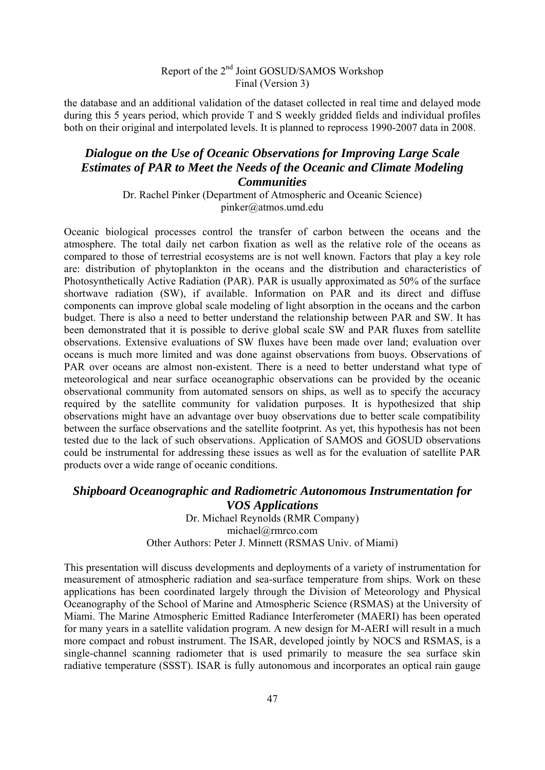the database and an additional validation of the dataset collected in real time and delayed mode during this 5 years period, which provide T and S weekly gridded fields and individual profiles both on their original and interpolated levels. It is planned to reprocess 1990-2007 data in 2008.

## *Dialogue on the Use of Oceanic Observations for Improving Large Scale Estimates of PAR to Meet the Needs of the Oceanic and Climate Modeling Communities*

Dr. Rachel Pinker (Department of Atmospheric and Oceanic Science)
pinker@atmos.umd.edu

Oceanic biological processes control the transfer of carbon between the oceans and the atmosphere. The total daily net carbon fixation as well as the relative role of the oceans as compared to those of terrestrial ecosystems are is not well known. Factors that play a key role are: distribution of phytoplankton in the oceans and the distribution and characteristics of Photosynthetically Active Radiation (PAR). PAR is usually approximated as 50% of the surface shortwave radiation (SW), if available. Information on PAR and its direct and diffuse components can improve global scale modeling of light absorption in the oceans and the carbon budget. There is also a need to better understand the relationship between PAR and SW. It has been demonstrated that it is possible to derive global scale SW and PAR fluxes from satellite observations. Extensive evaluations of SW fluxes have been made over land; evaluation over oceans is much more limited and was done against observations from buoys. Observations of PAR over oceans are almost non-existent. There is a need to better understand what type of meteorological and near surface oceanographic observations can be provided by the oceanic observational community from automated sensors on ships, as well as to specify the accuracy required by the satellite community for validation purposes. It is hypothesized that ship observations might have an advantage over buoy observations due to better scale compatibility between the surface observations and the satellite footprint. As yet, this hypothesis has not been tested due to the lack of such observations. Application of SAMOS and GOSUD observations could be instrumental for addressing these issues as well as for the evaluation of satellite PAR products over a wide range of oceanic conditions.

## *Shipboard Oceanographic and Radiometric Autonomous Instrumentation for VOS Applications*

Dr. Michael Reynolds (RMR Company)
michael@rmrco.com
Other Authors: Peter J. Minnett (RSMAS Univ. of Miami)

This presentation will discuss developments and deployments of a variety of instrumentation for measurement of atmospheric radiation and sea-surface temperature from ships. Work on these applications has been coordinated largely through the Division of Meteorology and Physical Oceanography of the School of Marine and Atmospheric Science (RSMAS) at the University of Miami. The Marine Atmospheric Emitted Radiance Interferometer (MAERI) has been operated for many years in a satellite validation program. A new design for M-AERI will result in a much more compact and robust instrument. The ISAR, developed jointly by NOCS and RSMAS, is a single-channel scanning radiometer that is used primarily to measure the sea surface skin radiative temperature (SSST). ISAR is fully autonomous and incorporates an optical rain gauge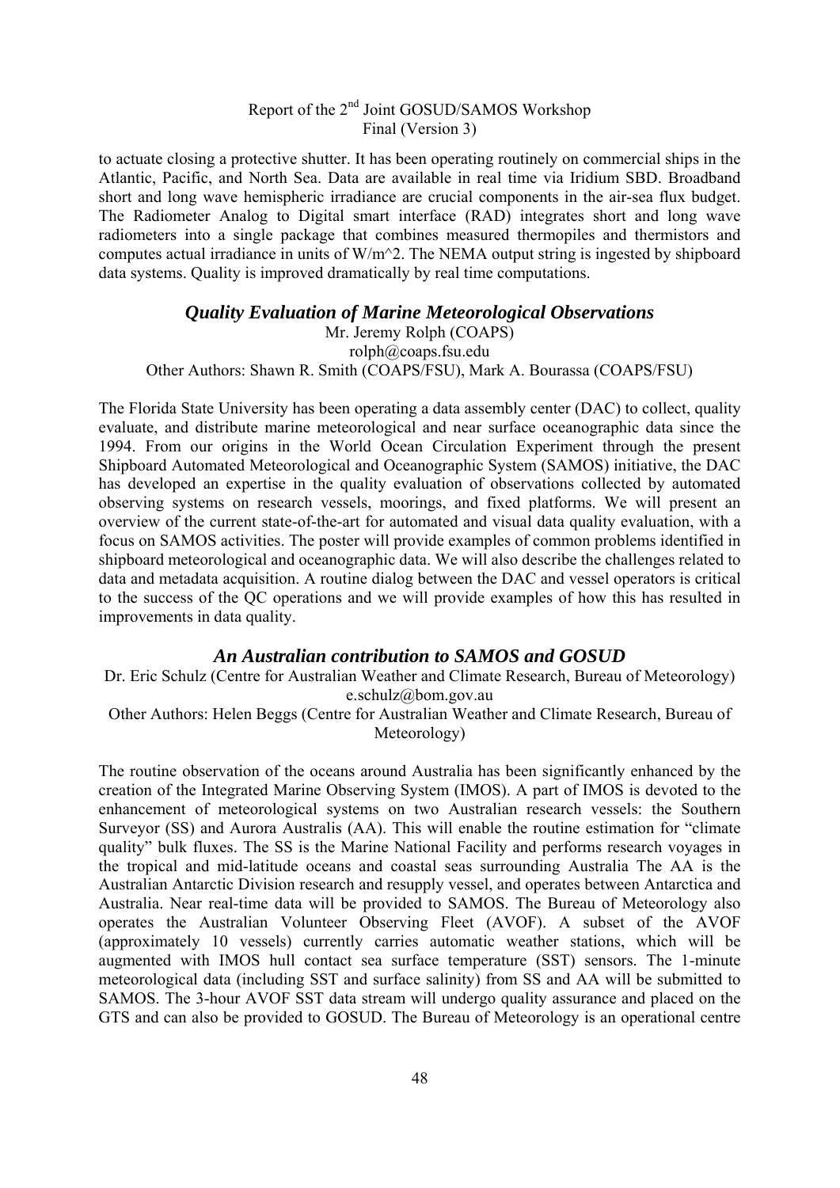to actuate closing a protective shutter. It has been operating routinely on commercial ships in the Atlantic, Pacific, and North Sea. Data are available in real time via Iridium SBD. Broadband short and long wave hemispheric irradiance are crucial components in the air-sea flux budget. The Radiometer Analog to Digital smart interface (RAD) integrates short and long wave radiometers into a single package that combines measured thermopiles and thermistors and computes actual irradiance in units of W/m^2. The NEMA output string is ingested by shipboard data systems. Quality is improved dramatically by real time computations.

### *Quality Evaluation of Marine Meteorological Observations*

Mr. Jeremy Rolph (COAPS)
rolph@coaps.fsu.edu
Other Authors: Shawn R. Smith (COAPS/FSU), Mark A. Bourassa (COAPS/FSU)

The Florida State University has been operating a data assembly center (DAC) to collect, quality evaluate, and distribute marine meteorological and near surface oceanographic data since the 1994. From our origins in the World Ocean Circulation Experiment through the present Shipboard Automated Meteorological and Oceanographic System (SAMOS) initiative, the DAC has developed an expertise in the quality evaluation of observations collected by automated observing systems on research vessels, moorings, and fixed platforms. We will present an overview of the current state-of-the-art for automated and visual data quality evaluation, with a focus on SAMOS activities. The poster will provide examples of common problems identified in shipboard meteorological and oceanographic data. We will also describe the challenges related to data and metadata acquisition. A routine dialog between the DAC and vessel operators is critical to the success of the QC operations and we will provide examples of how this has resulted in improvements in data quality.

### *An Australian contribution to SAMOS and GOSUD*

Dr. Eric Schulz (Centre for Australian Weather and Climate Research, Bureau of Meteorology)
e.schulz@bom.gov.au
Other Authors: Helen Beggs (Centre for Australian Weather and Climate Research, Bureau of Meteorology)

The routine observation of the oceans around Australia has been significantly enhanced by the creation of the Integrated Marine Observing System (IMOS). A part of IMOS is devoted to the enhancement of meteorological systems on two Australian research vessels: the Southern Surveyor (SS) and Aurora Australis (AA). This will enable the routine estimation for "climate quality" bulk fluxes. The SS is the Marine National Facility and performs research voyages in the tropical and mid-latitude oceans and coastal seas surrounding Australia The AA is the Australian Antarctic Division research and resupply vessel, and operates between Antarctica and Australia. Near real-time data will be provided to SAMOS. The Bureau of Meteorology also operates the Australian Volunteer Observing Fleet (AVOF). A subset of the AVOF (approximately 10 vessels) currently carries automatic weather stations, which will be augmented with IMOS hull contact sea surface temperature (SST) sensors. The 1-minute meteorological data (including SST and surface salinity) from SS and AA will be submitted to SAMOS. The 3-hour AVOF SST data stream will undergo quality assurance and placed on the GTS and can also be provided to GOSUD. The Bureau of Meteorology is an operational centre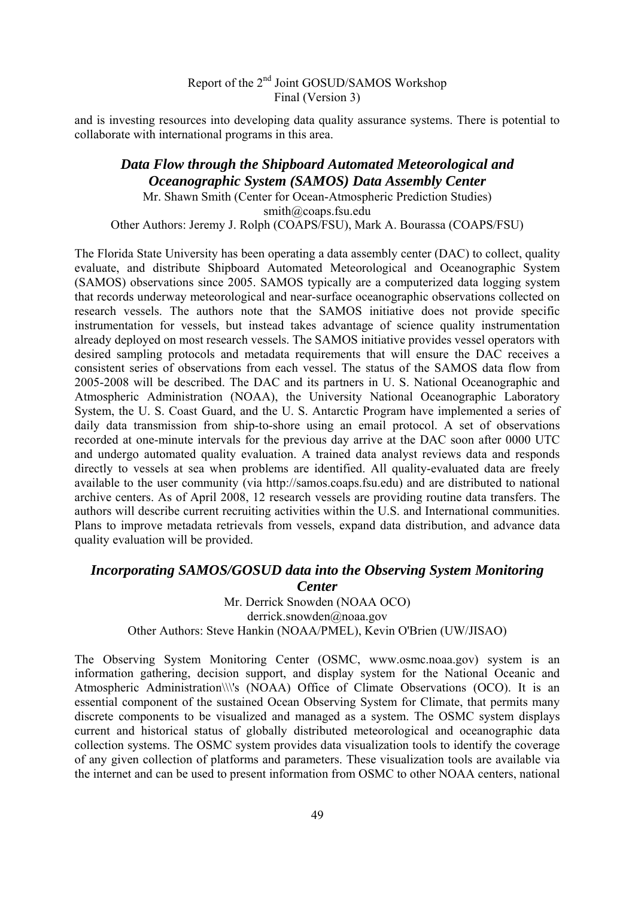and is investing resources into developing data quality assurance systems. There is potential to collaborate with international programs in this area.

## *Data Flow through the Shipboard Automated Meteorological and Oceanographic System (SAMOS) Data Assembly Center*

Mr. Shawn Smith (Center for Ocean-Atmospheric Prediction Studies)
smith@coaps.fsu.edu
Other Authors: Jeremy J. Rolph (COAPS/FSU), Mark A. Bourassa (COAPS/FSU)

The Florida State University has been operating a data assembly center (DAC) to collect, quality evaluate, and distribute Shipboard Automated Meteorological and Oceanographic System (SAMOS) observations since 2005. SAMOS typically are a computerized data logging system that records underway meteorological and near-surface oceanographic observations collected on research vessels. The authors note that the SAMOS initiative does not provide specific instrumentation for vessels, but instead takes advantage of science quality instrumentation already deployed on most research vessels. The SAMOS initiative provides vessel operators with desired sampling protocols and metadata requirements that will ensure the DAC receives a consistent series of observations from each vessel. The status of the SAMOS data flow from 2005-2008 will be described. The DAC and its partners in U. S. National Oceanographic and Atmospheric Administration (NOAA), the University National Oceanographic Laboratory System, the U. S. Coast Guard, and the U. S. Antarctic Program have implemented a series of daily data transmission from ship-to-shore using an email protocol. A set of observations recorded at one-minute intervals for the previous day arrive at the DAC soon after 0000 UTC and undergo automated quality evaluation. A trained data analyst reviews data and responds directly to vessels at sea when problems are identified. All quality-evaluated data are freely available to the user community (via http://samos.coaps.fsu.edu) and are distributed to national archive centers. As of April 2008, 12 research vessels are providing routine data transfers. The authors will describe current recruiting activities within the U.S. and International communities. Plans to improve metadata retrievals from vessels, expand data distribution, and advance data quality evaluation will be provided.

## *Incorporating SAMOS/GOSUD data into the Observing System Monitoring Center*

Mr. Derrick Snowden (NOAA OCO)
derrick.snowden@noaa.gov
Other Authors: Steve Hankin (NOAA/PMEL), Kevin O'Brien (UW/JISAO)

The Observing System Monitoring Center (OSMC, www.osmc.noaa.gov) system is an information gathering, decision support, and display system for the National Oceanic and Atmospheric Administration\\\'s (NOAA) Office of Climate Observations (OCO). It is an essential component of the sustained Ocean Observing System for Climate, that permits many discrete components to be visualized and managed as a system. The OSMC system displays current and historical status of globally distributed meteorological and oceanographic data collection systems. The OSMC system provides data visualization tools to identify the coverage of any given collection of platforms and parameters. These visualization tools are available via the internet and can be used to present information from OSMC to other NOAA centers, national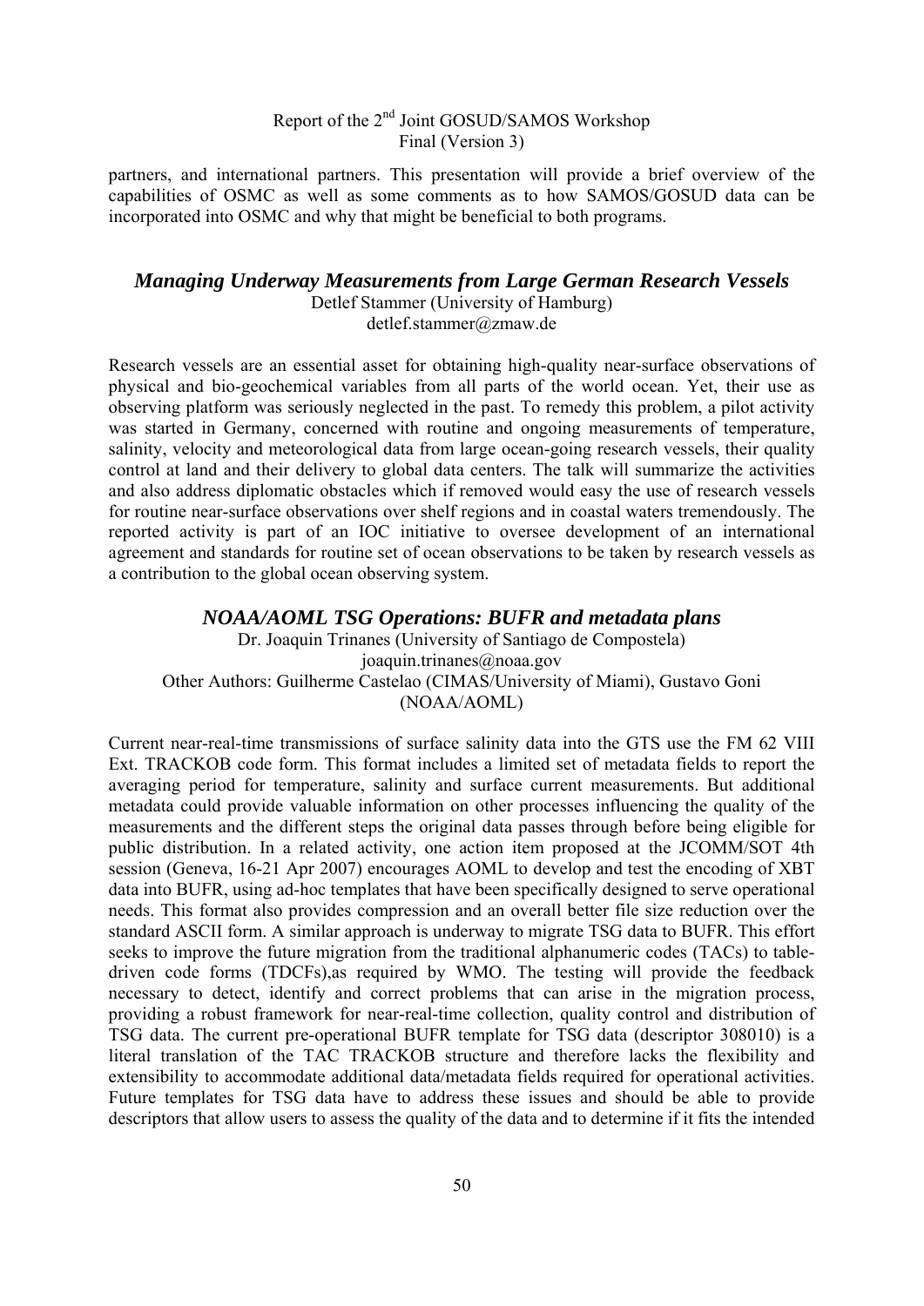partners, and international partners. This presentation will provide a brief overview of the capabilities of OSMC as well as some comments as to how SAMOS/GOSUD data can be incorporated into OSMC and why that might be beneficial to both programs.

### *Managing Underway Measurements from Large German Research Vessels*

Detlef Stammer (University of Hamburg)
detlef.stammer@zmaw.de

Research vessels are an essential asset for obtaining high-quality near-surface observations of physical and bio-geochemical variables from all parts of the world ocean. Yet, their use as observing platform was seriously neglected in the past. To remedy this problem, a pilot activity was started in Germany, concerned with routine and ongoing measurements of temperature, salinity, velocity and meteorological data from large ocean-going research vessels, their quality control at land and their delivery to global data centers. The talk will summarize the activities and also address diplomatic obstacles which if removed would easy the use of research vessels for routine near-surface observations over shelf regions and in coastal waters tremendously. The reported activity is part of an IOC initiative to oversee development of an international agreement and standards for routine set of ocean observations to be taken by research vessels as a contribution to the global ocean observing system.

### *NOAA/AOML TSG Operations: BUFR and metadata plans*

Dr. Joaquin Trinanes (University of Santiago de Compostela)
joaquin.trinanes@noaa.gov
Other Authors: Guilherme Castelao (CIMAS/University of Miami), Gustavo Goni (NOAA/AOML)

Current near-real-time transmissions of surface salinity data into the GTS use the FM 62 VIII Ext. TRACKOB code form. This format includes a limited set of metadata fields to report the averaging period for temperature, salinity and surface current measurements. But additional metadata could provide valuable information on other processes influencing the quality of the measurements and the different steps the original data passes through before being eligible for public distribution. In a related activity, one action item proposed at the JCOMM/SOT 4th session (Geneva, 16-21 Apr 2007) encourages AOML to develop and test the encoding of XBT data into BUFR, using ad-hoc templates that have been specifically designed to serve operational needs. This format also provides compression and an overall better file size reduction over the standard ASCII form. A similar approach is underway to migrate TSG data to BUFR. This effort seeks to improve the future migration from the traditional alphanumeric codes (TACs) to table-driven code forms (TDCFs),as required by WMO. The testing will provide the feedback necessary to detect, identify and correct problems that can arise in the migration process, providing a robust framework for near-real-time collection, quality control and distribution of TSG data. The current pre-operational BUFR template for TSG data (descriptor 308010) is a literal translation of the TAC TRACKOB structure and therefore lacks the flexibility and extensibility to accommodate additional data/metadata fields required for operational activities. Future templates for TSG data have to address these issues and should be able to provide descriptors that allow users to assess the quality of the data and to determine if it fits the intended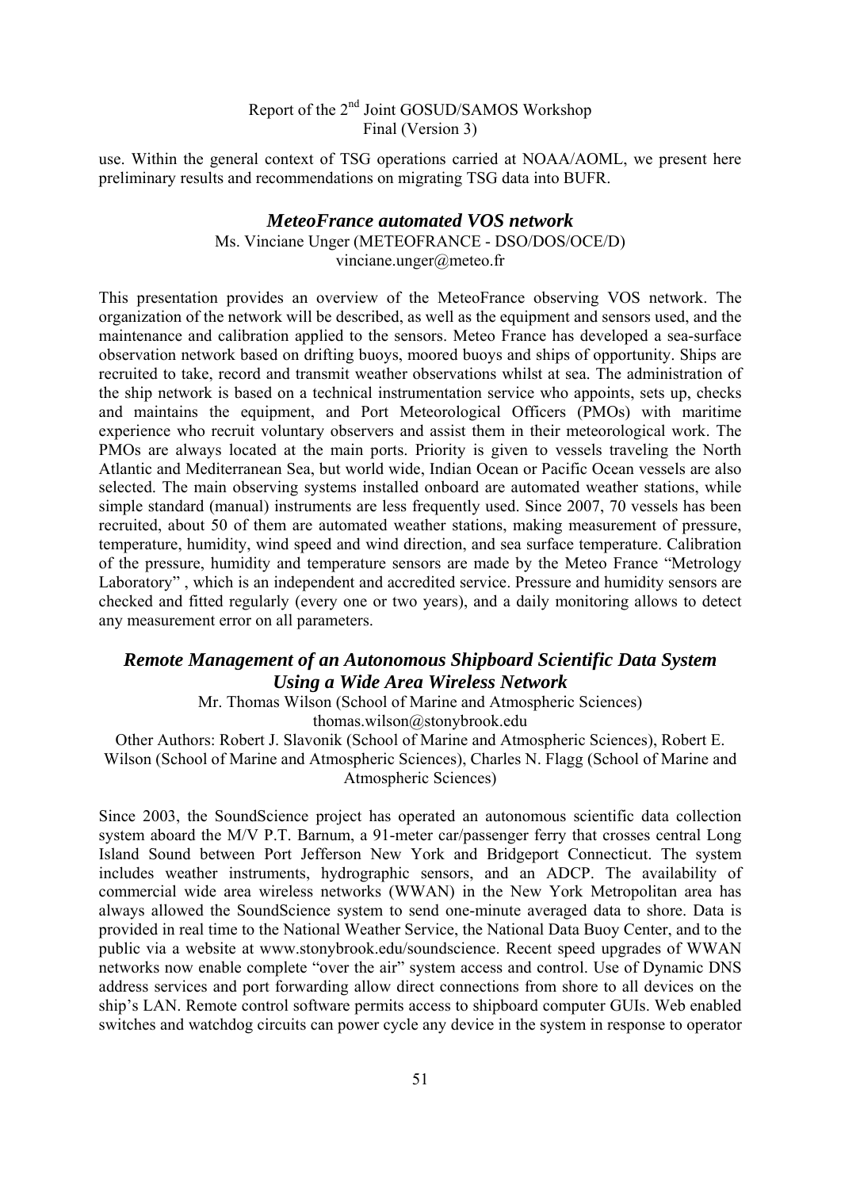use. Within the general context of TSG operations carried at NOAA/AOML, we present here preliminary results and recommendations on migrating TSG data into BUFR.

### *MeteoFrance automated VOS network*

Ms. Vinciane Unger (METEOFRANCE - DSO/DOS/OCE/D)
vinciane.unger@meteo.fr

This presentation provides an overview of the MeteoFrance observing VOS network. The organization of the network will be described, as well as the equipment and sensors used, and the maintenance and calibration applied to the sensors. Meteo France has developed a sea-surface observation network based on drifting buoys, moored buoys and ships of opportunity. Ships are recruited to take, record and transmit weather observations whilst at sea. The administration of the ship network is based on a technical instrumentation service who appoints, sets up, checks and maintains the equipment, and Port Meteorological Officers (PMOs) with maritime experience who recruit voluntary observers and assist them in their meteorological work. The PMOs are always located at the main ports. Priority is given to vessels traveling the North Atlantic and Mediterranean Sea, but world wide, Indian Ocean or Pacific Ocean vessels are also selected. The main observing systems installed onboard are automated weather stations, while simple standard (manual) instruments are less frequently used. Since 2007, 70 vessels has been recruited, about 50 of them are automated weather stations, making measurement of pressure, temperature, humidity, wind speed and wind direction, and sea surface temperature. Calibration of the pressure, humidity and temperature sensors are made by the Meteo France "Metrology Laboratory" , which is an independent and accredited service. Pressure and humidity sensors are checked and fitted regularly (every one or two years), and a daily monitoring allows to detect any measurement error on all parameters.

### *Remote Management of an Autonomous Shipboard Scientific Data System Using a Wide Area Wireless Network*

Mr. Thomas Wilson (School of Marine and Atmospheric Sciences)
thomas.wilson@stonybrook.edu
Other Authors: Robert J. Slavonik (School of Marine and Atmospheric Sciences), Robert E. Wilson (School of Marine and Atmospheric Sciences), Charles N. Flagg (School of Marine and Atmospheric Sciences)

Since 2003, the SoundScience project has operated an autonomous scientific data collection system aboard the M/V P.T. Barnum, a 91-meter car/passenger ferry that crosses central Long Island Sound between Port Jefferson New York and Bridgeport Connecticut. The system includes weather instruments, hydrographic sensors, and an ADCP. The availability of commercial wide area wireless networks (WWAN) in the New York Metropolitan area has always allowed the SoundScience system to send one-minute averaged data to shore. Data is provided in real time to the National Weather Service, the National Data Buoy Center, and to the public via a website at www.stonybrook.edu/soundscience. Recent speed upgrades of WWAN networks now enable complete "over the air" system access and control. Use of Dynamic DNS address services and port forwarding allow direct connections from shore to all devices on the ship's LAN. Remote control software permits access to shipboard computer GUIs. Web enabled switches and watchdog circuits can power cycle any device in the system in response to operator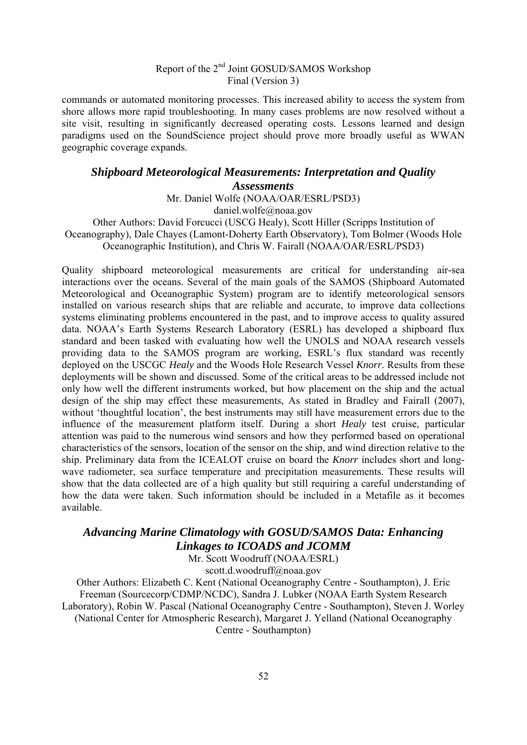commands or automated monitoring processes. This increased ability to access the system from shore allows more rapid troubleshooting. In many cases problems are now resolved without a site visit, resulting in significantly decreased operating costs. Lessons learned and design paradigms used on the SoundScience project should prove more broadly useful as WWAN geographic coverage expands.

### *Shipboard Meteorological Measurements: Interpretation and Quality Assessments*

Mr. Daniel Wolfe (NOAA/OAR/ESRL/PSD3)
daniel.wolfe@noaa.gov

Other Authors: David Forcucci (USCG Healy), Scott Hiller (Scripps Institution of Oceanography), Dale Chayes (Lamont-Doherty Earth Observatory), Tom Bolmer (Woods Hole Oceanographic Institution), and Chris W. Fairall (NOAA/OAR/ESRL/PSD3)

Quality shipboard meteorological measurements are critical for understanding air-sea interactions over the oceans. Several of the main goals of the SAMOS (Shipboard Automated Meteorological and Oceanographic System) program are to identify meteorological sensors installed on various research ships that are reliable and accurate, to improve data collections systems eliminating problems encountered in the past, and to improve access to quality assured data. NOAA's Earth Systems Research Laboratory (ESRL) has developed a shipboard flux standard and been tasked with evaluating how well the UNOLS and NOAA research vessels providing data to the SAMOS program are working, ESRL's flux standard was recently deployed on the USCGC *Healy* and the Woods Hole Research Vessel *Knorr*. Results from these deployments will be shown and discussed. Some of the critical areas to be addressed include not only how well the different instruments worked, but how placement on the ship and the actual design of the ship may effect these measurements, As stated in Bradley and Fairall (2007), without 'thoughtful location', the best instruments may still have measurement errors due to the influence of the measurement platform itself. During a short *Healy* test cruise, particular attention was paid to the numerous wind sensors and how they performed based on operational characteristics of the sensors, location of the sensor on the ship, and wind direction relative to the ship. Preliminary data from the ICEALOT cruise on board the *Knorr* includes short and long-wave radiometer, sea surface temperature and precipitation measurements. These results will show that the data collected are of a high quality but still requiring a careful understanding of how the data were taken. Such information should be included in a Metafile as it becomes available.

### *Advancing Marine Climatology with GOSUD/SAMOS Data: Enhancing Linkages to ICOADS and JCOMM*

Mr. Scott Woodruff (NOAA/ESRL)
scott.d.woodruff@noaa.gov

Other Authors: Elizabeth C. Kent (National Oceanography Centre - Southampton), J. Eric Freeman (Sourcecorp/CDMP/NCDC), Sandra J. Lubker (NOAA Earth System Research Laboratory), Robin W. Pascal (National Oceanography Centre - Southampton), Steven J. Worley (National Center for Atmospheric Research), Margaret J. Yelland (National Oceanography Centre - Southampton)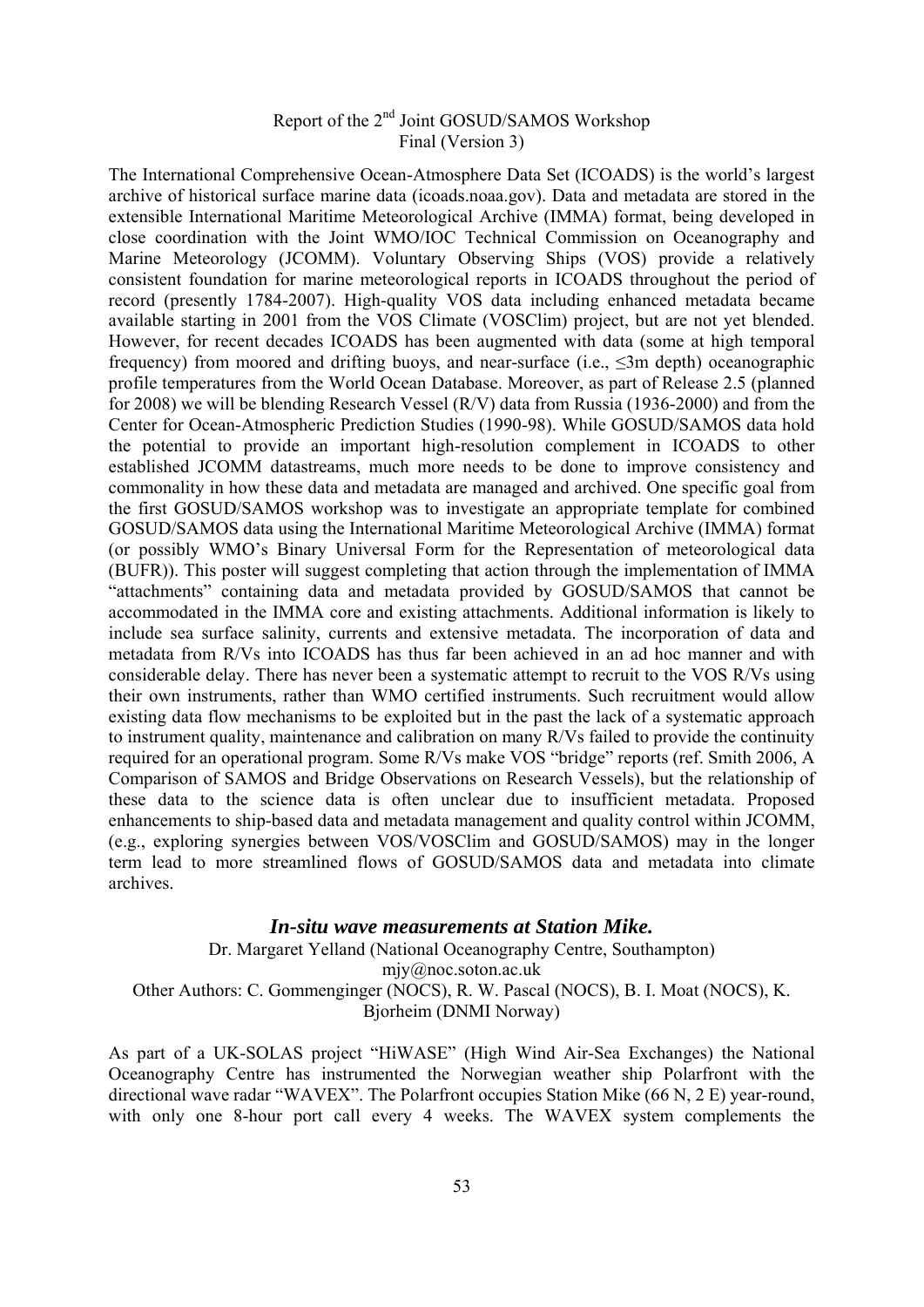The International Comprehensive Ocean-Atmosphere Data Set (ICOADS) is the world's largest archive of historical surface marine data (icoads.noaa.gov). Data and metadata are stored in the extensible International Maritime Meteorological Archive (IMMA) format, being developed in close coordination with the Joint WMO/IOC Technical Commission on Oceanography and Marine Meteorology (JCOMM). Voluntary Observing Ships (VOS) provide a relatively consistent foundation for marine meteorological reports in ICOADS throughout the period of record (presently 1784-2007). High-quality VOS data including enhanced metadata became available starting in 2001 from the VOS Climate (VOSClim) project, but are not yet blended. However, for recent decades ICOADS has been augmented with data (some at high temporal frequency) from moored and drifting buoys, and near-surface (i.e., ≤3m depth) oceanographic profile temperatures from the World Ocean Database. Moreover, as part of Release 2.5 (planned for 2008) we will be blending Research Vessel (R/V) data from Russia (1936-2000) and from the Center for Ocean-Atmospheric Prediction Studies (1990-98). While GOSUD/SAMOS data hold the potential to provide an important high-resolution complement in ICOADS to other established JCOMM datastreams, much more needs to be done to improve consistency and commonality in how these data and metadata are managed and archived. One specific goal from the first GOSUD/SAMOS workshop was to investigate an appropriate template for combined GOSUD/SAMOS data using the International Maritime Meteorological Archive (IMMA) format (or possibly WMO's Binary Universal Form for the Representation of meteorological data (BUFR)). This poster will suggest completing that action through the implementation of IMMA "attachments" containing data and metadata provided by GOSUD/SAMOS that cannot be accommodated in the IMMA core and existing attachments. Additional information is likely to include sea surface salinity, currents and extensive metadata. The incorporation of data and metadata from R/Vs into ICOADS has thus far been achieved in an ad hoc manner and with considerable delay. There has never been a systematic attempt to recruit to the VOS R/Vs using their own instruments, rather than WMO certified instruments. Such recruitment would allow existing data flow mechanisms to be exploited but in the past the lack of a systematic approach to instrument quality, maintenance and calibration on many R/Vs failed to provide the continuity required for an operational program. Some R/Vs make VOS "bridge" reports (ref. Smith 2006, A Comparison of SAMOS and Bridge Observations on Research Vessels), but the relationship of these data to the science data is often unclear due to insufficient metadata. Proposed enhancements to ship-based data and metadata management and quality control within JCOMM, (e.g., exploring synergies between VOS/VOSClim and GOSUD/SAMOS) may in the longer term lead to more streamlined flows of GOSUD/SAMOS data and metadata into climate archives.

### *In-situ wave measurements at Station Mike.*

Dr. Margaret Yelland (National Oceanography Centre, Southampton)
mjy@noc.soton.ac.uk
Other Authors: C. Gommenginger (NOCS), R. W. Pascal (NOCS), B. I. Moat (NOCS), K. Bjorheim (DNMI Norway)

As part of a UK-SOLAS project "HiWASE" (High Wind Air-Sea Exchanges) the National Oceanography Centre has instrumented the Norwegian weather ship Polarfront with the directional wave radar "WAVEX". The Polarfront occupies Station Mike (66 N, 2 E) year-round, with only one 8-hour port call every 4 weeks. The WAVEX system complements the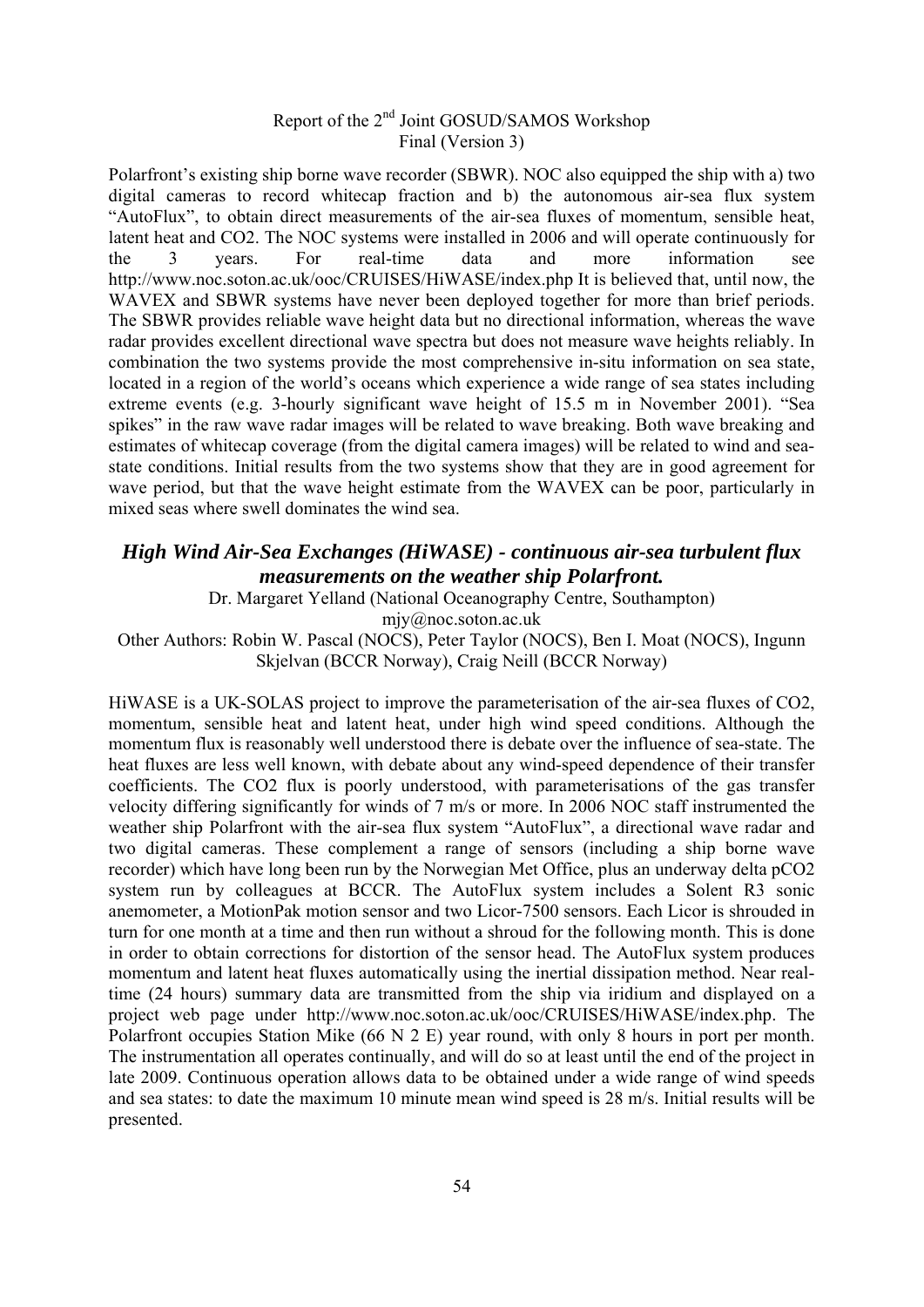Polarfront's existing ship borne wave recorder (SBWR). NOC also equipped the ship with a) two digital cameras to record whitecap fraction and b) the autonomous air-sea flux system "AutoFlux", to obtain direct measurements of the air-sea fluxes of momentum, sensible heat, latent heat and $CO_2$. The NOC systems were installed in 2006 and will operate continuously for the 3 years. For real-time data and more information see http://www.noc.soton.ac.uk/ooc/CRUISES/HiWASE/index.php It is believed that, until now, the WAVEX and SBWR systems have never been deployed together for more than brief periods. The SBWR provides reliable wave height data but no directional information, whereas the wave radar provides excellent directional wave spectra but does not measure wave heights reliably. In combination the two systems provide the most comprehensive in-situ information on sea state, located in a region of the world's oceans which experience a wide range of sea states including extreme events (e.g. 3-hourly significant wave height of 15.5 m in November 2001). "Sea spikes" in the raw wave radar images will be related to wave breaking. Both wave breaking and estimates of whitecap coverage (from the digital camera images) will be related to wind and sea-state conditions. Initial results from the two systems show that they are in good agreement for wave period, but that the wave height estimate from the WAVEX can be poor, particularly in mixed seas where swell dominates the wind sea.

## *High Wind Air-Sea Exchanges (HiWASE) - continuous air-sea turbulent flux measurements on the weather ship Polarfront.*

Dr. Margaret Yelland (National Oceanography Centre, Southampton)
mjy@noc.soton.ac.uk
Other Authors: Robin W. Pascal (NOCS), Peter Taylor (NOCS), Ben I. Moat (NOCS), Ingunn Skjelvan (BCCR Norway), Craig Neill (BCCR Norway)

HiWASE is a UK-SOLAS project to improve the parameterisation of the air-sea fluxes of $CO_2$, momentum, sensible heat and latent heat, under high wind speed conditions. Although the momentum flux is reasonably well understood there is debate over the influence of sea-state. The heat fluxes are less well known, with debate about any wind-speed dependence of their transfer coefficients. The $CO_2$ flux is poorly understood, with parameterisations of the gas transfer velocity differing significantly for winds of 7 m/s or more. In 2006 NOC staff instrumented the weather ship Polarfront with the air-sea flux system "AutoFlux", a directional wave radar and two digital cameras. These complement a range of sensors (including a ship borne wave recorder) which have long been run by the Norwegian Met Office, plus an underway delta $pCO_2$ system run by colleagues at BCCR. The AutoFlux system includes a Solent R3 sonic anemometer, a MotionPak motion sensor and two Licor-7500 sensors. Each Licor is shrouded in turn for one month at a time and then run without a shroud for the following month. This is done in order to obtain corrections for distortion of the sensor head. The AutoFlux system produces momentum and latent heat fluxes automatically using the inertial dissipation method. Near real-time (24 hours) summary data are transmitted from the ship via iridium and displayed on a project web page under http://www.noc.soton.ac.uk/ooc/CRUISES/HiWASE/index.php. The Polarfront occupies Station Mike (66 N 2 E) year round, with only 8 hours in port per month. The instrumentation all operates continually, and will do so at least until the end of the project in late 2009. Continuous operation allows data to be obtained under a wide range of wind speeds and sea states: to date the maximum 10 minute mean wind speed is 28 m/s. Initial results will be presented.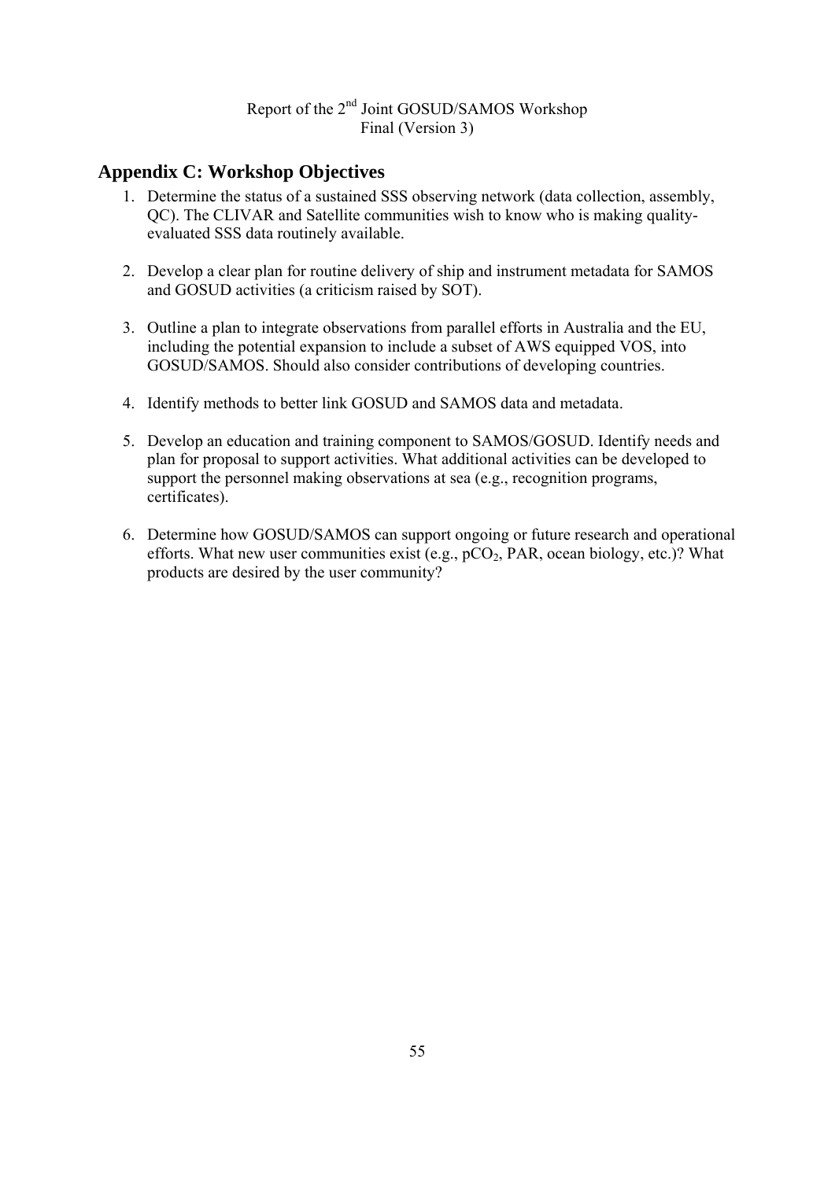## Appendix C: Workshop Objectives

1. Determine the status of a sustained SSS observing network (data collection, assembly, QC). The CLIVAR and Satellite communities wish to know who is making quality-evaluated SSS data routinely available.

2. Develop a clear plan for routine delivery of ship and instrument metadata for SAMOS and GOSUD activities (a criticism raised by SOT).

3. Outline a plan to integrate observations from parallel efforts in Australia and the EU, including the potential expansion to include a subset of AWS equipped VOS, into GOSUD/SAMOS. Should also consider contributions of developing countries.

4. Identify methods to better link GOSUD and SAMOS data and metadata.

5. Develop an education and training component to SAMOS/GOSUD. Identify needs and plan for proposal to support activities. What additional activities can be developed to support the personnel making observations at sea (e.g., recognition programs, certificates).

6. Determine how GOSUD/SAMOS can support ongoing or future research and operational efforts. What new user communities exist (e.g., $pCO_2$, PAR, ocean biology, etc.)? What products are desired by the user community?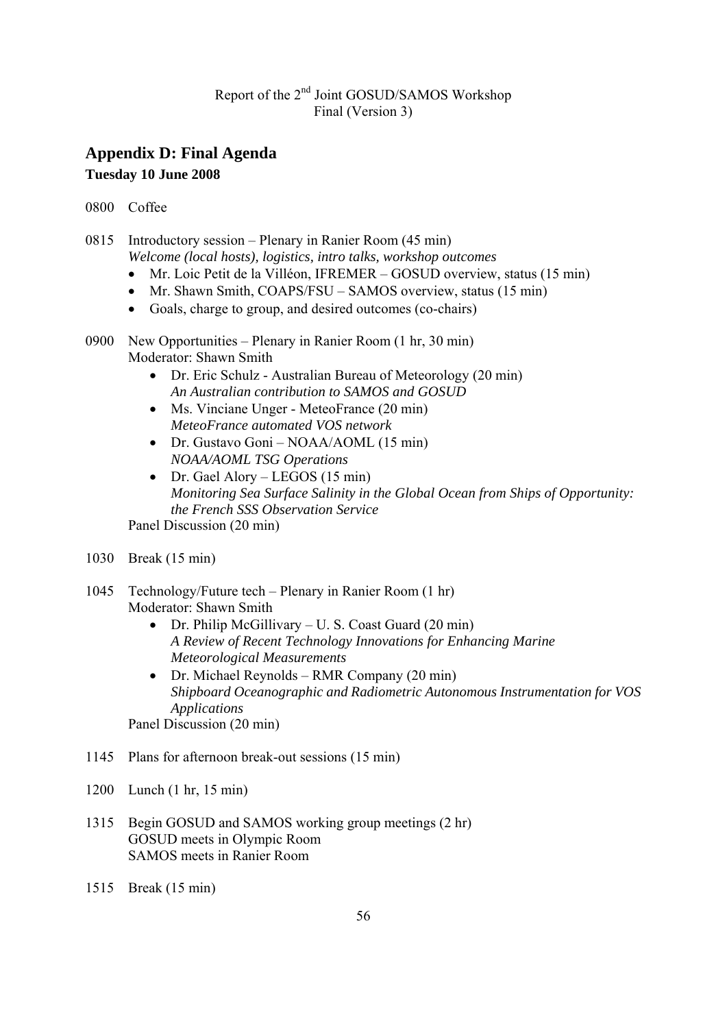## Appendix D: Final Agenda

**Tuesday 10 June 2008**

0800 Coffee

0815 Introductory session – Plenary in Ranier Room (45 min)
*Welcome (local hosts), logistics, intro talks, workshop outcomes*

- Mr. Loic Petit de la Villéon, IFREMER – GOSUD overview, status (15 min)
- Mr. Shawn Smith, COAPS/FSU – SAMOS overview, status (15 min)
- Goals, charge to group, and desired outcomes (co-chairs)

0900 New Opportunities – Plenary in Ranier Room (1 hr, 30 min)
Moderator: Shawn Smith

- Dr. Eric Schulz - Australian Bureau of Meteorology (20 min)
  *An Australian contribution to SAMOS and GOSUD*
- Ms. Vinciane Unger - MeteoFrance (20 min)
  *MeteoFrance automated VOS network*
- Dr. Gustavo Goni – NOAA/AOML (15 min)
  *NOAA/AOML TSG Operations*
- Dr. Gael Alory – LEGOS (15 min)
  *Monitoring Sea Surface Salinity in the Global Ocean from Ships of Opportunity: the French SSS Observation Service*

Panel Discussion (20 min)

1030 Break (15 min)

1045 Technology/Future tech – Plenary in Ranier Room (1 hr)
Moderator: Shawn Smith

- Dr. Philip McGillivary – U. S. Coast Guard (20 min)
  *A Review of Recent Technology Innovations for Enhancing Marine Meteorological Measurements*
- Dr. Michael Reynolds – RMR Company (20 min)
  *Shipboard Oceanographic and Radiometric Autonomous Instrumentation for VOS Applications*

Panel Discussion (20 min)

1145 Plans for afternoon break-out sessions (15 min)

1200 Lunch (1 hr, 15 min)

1315 Begin GOSUD and SAMOS working group meetings (2 hr)
GOSUD meets in Olympic Room
SAMOS meets in Ranier Room

1515 Break (15 min)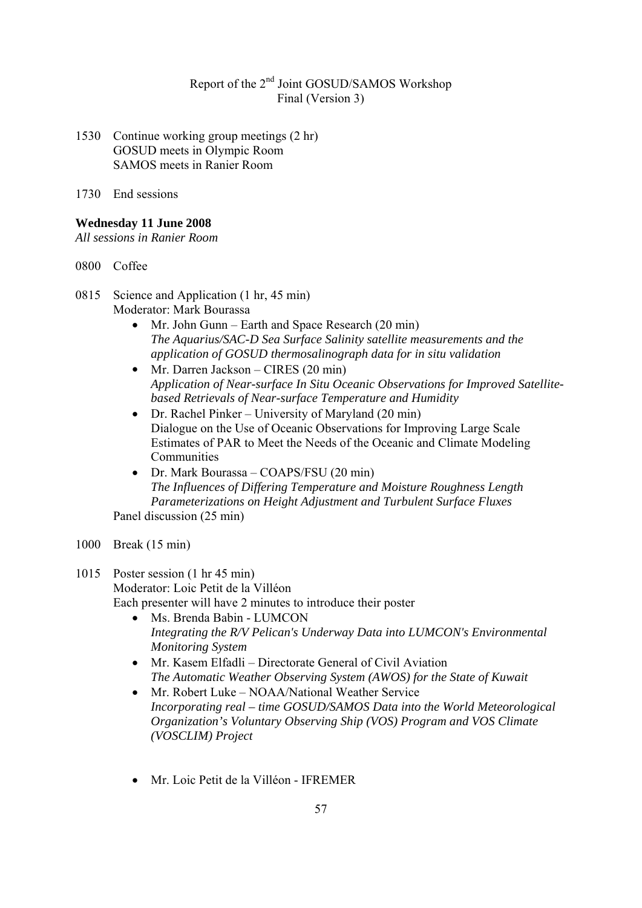1530 Continue working group meetings (2 hr)
GOSUD meets in Olympic Room
SAMOS meets in Ranier Room

1730 End sessions

**Wednesday 11 June 2008**
*All sessions in Ranier Room*

0800 Coffee

0815 Science and Application (1 hr, 45 min)
Moderator: Mark Bourassa

- Mr. John Gunn – Earth and Space Research (20 min)
  *The Aquarius/SAC-D Sea Surface Salinity satellite measurements and the application of GOSUD thermosalinograph data for in situ validation*
- Mr. Darren Jackson – CIRES (20 min)
  *Application of Near-surface In Situ Oceanic Observations for Improved Satellite-based Retrievals of Near-surface Temperature and Humidity*
- Dr. Rachel Pinker – University of Maryland (20 min)
  Dialogue on the Use of Oceanic Observations for Improving Large Scale Estimates of PAR to Meet the Needs of the Oceanic and Climate Modeling Communities
- Dr. Mark Bourassa – COAPS/FSU (20 min)
  *The Influences of Differing Temperature and Moisture Roughness Length Parameterizations on Height Adjustment and Turbulent Surface Fluxes*

Panel discussion (25 min)

1000 Break (15 min)

1015 Poster session (1 hr 45 min)
Moderator: Loic Petit de la Villéon
Each presenter will have 2 minutes to introduce their poster

- Ms. Brenda Babin - LUMCON
  *Integrating the R/V Pelican's Underway Data into LUMCON's Environmental Monitoring System*
- Mr. Kasem Elfadli – Directorate General of Civil Aviation
  *The Automatic Weather Observing System (AWOS) for the State of Kuwait*
- Mr. Robert Luke – NOAA/National Weather Service
  *Incorporating real – time GOSUD/SAMOS Data into the World Meteorological Organization's Voluntary Observing Ship (VOS) Program and VOS Climate (VOSCLIM) Project*
- Mr. Loic Petit de la Villéon - IFREMER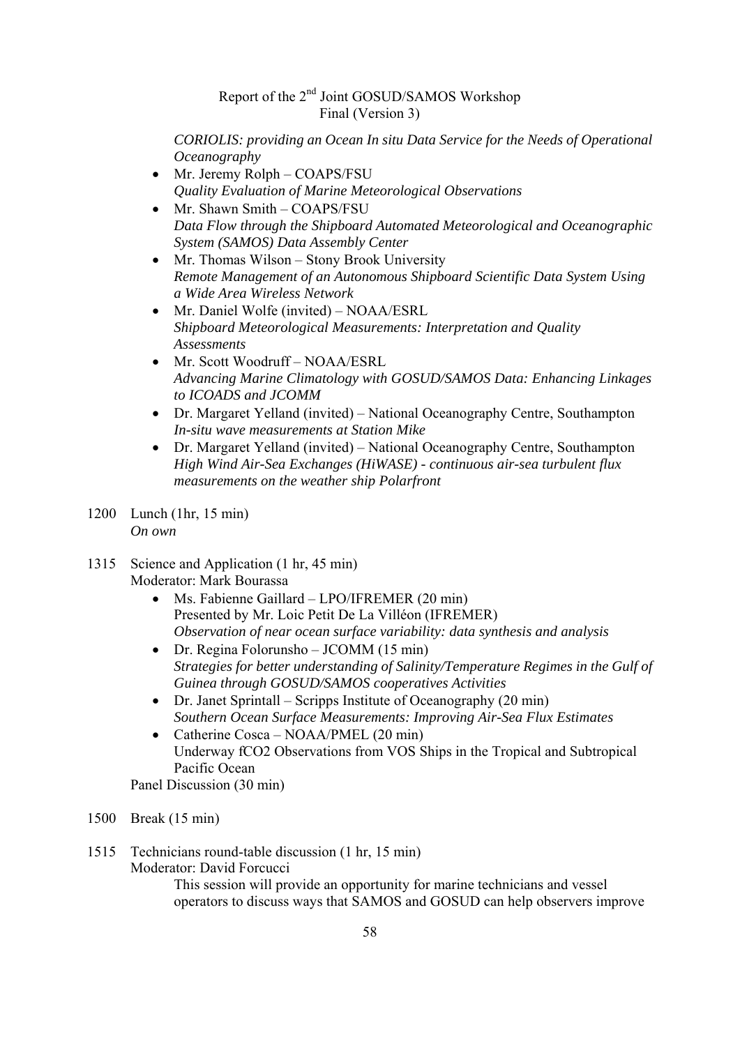*CORIOLIS: providing an Ocean In situ Data Service for the Needs of Operational Oceanography*

- Mr. Jeremy Rolph – COAPS/FSU
  *Quality Evaluation of Marine Meteorological Observations*
- Mr. Shawn Smith – COAPS/FSU
  *Data Flow through the Shipboard Automated Meteorological and Oceanographic System (SAMOS) Data Assembly Center*
- Mr. Thomas Wilson – Stony Brook University
  *Remote Management of an Autonomous Shipboard Scientific Data System Using a Wide Area Wireless Network*
- Mr. Daniel Wolfe (invited) – NOAA/ESRL
  *Shipboard Meteorological Measurements: Interpretation and Quality Assessments*
- Mr. Scott Woodruff – NOAA/ESRL
  *Advancing Marine Climatology with GOSUD/SAMOS Data: Enhancing Linkages to ICOADS and JCOMM*
- Dr. Margaret Yelland (invited) – National Oceanography Centre, Southampton
  *In-situ wave measurements at Station Mike*
- Dr. Margaret Yelland (invited) – National Oceanography Centre, Southampton
  *High Wind Air-Sea Exchanges (HiWASE) - continuous air-sea turbulent flux measurements on the weather ship Polarfront*

1200 Lunch (1hr, 15 min)
*On own*

1315 Science and Application (1 hr, 45 min)
Moderator: Mark Bourassa

- Ms. Fabienne Gaillard – LPO/IFREMER (20 min)
  Presented by Mr. Loic Petit De La Villéon (IFREMER)
  *Observation of near ocean surface variability: data synthesis and analysis*
- Dr. Regina Folorunsho – JCOMM (15 min)
  *Strategies for better understanding of Salinity/Temperature Regimes in the Gulf of Guinea through GOSUD/SAMOS cooperatives Activities*
- Dr. Janet Sprintall – Scripps Institute of Oceanography (20 min)
  *Southern Ocean Surface Measurements: Improving Air-Sea Flux Estimates*
- Catherine Cosca – NOAA/PMEL (20 min)
  Underway fCO2 Observations from VOS Ships in the Tropical and Subtropical Pacific Ocean

Panel Discussion (30 min)

1500 Break (15 min)

1515 Technicians round-table discussion (1 hr, 15 min)
Moderator: David Forcucci

This session will provide an opportunity for marine technicians and vessel operators to discuss ways that SAMOS and GOSUD can help observers improve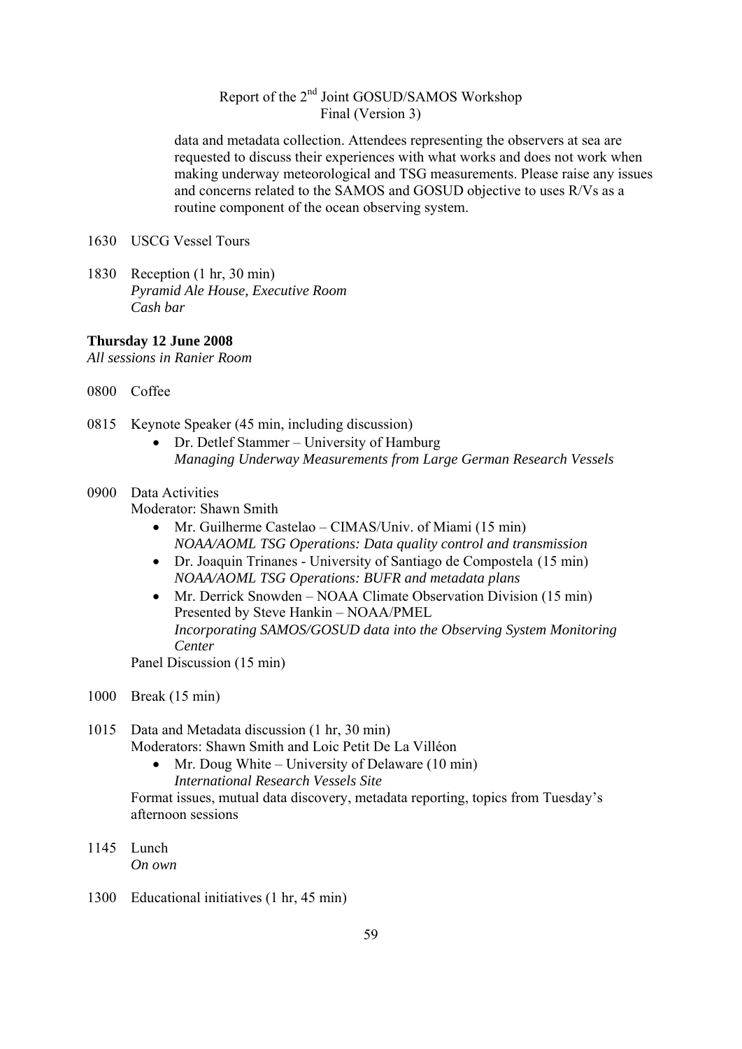data and metadata collection. Attendees representing the observers at sea are requested to discuss their experiences with what works and does not work when making underway meteorological and TSG measurements. Please raise any issues and concerns related to the SAMOS and GOSUD objective to uses R/Vs as a routine component of the ocean observing system.

1630 USCG Vessel Tours

1830 Reception (1 hr, 30 min)
*Pyramid Ale House, Executive Room*
*Cash bar*

**Thursday 12 June 2008**
*All sessions in Ranier Room*

0800 Coffee

0815 Keynote Speaker (45 min, including discussion)

- Dr. Detlef Stammer – University of Hamburg
  *Managing Underway Measurements from Large German Research Vessels*

0900 Data Activities
Moderator: Shawn Smith

- Mr. Guilherme Castelao – CIMAS/Univ. of Miami (15 min)
  *NOAA/AOML TSG Operations: Data quality control and transmission*
- Dr. Joaquin Trinanes - University of Santiago de Compostela (15 min)
  *NOAA/AOML TSG Operations: BUFR and metadata plans*
- Mr. Derrick Snowden – NOAA Climate Observation Division (15 min)
  Presented by Steve Hankin – NOAA/PMEL
  *Incorporating SAMOS/GOSUD data into the Observing System Monitoring Center*

Panel Discussion (15 min)

1000 Break (15 min)

1015 Data and Metadata discussion (1 hr, 30 min)
Moderators: Shawn Smith and Loic Petit De La Villéon

- Mr. Doug White – University of Delaware (10 min)
  *International Research Vessels Site*

Format issues, mutual data discovery, metadata reporting, topics from Tuesday's afternoon sessions

1145 Lunch
*On own*

1300 Educational initiatives (1 hr, 45 min)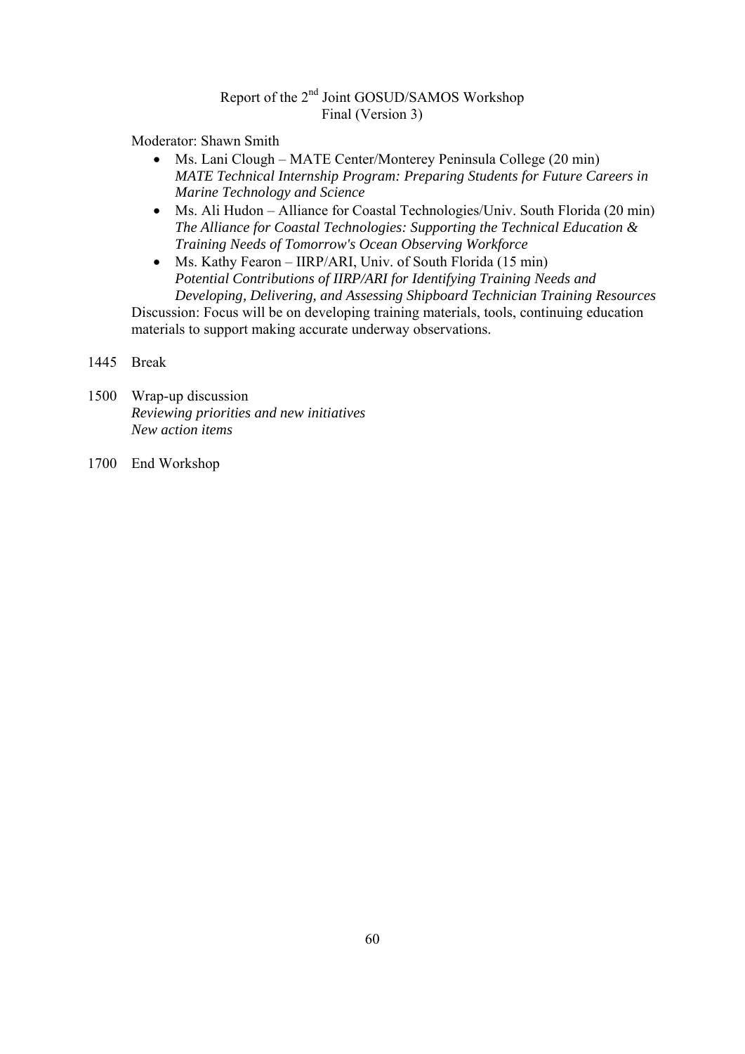Moderator: Shawn Smith

- Ms. Lani Clough – MATE Center/Monterey Peninsula College (20 min)
  *MATE Technical Internship Program: Preparing Students for Future Careers in Marine Technology and Science*
- Ms. Ali Hudon – Alliance for Coastal Technologies/Univ. South Florida (20 min)
  *The Alliance for Coastal Technologies: Supporting the Technical Education & Training Needs of Tomorrow's Ocean Observing Workforce*
- Ms. Kathy Fearon – IIRP/ARI, Univ. of South Florida (15 min)
  *Potential Contributions of IIRP/ARI for Identifying Training Needs and Developing, Delivering, and Assessing Shipboard Technician Training Resources*

Discussion: Focus will be on developing training materials, tools, continuing education materials to support making accurate underway observations.

1445 Break

1500 Wrap-up discussion
*Reviewing priorities and new initiatives*
*New action items*

1700 End Workshop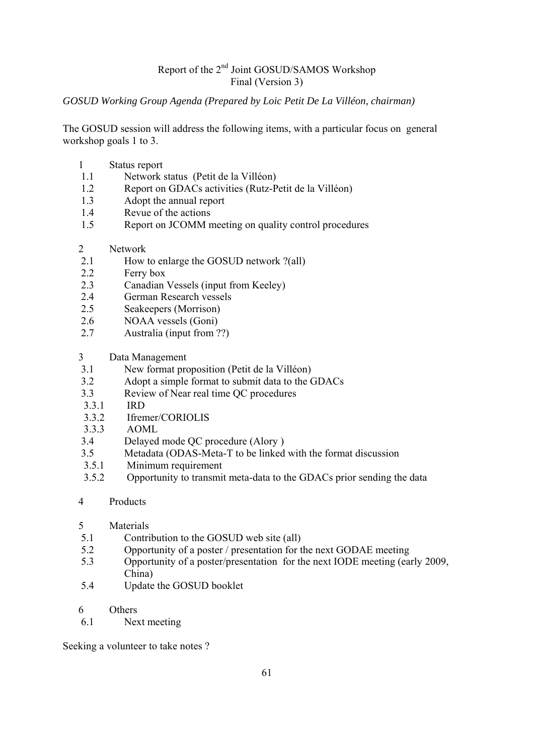Report of the 2nd Joint GOSUD/SAMOS Workshop
Final (Version 3)

*GOSUD Working Group Agenda (Prepared by Loic Petit De La Villéon, chairman)*

The GOSUD session will address the following items, with a particular focus on general workshop goals 1 to 3.

- 1 Status report
  - 1.1 Network status (Petit de la Villéon)
  - 1.2 Report on GDACs activities (Rutz-Petit de la Villéon)
  - 1.3 Adopt the annual report
  - 1.4 Revue of the actions
  - 1.5 Report on JCOMM meeting on quality control procedures
- 2 Network
  - 2.1 How to enlarge the GOSUD network ?(all)
  - 2.2 Ferry box
  - 2.3 Canadian Vessels (input from Keeley)
  - 2.4 German Research vessels
  - 2.5 Seakeepers (Morrison)
  - 2.6 NOAA vessels (Goni)
  - 2.7 Australia (input from ??)
- 3 Data Management
  - 3.1 New format proposition (Petit de la Villéon)
  - 3.2 Adopt a simple format to submit data to the GDACs
  - 3.3 Review of Near real time QC procedures
    - 3.3.1 IRD
    - 3.3.2 Ifremer/CORIOLIS
    - 3.3.3 AOML
  - 3.4 Delayed mode QC procedure (Alory )
  - 3.5 Metadata (ODAS-Meta-T to be linked with the format discussion
    - 3.5.1 Minimum requirement
    - 3.5.2 Opportunity to transmit meta-data to the GDACs prior sending the data
- 4 Products
- 5 Materials
  - 5.1 Contribution to the GOSUD web site (all)
  - 5.2 Opportunity of a poster / presentation for the next GODAE meeting
  - 5.3 Opportunity of a poster/presentation for the next IODE meeting (early 2009, China)
  - 5.4 Update the GOSUD booklet
- 6 Others
  - 6.1 Next meeting

Seeking a volunteer to take notes ?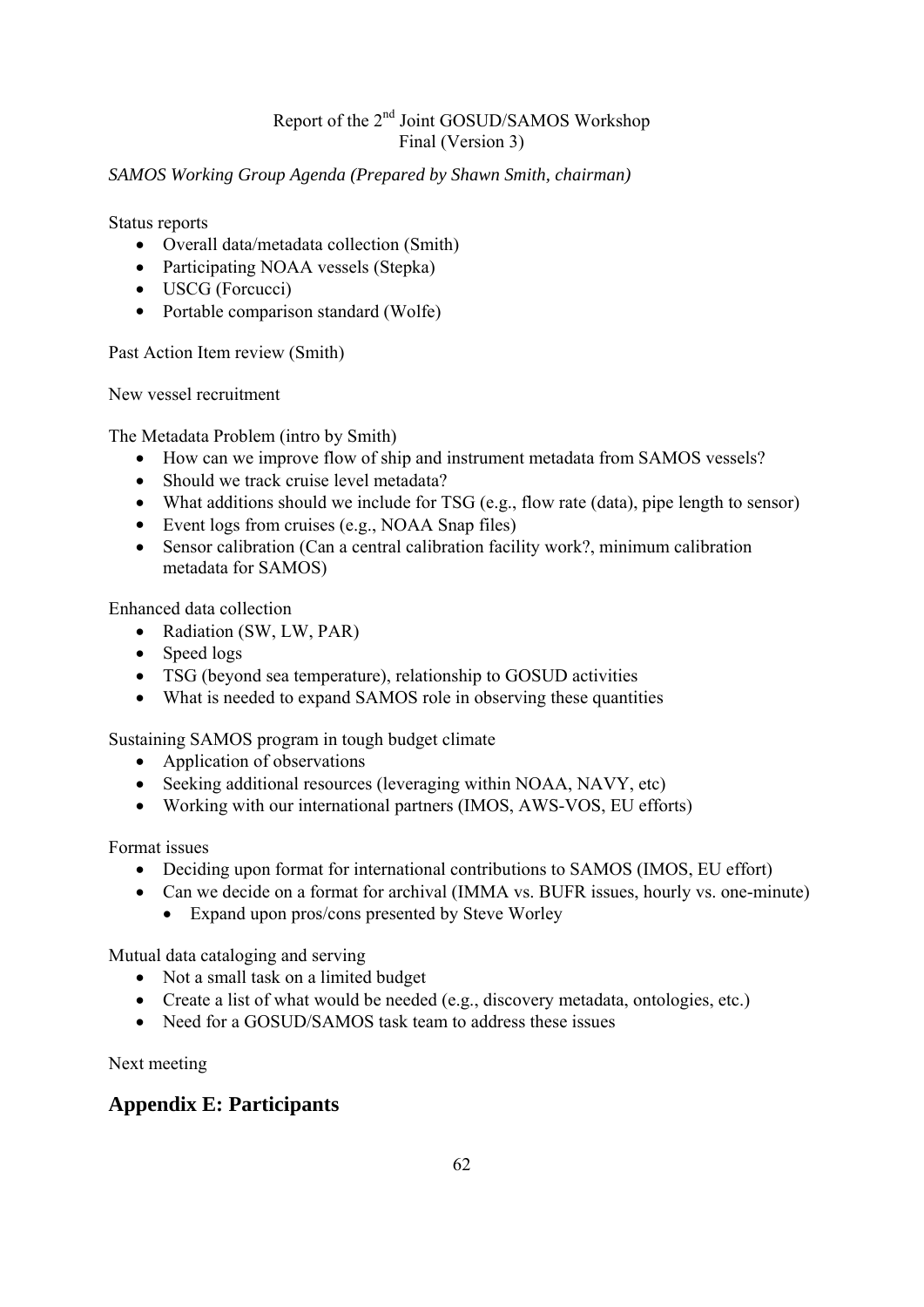*SAMOS Working Group Agenda (Prepared by Shawn Smith, chairman)*

Status reports

- Overall data/metadata collection (Smith)
- Participating NOAA vessels (Stepka)
- USCG (Forcucci)
- Portable comparison standard (Wolfe)

Past Action Item review (Smith)

New vessel recruitment

The Metadata Problem (intro by Smith)

- How can we improve flow of ship and instrument metadata from SAMOS vessels?
- Should we track cruise level metadata?
- What additions should we include for TSG (e.g., flow rate (data), pipe length to sensor)
- Event logs from cruises (e.g., NOAA Snap files)
- Sensor calibration (Can a central calibration facility work?, minimum calibration metadata for SAMOS)

Enhanced data collection

- Radiation (SW, LW, PAR)
- Speed logs
- TSG (beyond sea temperature), relationship to GOSUD activities
- What is needed to expand SAMOS role in observing these quantities

Sustaining SAMOS program in tough budget climate

- Application of observations
- Seeking additional resources (leveraging within NOAA, NAVY, etc)
- Working with our international partners (IMOS, AWS-VOS, EU efforts)

Format issues

- Deciding upon format for international contributions to SAMOS (IMOS, EU effort)
- Can we decide on a format for archival (IMMA vs. BUFR issues, hourly vs. one-minute)
  - Expand upon pros/cons presented by Steve Worley

Mutual data cataloging and serving

- Not a small task on a limited budget
- Create a list of what would be needed (e.g., discovery metadata, ontologies, etc.)
- Need for a GOSUD/SAMOS task team to address these issues

Next meeting

## Appendix E: Participants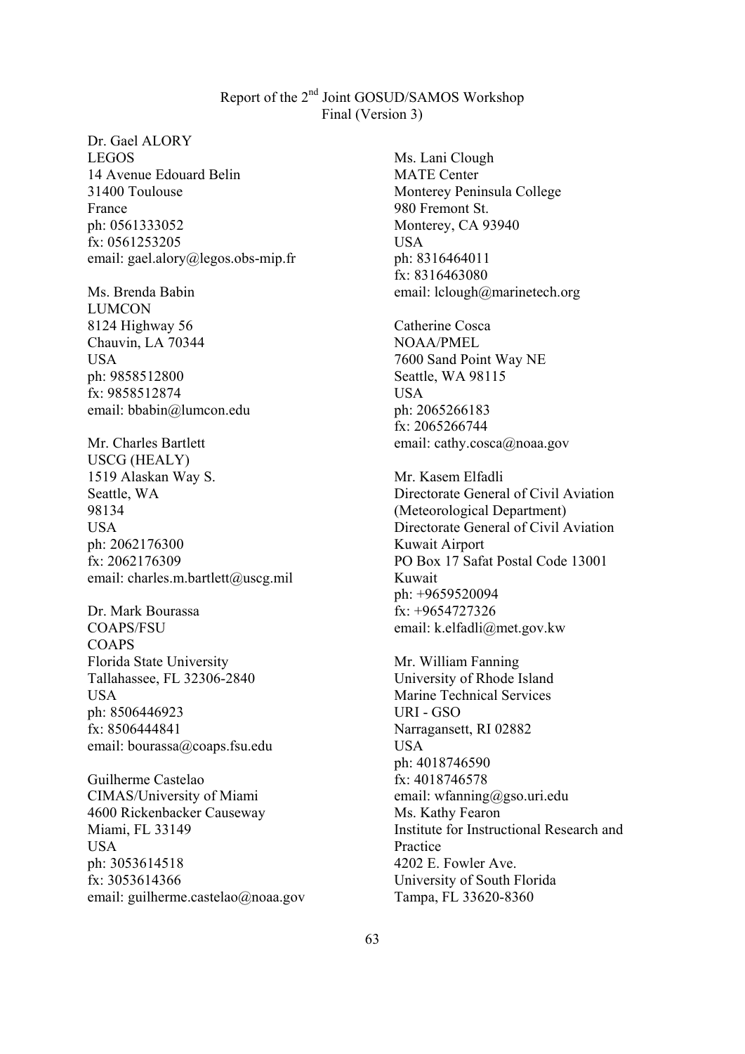Dr. Gael ALORY
LEGOS
14 Avenue Edouard Belin
31400 Toulouse
France
ph: 0561333052
fx: 0561253205
email: gael.alory@legos.obs-mip.fr

Ms. Brenda Babin
LUMCON
8124 Highway 56
Chauvin, LA 70344
USA
ph: 9858512800
fx: 9858512874
email: bbabin@lumcon.edu

Mr. Charles Bartlett
USCG (HEALY)
1519 Alaskan Way S.
Seattle, WA
98134
USA
ph: 2062176300
fx: 2062176309
email: charles.m.bartlett@uscg.mil

Dr. Mark Bourassa
COAPS/FSU
COAPS
Florida State University
Tallahassee, FL 32306-2840
USA
ph: 8506446923
fx: 8506444841
email: bourassa@coaps.fsu.edu

Guilherme Castelao
CIMAS/University of Miami
4600 Rickenbacker Causeway
Miami, FL 33149
USA
ph: 3053614518
fx: 3053614366
email: guilherme.castelao@noaa.gov

Ms. Lani Clough
MATE Center
Monterey Peninsula College
980 Fremont St.
Monterey, CA 93940
USA
ph: 8316464011
fx: 8316463080
email: lclough@marinetech.org

Catherine Cosca
NOAA/PMEL
7600 Sand Point Way NE
Seattle, WA 98115
USA
ph: 2065266183
fx: 2065266744
email: cathy.cosca@noaa.gov

Mr. Kasem Elfadli
Directorate General of Civil Aviation
(Meteorological Department)
Directorate General of Civil Aviation
Kuwait Airport
PO Box 17 Safat Postal Code 13001
Kuwait
ph: +9659520094
fx: +9654727326
email: k.elfadli@met.gov.kw

Mr. William Fanning
University of Rhode Island
Marine Technical Services
URI - GSO
Narragansett, RI 02882
USA
ph: 4018746590
fx: 4018746578
email: wfanning@gso.uri.edu

Ms. Kathy Fearon
Institute for Instructional Research and Practice
4202 E. Fowler Ave.
University of South Florida
Tampa, FL 33620-8360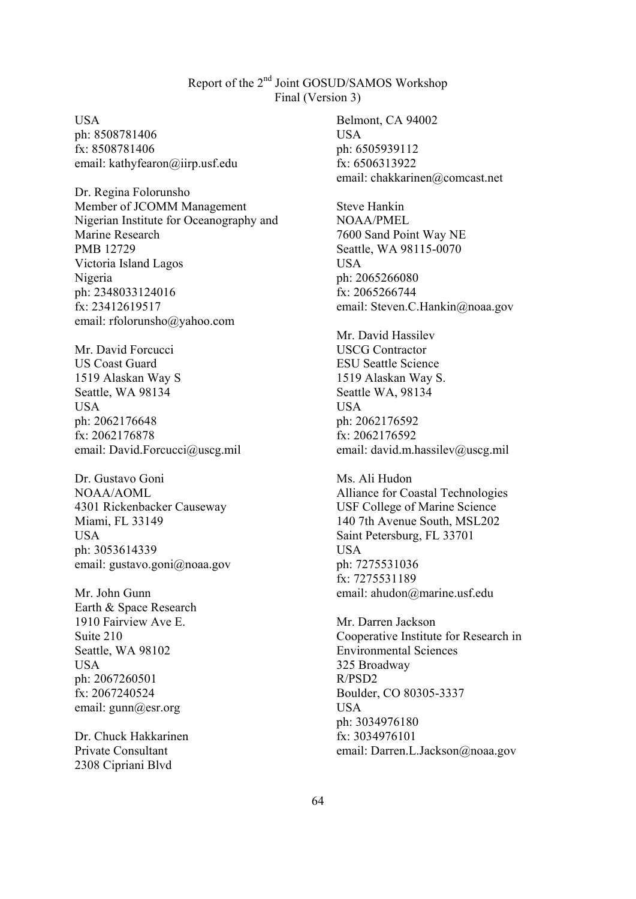USA
ph: 8508781406
fx: 8508781406
email: kathyfearon@iirp.usf.edu

Dr. Regina Folorunsho
Member of JCOMM Management
Nigerian Institute for Oceanography and Marine Research
PMB 12729
Victoria Island Lagos
Nigeria
ph: 2348033124016
fx: 23412619517
email: rfolorunsho@yahoo.com

Mr. David Forcucci
US Coast Guard
1519 Alaskan Way S
Seattle, WA 98134
USA
ph: 2062176648
fx: 2062176878
email: David.Forcucci@uscg.mil

Dr. Gustavo Goni
NOAA/AOML
4301 Rickenbacker Causeway
Miami, FL 33149
USA
ph: 3053614339
email: gustavo.goni@noaa.gov

Mr. John Gunn
Earth & Space Research
1910 Fairview Ave E.
Suite 210
Seattle, WA 98102
USA
ph: 2067260501
fx: 2067240524
email: gunn@esr.org

Dr. Chuck Hakkarinen
Private Consultant
2308 Cipriani Blvd
Belmont, CA 94002
USA
ph: 6505939112
fx: 6506313922
email: chakkarinen@comcast.net

Steve Hankin
NOAA/PMEL
7600 Sand Point Way NE
Seattle, WA 98115-0070
USA
ph: 2065266080
fx: 2065266744
email: Steven.C.Hankin@noaa.gov

Mr. David Hassilev
USCG Contractor
ESU Seattle Science
1519 Alaskan Way S.
Seattle WA, 98134
USA
ph: 2062176592
fx: 2062176592
email: david.m.hassilev@uscg.mil

Ms. Ali Hudon
Alliance for Coastal Technologies
USF College of Marine Science
140 7th Avenue South, MSL202
Saint Petersburg, FL 33701
USA
ph: 7275531036
fx: 7275531189
email: ahudon@marine.usf.edu

Mr. Darren Jackson
Cooperative Institute for Research in Environmental Sciences
325 Broadway
R/PSD2
Boulder, CO 80305-3337
USA
ph: 3034976180
fx: 3034976101
email: Darren.L.Jackson@noaa.gov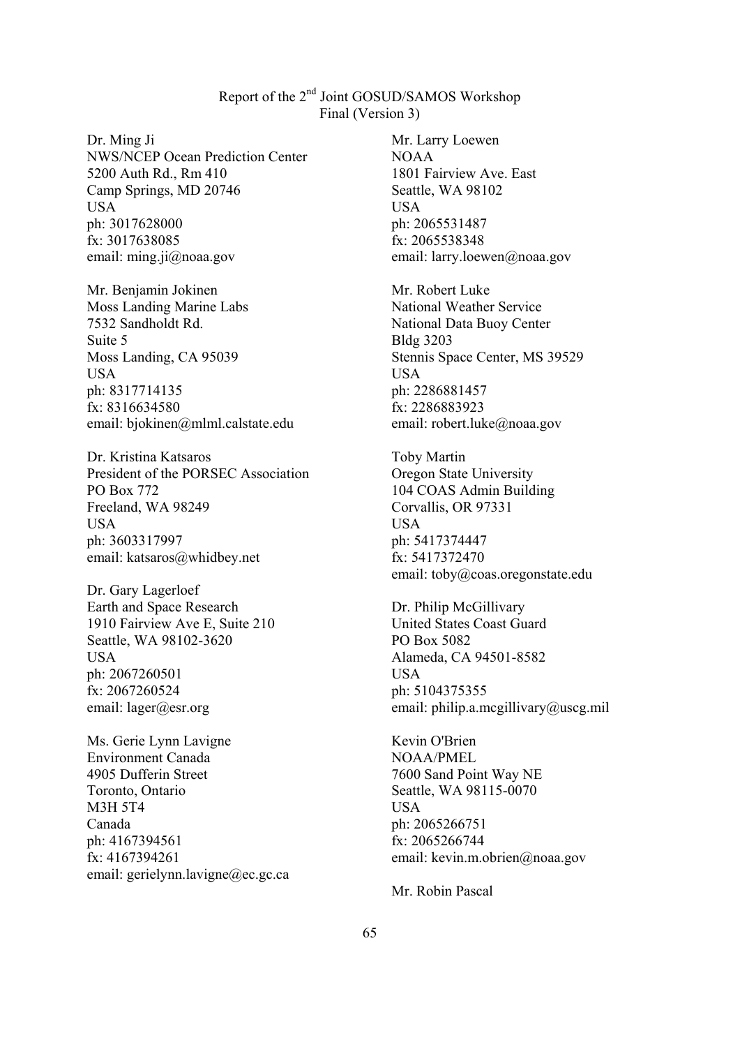Dr. Ming Ji
NWS/NCEP Ocean Prediction Center
5200 Auth Rd., Rm 410
Camp Springs, MD 20746
USA
ph: 3017628000
fx: 3017638085
email: ming.ji@noaa.gov

Mr. Benjamin Jokinen
Moss Landing Marine Labs
7532 Sandholdt Rd.
Suite 5
Moss Landing, CA 95039
USA
ph: 8317714135
fx: 8316634580
email: bjokinen@mlml.calstate.edu

Dr. Kristina Katsaros
President of the PORSEC Association
PO Box 772
Freeland, WA 98249
USA
ph: 3603317997
email: katsaros@whidbey.net

Dr. Gary Lagerloef
Earth and Space Research
1910 Fairview Ave E, Suite 210
Seattle, WA 98102-3620
USA
ph: 2067260501
fx: 2067260524
email: lager@esr.org

Ms. Gerie Lynn Lavigne
Environment Canada
4905 Dufferin Street
Toronto, Ontario
M3H 5T4
Canada
ph: 4167394561
fx: 4167394261
email: gerielynn.lavigne@ec.gc.ca

Mr. Larry Loewen
NOAA
1801 Fairview Ave. East
Seattle, WA 98102
USA
ph: 2065531487
fx: 2065538348
email: larry.loewen@noaa.gov

Mr. Robert Luke
National Weather Service
National Data Buoy Center
Bldg 3203
Stennis Space Center, MS 39529
USA
ph: 2286881457
fx: 2286883923
email: robert.luke@noaa.gov

Toby Martin
Oregon State University
104 COAS Admin Building
Corvallis, OR 97331
USA
ph: 5417374447
fx: 5417372470
email: toby@coas.oregonstate.edu

Dr. Philip McGillivary
United States Coast Guard
PO Box 5082
Alameda, CA 94501-8582
USA
ph: 5104375355
email: philip.a.mcgillivary@uscg.mil

Kevin O'Brien
NOAA/PMEL
7600 Sand Point Way NE
Seattle, WA 98115-0070
USA
ph: 2065266751
fx: 2065266744
email: kevin.m.obrien@noaa.gov

Mr. Robin Pascal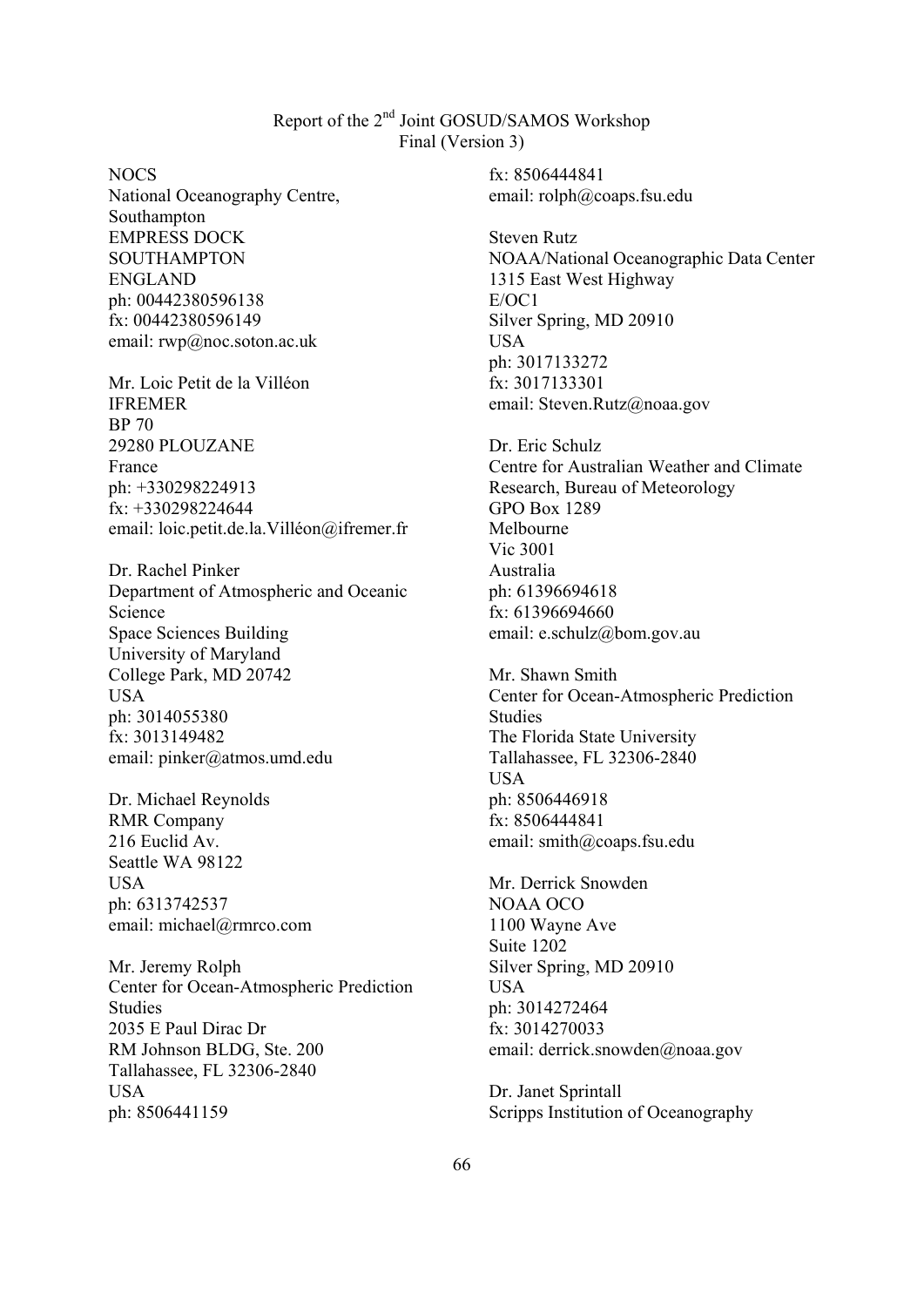NOCS
National Oceanography Centre, Southampton
EMPRESS DOCK
SOUTHAMPTON
ENGLAND
ph: 00442380596138
fx: 00442380596149
email: rwp@noc.soton.ac.uk

Mr. Loic Petit de la Villéon
IFREMER
BP 70
29280 PLOUZANE
France
ph: +330298224913
fx: +330298224644
email: loic.petit.de.la.Villéon@ifremer.fr

Dr. Rachel Pinker
Department of Atmospheric and Oceanic Science
Space Sciences Building
University of Maryland
College Park, MD 20742
USA
ph: 3014055380
fx: 3013149482
email: pinker@atmos.umd.edu

Dr. Michael Reynolds
RMR Company
216 Euclid Av.
Seattle WA 98122
USA
ph: 6313742537
email: michael@rmrco.com

Mr. Jeremy Rolph
Center for Ocean-Atmospheric Prediction Studies
2035 E Paul Dirac Dr
RM Johnson BLDG, Ste. 200
Tallahassee, FL 32306-2840
USA
ph: 8506441159
fx: 8506444841
email: rolph@coaps.fsu.edu

Steven Rutz
NOAA/National Oceanographic Data Center
1315 East West Highway
E/OC1
Silver Spring, MD 20910
USA
ph: 3017133272
fx: 3017133301
email: Steven.Rutz@noaa.gov

Dr. Eric Schulz
Centre for Australian Weather and Climate Research, Bureau of Meteorology
GPO Box 1289
Melbourne
Vic 3001
Australia
ph: 61396694618
fx: 61396694660
email: e.schulz@bom.gov.au

Mr. Shawn Smith
Center for Ocean-Atmospheric Prediction Studies
The Florida State University
Tallahassee, FL 32306-2840
USA
ph: 8506446918
fx: 8506444841
email: smith@coaps.fsu.edu

Mr. Derrick Snowden
NOAA OCO
1100 Wayne Ave
Suite 1202
Silver Spring, MD 20910
USA
ph: 3014272464
fx: 3014270033
email: derrick.snowden@noaa.gov

Dr. Janet Sprintall
Scripps Institution of Oceanography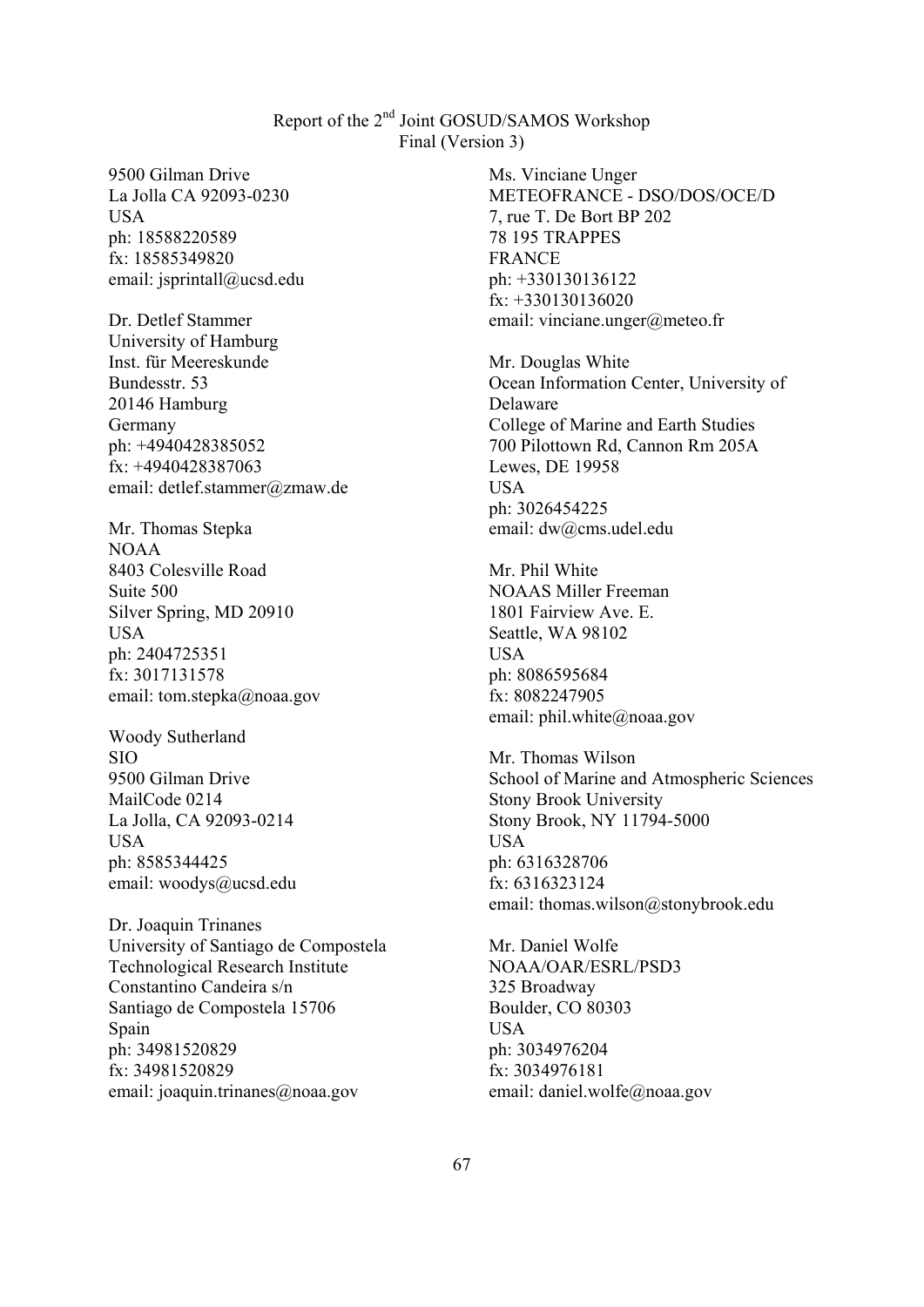9500 Gilman Drive
La Jolla CA 92093-0230
USA
ph: 18588220589
fx: 18585349820
email: jsprintall@ucsd.edu

Dr. Detlef Stammer
University of Hamburg
Inst. für Meereskunde
Bundesstr. 53
20146 Hamburg
Germany
ph: +4940428385052
fx: +4940428387063
email: detlef.stammer@zmaw.de

Mr. Thomas Stepka
NOAA
8403 Colesville Road
Suite 500
Silver Spring, MD 20910
USA
ph: 2404725351
fx: 3017131578
email: tom.stepka@noaa.gov

Woody Sutherland
SIO
9500 Gilman Drive
MailCode 0214
La Jolla, CA 92093-0214
USA
ph: 8585344425
email: woodys@ucsd.edu

Dr. Joaquin Trinanes
University of Santiago de Compostela
Technological Research Institute
Constantino Candeira s/n
Santiago de Compostela 15706
Spain
ph: 34981520829
fx: 34981520829
email: joaquin.trinanes@noaa.gov

Ms. Vinciane Unger
METEOFRANCE - DSO/DOS/OCE/D
7, rue T. De Bort BP 202
78 195 TRAPPES
FRANCE
ph: +330130136122
fx: +330130136020
email: vinciane.unger@meteo.fr

Mr. Douglas White
Ocean Information Center, University of Delaware
College of Marine and Earth Studies
700 Pilottown Rd, Cannon Rm 205A
Lewes, DE 19958
USA
ph: 3026454225
email: dw@cms.udel.edu

Mr. Phil White
NOAAS Miller Freeman
1801 Fairview Ave. E.
Seattle, WA 98102
USA
ph: 8086595684
fx: 8082247905
email: phil.white@noaa.gov

Mr. Thomas Wilson
School of Marine and Atmospheric Sciences
Stony Brook University
Stony Brook, NY 11794-5000
USA
ph: 6316328706
fx: 6316323124
email: thomas.wilson@stonybrook.edu

Mr. Daniel Wolfe
NOAA/OAR/ESRL/PSD3
325 Broadway
Boulder, CO 80303
USA
ph: 3034976204
fx: 3034976181
email: daniel.wolfe@noaa.gov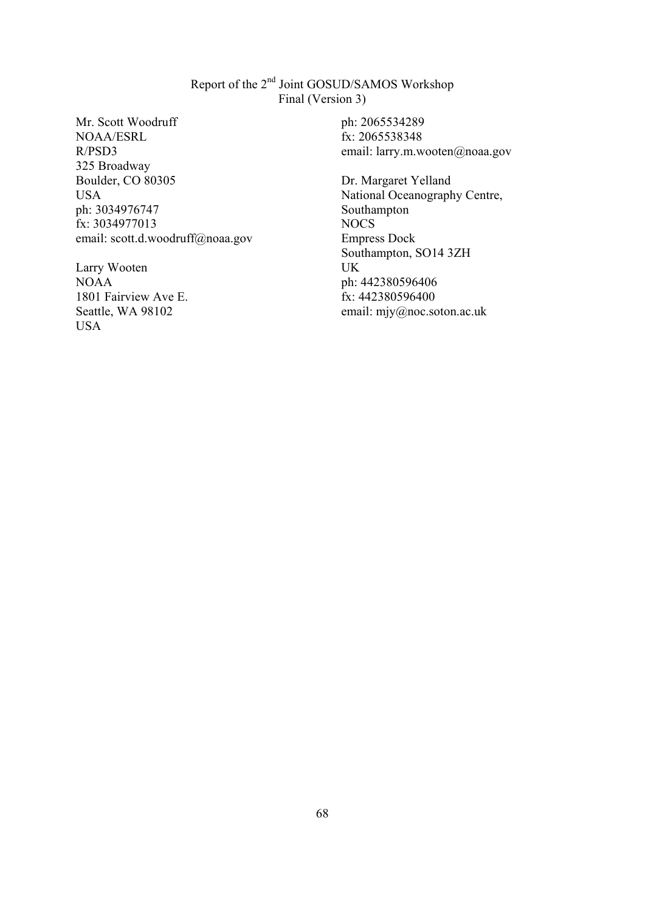Mr. Scott Woodruff
NOAA/ESRL
R/PSD3
325 Broadway
Boulder, CO 80305
USA
ph: 3034976747
fx: 3034977013
email: scott.d.woodruff@noaa.gov

Larry Wooten
NOAA
1801 Fairview Ave E.
Seattle, WA 98102
USA
ph: 2065534289
fx: 2065538348
email: larry.m.wooten@noaa.gov

Dr. Margaret Yelland
National Oceanography Centre, Southampton
NOCS
Empress Dock
Southampton, SO14 3ZH
UK
ph: 442380596406
fx: 442380596400
email: mjy@noc.soton.ac.uk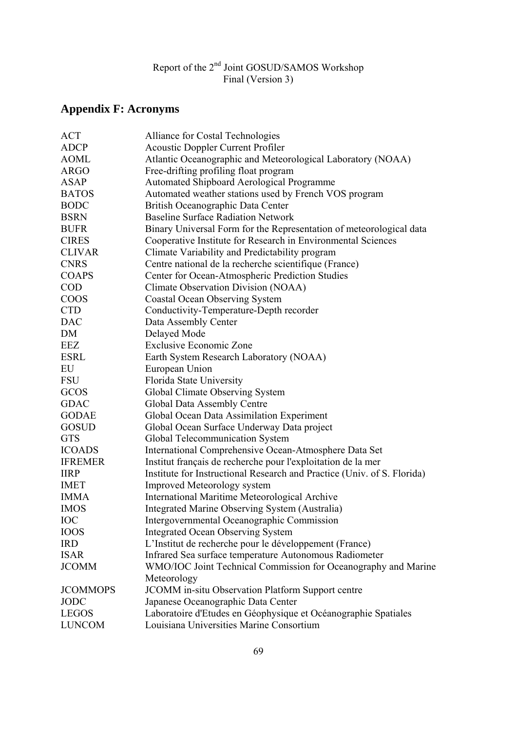## Appendix F: Acronyms

| | |
|---|---|
| ACT | Alliance for Costal Technologies |
| ADCP | Acoustic Doppler Current Profiler |
| AOML | Atlantic Oceanographic and Meteorological Laboratory (NOAA) |
| ARGO | Free-drifting profiling float program |
| ASAP | Automated Shipboard Aerological Programme |
| BATOS | Automated weather stations used by French VOS program |
| BODC | British Oceanographic Data Center |
| BSRN | Baseline Surface Radiation Network |
| BUFR | Binary Universal Form for the Representation of meteorological data |
| CIRES | Cooperative Institute for Research in Environmental Sciences |
| CLIVAR | Climate Variability and Predictability program |
| CNRS | Centre national de la recherche scientifique (France) |
| COAPS | Center for Ocean-Atmospheric Prediction Studies |
| COD | Climate Observation Division (NOAA) |
| COOS | Coastal Ocean Observing System |
| CTD | Conductivity-Temperature-Depth recorder |
| DAC | Data Assembly Center |
| DM | Delayed Mode |
| EEZ | Exclusive Economic Zone |
| ESRL | Earth System Research Laboratory (NOAA) |
| EU | European Union |
| FSU | Florida State University |
| GCOS | Global Climate Observing System |
| GDAC | Global Data Assembly Centre |
| GODAE | Global Ocean Data Assimilation Experiment |
| GOSUD | Global Ocean Surface Underway Data project |
| GTS | Global Telecommunication System |
| ICOADS | International Comprehensive Ocean-Atmosphere Data Set |
| IFREMER | Institut français de recherche pour l'exploitation de la mer |
| IIRP | Institute for Instructional Research and Practice (Univ. of S. Florida) |
| IMET | Improved Meteorology system |
| IMMA | International Maritime Meteorological Archive |
| IMOS | Integrated Marine Observing System (Australia) |
| IOC | Intergovernmental Oceanographic Commission |
| IOOS | Integrated Ocean Observing System |
| IRD | L'Institut de recherche pour le développement (France) |
| ISAR | Infrared Sea surface temperature Autonomous Radiometer |
| JCOMM | WMO/IOC Joint Technical Commission for Oceanography and Marine Meteorology |
| JCOMMOPS | JCOMM in-situ Observation Platform Support centre |
| JODC | Japanese Oceanographic Data Center |
| LEGOS | Laboratoire d'Etudes en Géophysique et Océanographie Spatiales |
| LUNCOM | Louisiana Universities Marine Consortium |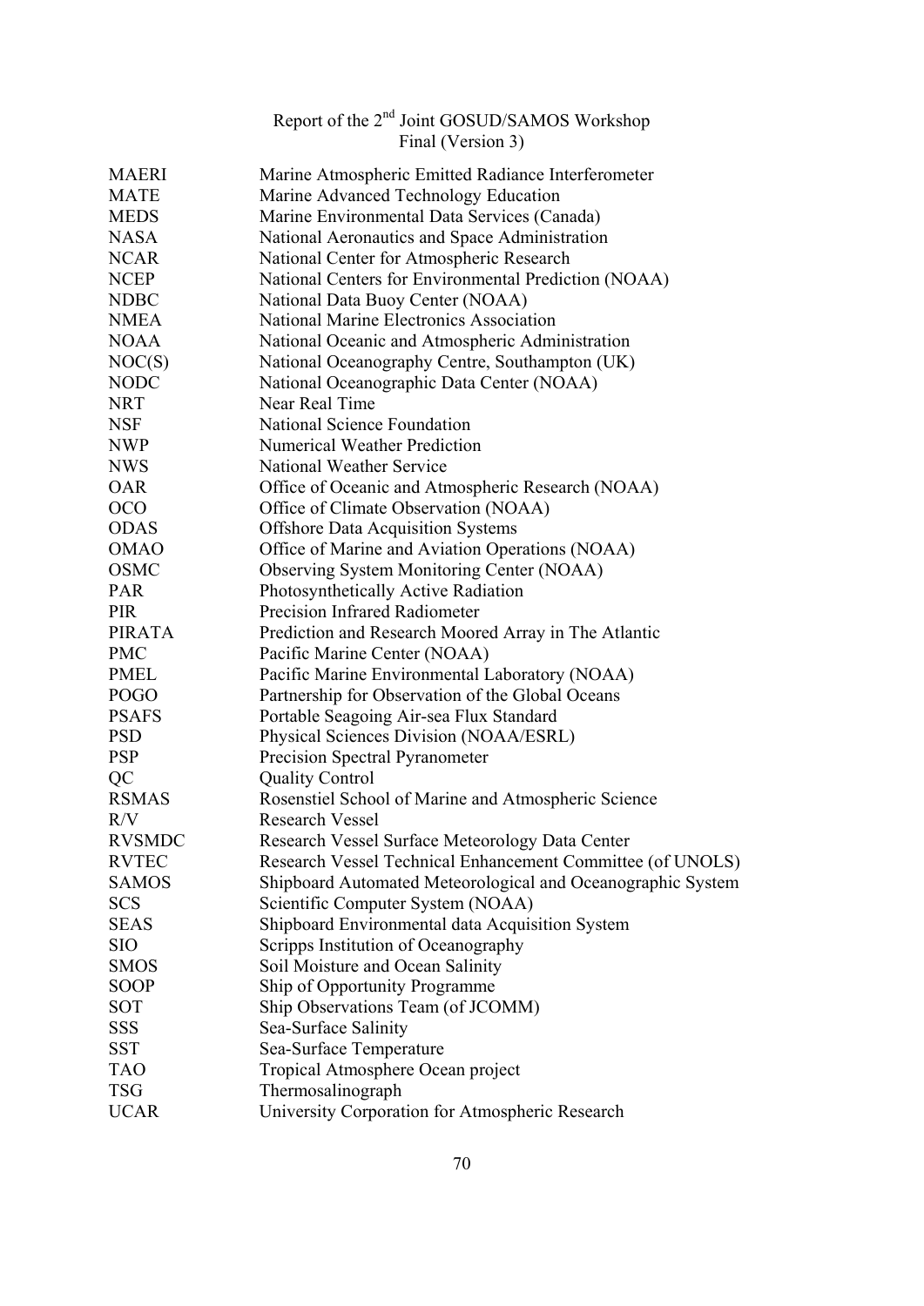| | |
|---|---|
| MAERI | Marine Atmospheric Emitted Radiance Interferometer |
| MATE | Marine Advanced Technology Education |
| MEDS | Marine Environmental Data Services (Canada) |
| NASA | National Aeronautics and Space Administration |
| NCAR | National Center for Atmospheric Research |
| NCEP | National Centers for Environmental Prediction (NOAA) |
| NDBC | National Data Buoy Center (NOAA) |
| NMEA | National Marine Electronics Association |
| NOAA | National Oceanic and Atmospheric Administration |
| NOC(S) | National Oceanography Centre, Southampton (UK) |
| NODC | National Oceanographic Data Center (NOAA) |
| NRT | Near Real Time |
| NSF | National Science Foundation |
| NWP | Numerical Weather Prediction |
| NWS | National Weather Service |
| OAR | Office of Oceanic and Atmospheric Research (NOAA) |
| OCO | Office of Climate Observation (NOAA) |
| ODAS | Offshore Data Acquisition Systems |
| OMAO | Office of Marine and Aviation Operations (NOAA) |
| OSMC | Observing System Monitoring Center (NOAA) |
| PAR | Photosynthetically Active Radiation |
| PIR | Precision Infrared Radiometer |
| PIRATA | Prediction and Research Moored Array in The Atlantic |
| PMC | Pacific Marine Center (NOAA) |
| PMEL | Pacific Marine Environmental Laboratory (NOAA) |
| POGO | Partnership for Observation of the Global Oceans |
| PSAFS | Portable Seagoing Air-sea Flux Standard |
| PSD | Physical Sciences Division (NOAA/ESRL) |
| PSP | Precision Spectral Pyranometer |
| QC | Quality Control |
| RSMAS | Rosenstiel School of Marine and Atmospheric Science |
| R/V | Research Vessel |
| RVSMDC | Research Vessel Surface Meteorology Data Center |
| RVTEC | Research Vessel Technical Enhancement Committee (of UNOLS) |
| SAMOS | Shipboard Automated Meteorological and Oceanographic System |
| SCS | Scientific Computer System (NOAA) |
| SEAS | Shipboard Environmental data Acquisition System |
| SIO | Scripps Institution of Oceanography |
| SMOS | Soil Moisture and Ocean Salinity |
| SOOP | Ship of Opportunity Programme |
| SOT | Ship Observations Team (of JCOMM) |
| SSS | Sea-Surface Salinity |
| SST | Sea-Surface Temperature |
| TAO | Tropical Atmosphere Ocean project |
| TSG | Thermosalinograph |
| UCAR | University Corporation for Atmospheric Research |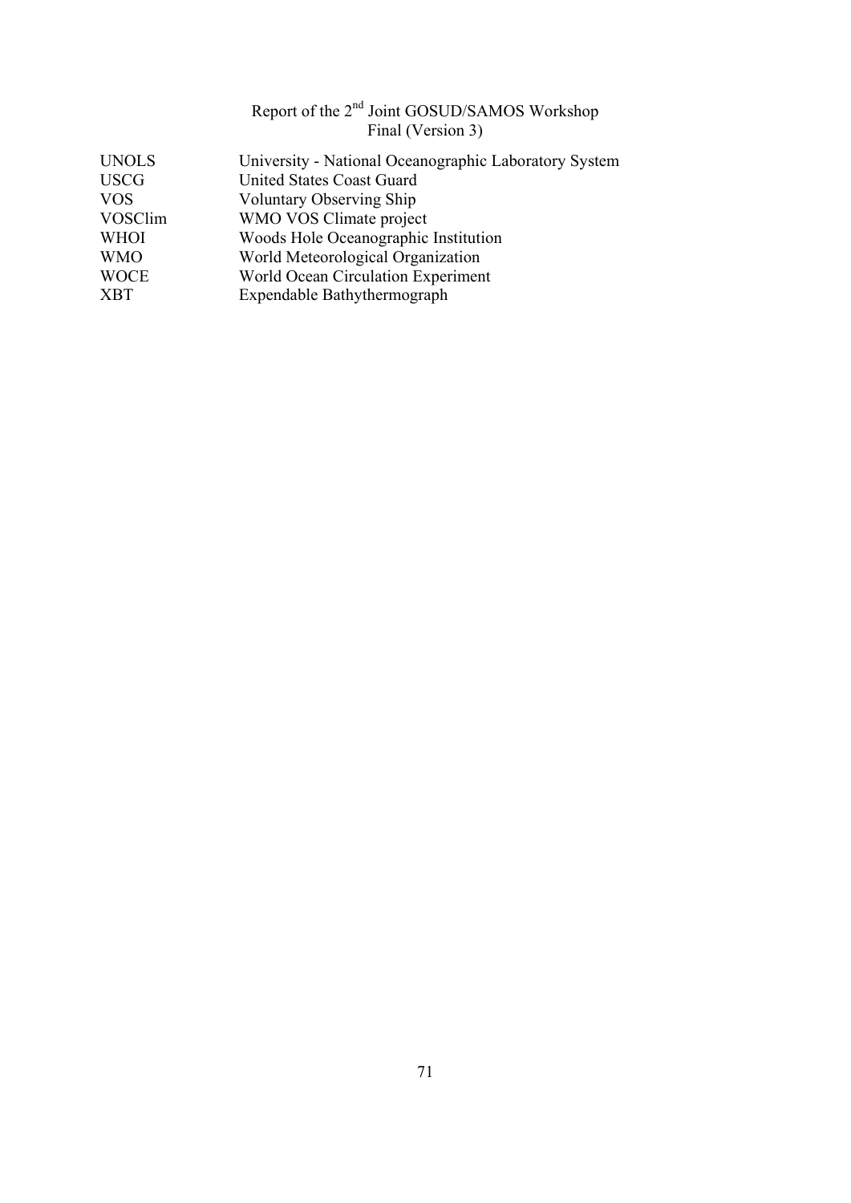| | |
|---|---|
| UNOLS | University - National Oceanographic Laboratory System |
| USCG | United States Coast Guard |
| VOS | Voluntary Observing Ship |
| VOSClim | WMO VOS Climate project |
| WHOI | Woods Hole Oceanographic Institution |
| WMO | World Meteorological Organization |
| WOCE | World Ocean Circulation Experiment |
| XBT | Expendable Bathythermograph |